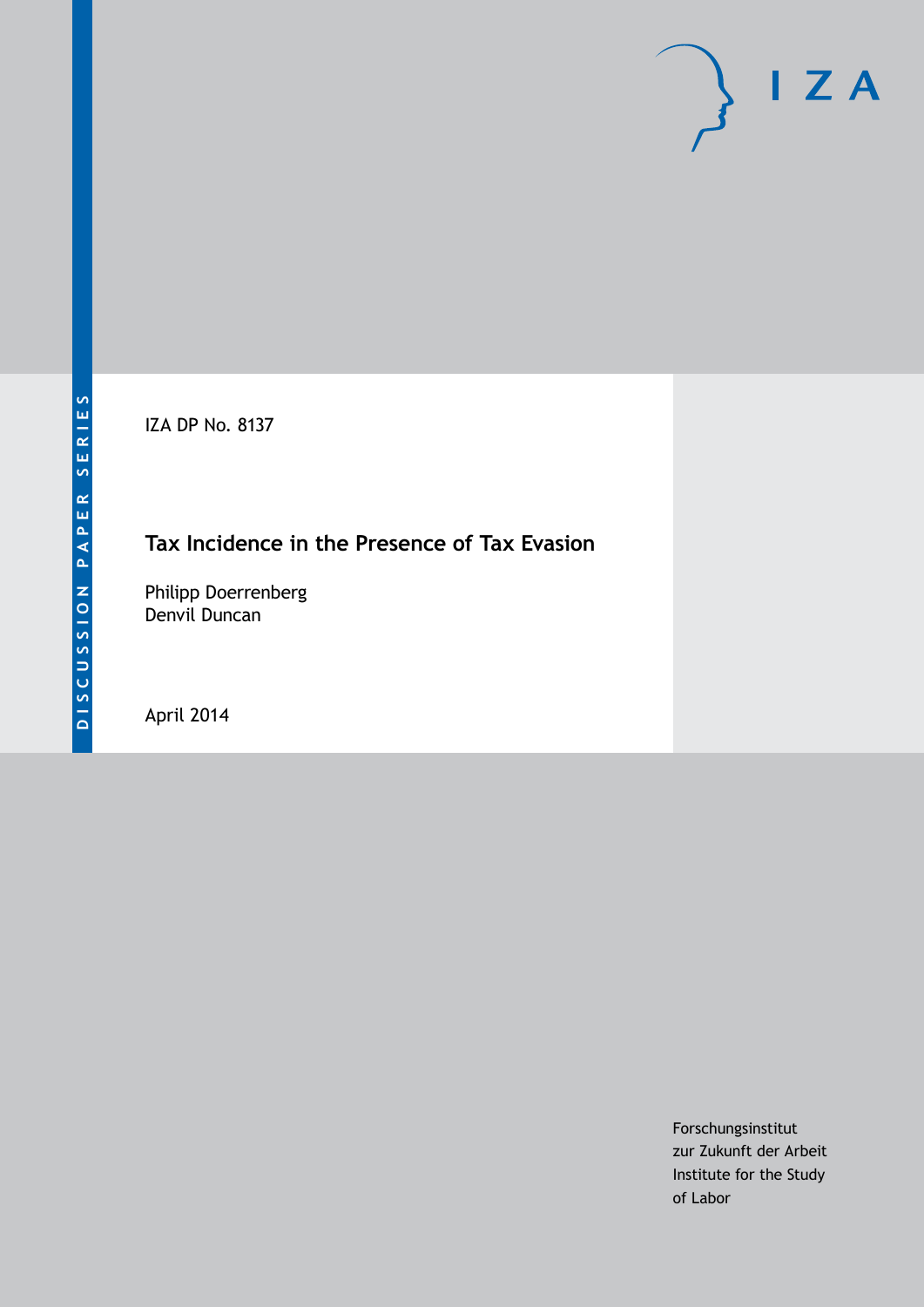DISCUSSION PAPER SERIES

IZA

IZA DP No. 8137

# Tax Incidence in the Presence of Tax Evasion

Philipp Doerrenberg
Denvil Duncan

April 2014

Forschungsinstitut
zur Zukunft der Arbeit
Institute for the Study
of Labor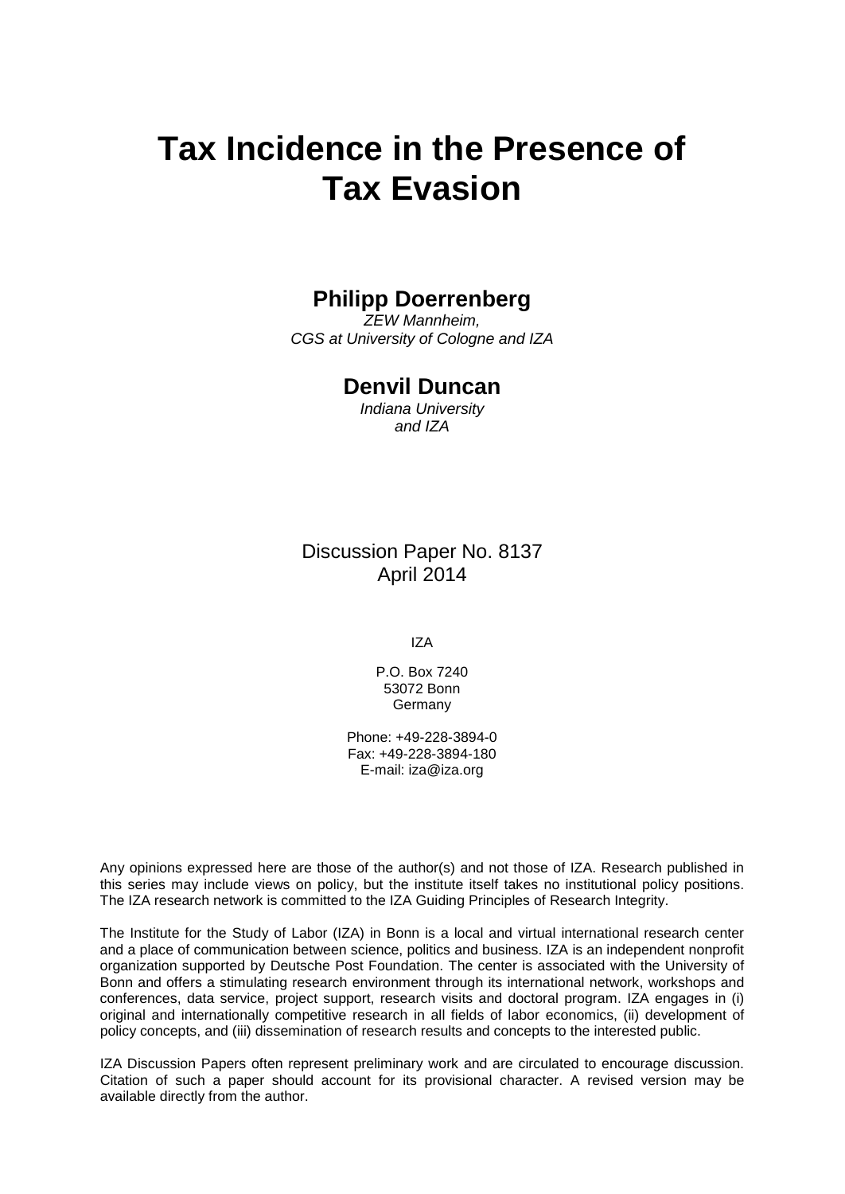# Tax Incidence in the Presence of Tax Evasion

## Philipp Doerrenberg

*ZEW Mannheim,*
*CGS at University of Cologne and IZA*

## Denvil Duncan

*Indiana University*
*and IZA*

Discussion Paper No. 8137
April 2014

IZA

P.O. Box 7240
53072 Bonn
Germany

Phone: +49-228-3894-0
Fax: +49-228-3894-180
E-mail: iza@iza.org

Any opinions expressed here are those of the author(s) and not those of IZA. Research published in this series may include views on policy, but the institute itself takes no institutional policy positions. The IZA research network is committed to the IZA Guiding Principles of Research Integrity.

The Institute for the Study of Labor (IZA) in Bonn is a local and virtual international research center and a place of communication between science, politics and business. IZA is an independent nonprofit organization supported by Deutsche Post Foundation. The center is associated with the University of Bonn and offers a stimulating research environment through its international network, workshops and conferences, data service, project support, research visits and doctoral program. IZA engages in (i) original and internationally competitive research in all fields of labor economics, (ii) development of policy concepts, and (iii) dissemination of research results and concepts to the interested public.

IZA Discussion Papers often represent preliminary work and are circulated to encourage discussion. Citation of such a paper should account for its provisional character. A revised version may be available directly from the author.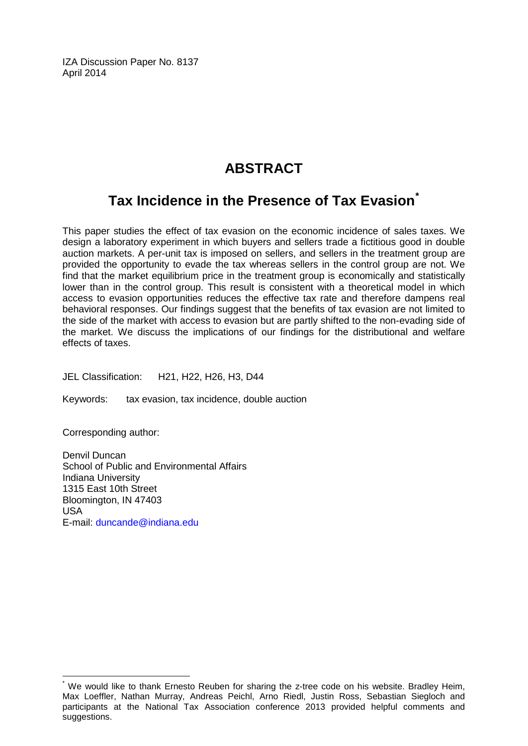IZA Discussion Paper No. 8137
April 2014

# ABSTRACT

## Tax Incidence in the Presence of Tax Evasion[*]

This paper studies the effect of tax evasion on the economic incidence of sales taxes. We design a laboratory experiment in which buyers and sellers trade a fictitious good in double auction markets. A per-unit tax is imposed on sellers, and sellers in the treatment group are provided the opportunity to evade the tax whereas sellers in the control group are not. We find that the market equilibrium price in the treatment group is economically and statistically lower than in the control group. This result is consistent with a theoretical model in which access to evasion opportunities reduces the effective tax rate and therefore dampens real behavioral responses. Our findings suggest that the benefits of tax evasion are not limited to the side of the market with access to evasion but are partly shifted to the non-evading side of the market. We discuss the implications of our findings for the distributional and welfare effects of taxes.

JEL Classification: H21, H22, H26, H3, D44

Keywords: tax evasion, tax incidence, double auction

Corresponding author:

Denvil Duncan
School of Public and Environmental Affairs
Indiana University
1315 East 10th Street
Bloomington, IN 47403
USA
E-mail: duncande@indiana.edu

[*] We would like to thank Ernesto Reuben for sharing the z-tree code on his website. Bradley Heim, Max Loeffler, Nathan Murray, Andreas Peichl, Arno Riedl, Justin Ross, Sebastian Siegloch and participants at the National Tax Association conference 2013 provided helpful comments and suggestions.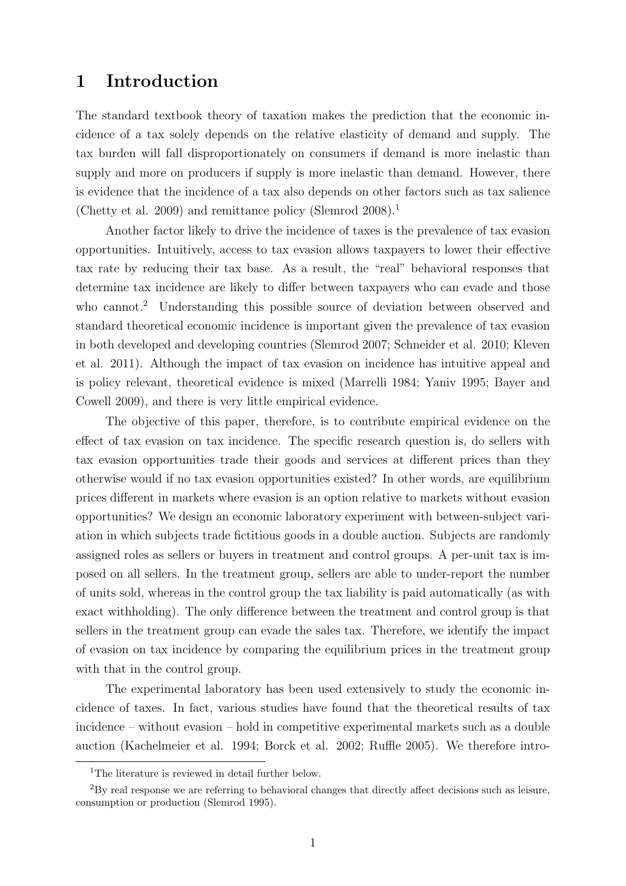# 1 Introduction

The standard textbook theory of taxation makes the prediction that the economic incidence of a tax solely depends on the relative elasticity of demand and supply. The tax burden will fall disproportionately on consumers if demand is more inelastic than supply and more on producers if supply is more inelastic than demand. However, there is evidence that the incidence of a tax also depends on other factors such as tax salience (Chetty et al. 2009) and remittance policy (Slemrod 2008).[1]

Another factor likely to drive the incidence of taxes is the prevalence of tax evasion opportunities. Intuitively, access to tax evasion allows taxpayers to lower their effective tax rate by reducing their tax base. As a result, the "real" behavioral responses that determine tax incidence are likely to differ between taxpayers who can evade and those who cannot.[2] Understanding this possible source of deviation between observed and standard theoretical economic incidence is important given the prevalence of tax evasion in both developed and developing countries (Slemrod 2007; Schneider et al. 2010; Kleven et al. 2011). Although the impact of tax evasion on incidence has intuitive appeal and is policy relevant, theoretical evidence is mixed (Marrelli 1984; Yaniv 1995; Bayer and Cowell 2009), and there is very little empirical evidence.

The objective of this paper, therefore, is to contribute empirical evidence on the effect of tax evasion on tax incidence. The specific research question is, do sellers with tax evasion opportunities trade their goods and services at different prices than they otherwise would if no tax evasion opportunities existed? In other words, are equilibrium prices different in markets where evasion is an option relative to markets without evasion opportunities? We design an economic laboratory experiment with between-subject variation in which subjects trade fictitious goods in a double auction. Subjects are randomly assigned roles as sellers or buyers in treatment and control groups. A per-unit tax is imposed on all sellers. In the treatment group, sellers are able to under-report the number of units sold, whereas in the control group the tax liability is paid automatically (as with exact withholding). The only difference between the treatment and control group is that sellers in the treatment group can evade the sales tax. Therefore, we identify the impact of evasion on tax incidence by comparing the equilibrium prices in the treatment group with that in the control group.

The experimental laboratory has been used extensively to study the economic incidence of taxes. In fact, various studies have found that the theoretical results of tax incidence – without evasion – hold in competitive experimental markets such as a double auction (Kachelmeier et al. 1994; Borck et al. 2002; Ruffle 2005). We therefore intro-

[1] The literature is reviewed in detail further below.

[2] By real response we are referring to behavioral changes that directly affect decisions such as leisure, consumption or production (Slemrod 1995).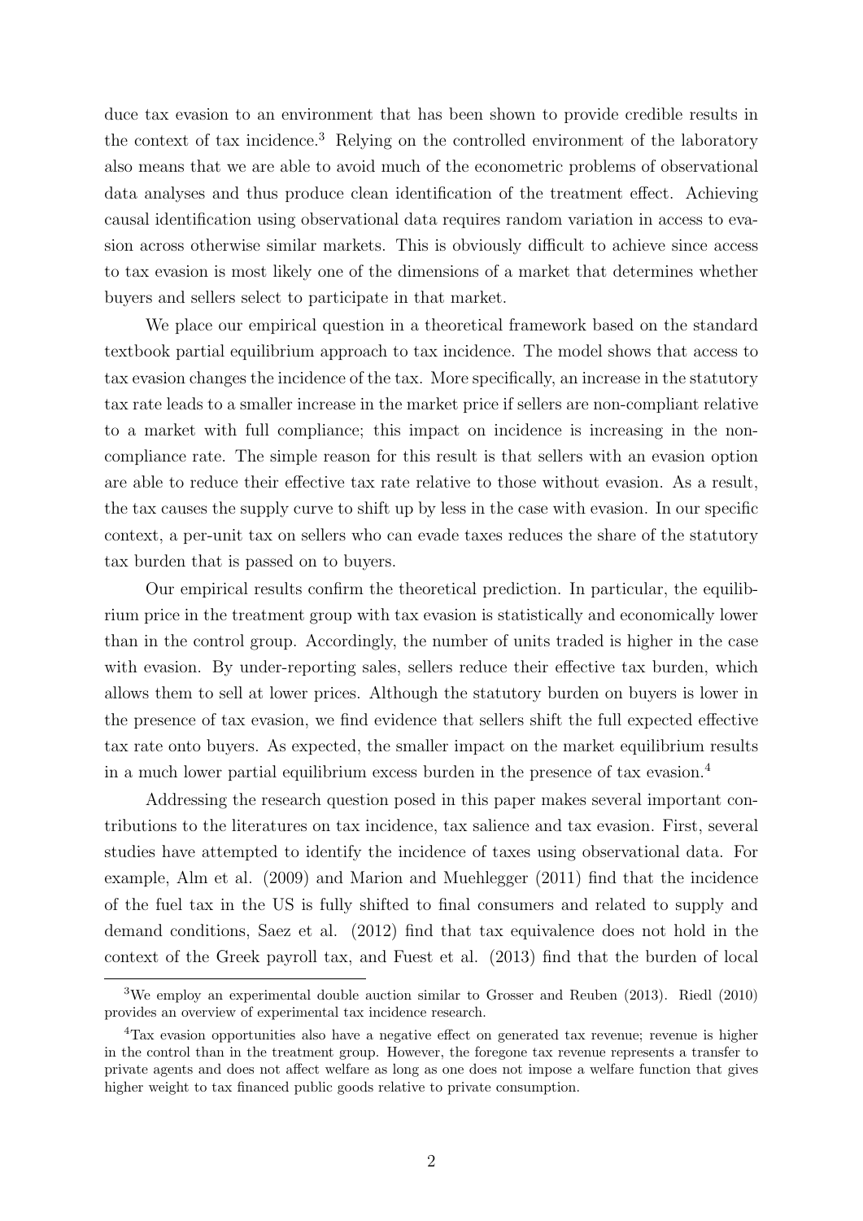duce tax evasion to an environment that has been shown to provide credible results in the context of tax incidence.[3] Relying on the controlled environment of the laboratory also means that we are able to avoid much of the econometric problems of observational data analyses and thus produce clean identification of the treatment effect. Achieving causal identification using observational data requires random variation in access to evasion across otherwise similar markets. This is obviously difficult to achieve since access to tax evasion is most likely one of the dimensions of a market that determines whether buyers and sellers select to participate in that market.

We place our empirical question in a theoretical framework based on the standard textbook partial equilibrium approach to tax incidence. The model shows that access to tax evasion changes the incidence of the tax. More specifically, an increase in the statutory tax rate leads to a smaller increase in the market price if sellers are non-compliant relative to a market with full compliance; this impact on incidence is increasing in the non-compliance rate. The simple reason for this result is that sellers with an evasion option are able to reduce their effective tax rate relative to those without evasion. As a result, the tax causes the supply curve to shift up by less in the case with evasion. In our specific context, a per-unit tax on sellers who can evade taxes reduces the share of the statutory tax burden that is passed on to buyers.

Our empirical results confirm the theoretical prediction. In particular, the equilibrium price in the treatment group with tax evasion is statistically and economically lower than in the control group. Accordingly, the number of units traded is higher in the case with evasion. By under-reporting sales, sellers reduce their effective tax burden, which allows them to sell at lower prices. Although the statutory burden on buyers is lower in the presence of tax evasion, we find evidence that sellers shift the full expected effective tax rate onto buyers. As expected, the smaller impact on the market equilibrium results in a much lower partial equilibrium excess burden in the presence of tax evasion.[4]

Addressing the research question posed in this paper makes several important contributions to the literatures on tax incidence, tax salience and tax evasion. First, several studies have attempted to identify the incidence of taxes using observational data. For example, Alm et al. (2009) and Marion and Muehlegger (2011) find that the incidence of the fuel tax in the US is fully shifted to final consumers and related to supply and demand conditions, Saez et al. (2012) find that tax equivalence does not hold in the context of the Greek payroll tax, and Fuest et al. (2013) find that the burden of local

[3] We employ an experimental double auction similar to Grosser and Reuben (2013). Riedl (2010) provides an overview of experimental tax incidence research.

[4] Tax evasion opportunities also have a negative effect on generated tax revenue; revenue is higher in the control than in the treatment group. However, the foregone tax revenue represents a transfer to private agents and does not affect welfare as long as one does not impose a welfare function that gives higher weight to tax financed public goods relative to private consumption.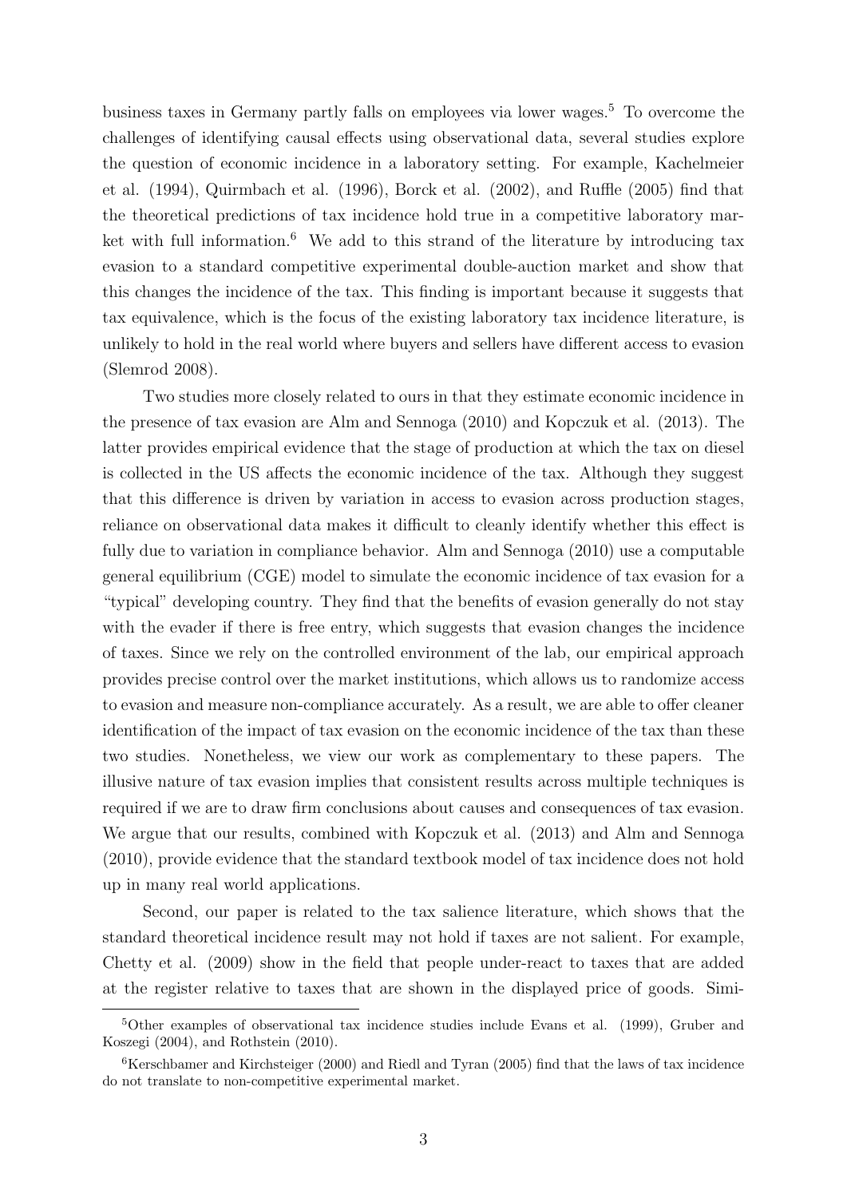business taxes in Germany partly falls on employees via lower wages.[5] To overcome the challenges of identifying causal effects using observational data, several studies explore the question of economic incidence in a laboratory setting. For example, Kachelmeier et al. (1994), Quirmbach et al. (1996), Borck et al. (2002), and Ruffle (2005) find that the theoretical predictions of tax incidence hold true in a competitive laboratory market with full information.[6] We add to this strand of the literature by introducing tax evasion to a standard competitive experimental double-auction market and show that this changes the incidence of the tax. This finding is important because it suggests that tax equivalence, which is the focus of the existing laboratory tax incidence literature, is unlikely to hold in the real world where buyers and sellers have different access to evasion (Slemrod 2008).

Two studies more closely related to ours in that they estimate economic incidence in the presence of tax evasion are Alm and Sennoga (2010) and Kopczuk et al. (2013). The latter provides empirical evidence that the stage of production at which the tax on diesel is collected in the US affects the economic incidence of the tax. Although they suggest that this difference is driven by variation in access to evasion across production stages, reliance on observational data makes it difficult to cleanly identify whether this effect is fully due to variation in compliance behavior. Alm and Sennoga (2010) use a computable general equilibrium (CGE) model to simulate the economic incidence of tax evasion for a "typical" developing country. They find that the benefits of evasion generally do not stay with the evader if there is free entry, which suggests that evasion changes the incidence of taxes. Since we rely on the controlled environment of the lab, our empirical approach provides precise control over the market institutions, which allows us to randomize access to evasion and measure non-compliance accurately. As a result, we are able to offer cleaner identification of the impact of tax evasion on the economic incidence of the tax than these two studies. Nonetheless, we view our work as complementary to these papers. The illusive nature of tax evasion implies that consistent results across multiple techniques is required if we are to draw firm conclusions about causes and consequences of tax evasion. We argue that our results, combined with Kopczuk et al. (2013) and Alm and Sennoga (2010), provide evidence that the standard textbook model of tax incidence does not hold up in many real world applications.

Second, our paper is related to the tax salience literature, which shows that the standard theoretical incidence result may not hold if taxes are not salient. For example, Chetty et al. (2009) show in the field that people under-react to taxes that are added at the register relative to taxes that are shown in the displayed price of goods. Simi-

[5] Other examples of observational tax incidence studies include Evans et al. (1999), Gruber and Koszegi (2004), and Rothstein (2010).

[6] Kerschbamer and Kirchsteiger (2000) and Riedl and Tyran (2005) find that the laws of tax incidence do not translate to non-competitive experimental market.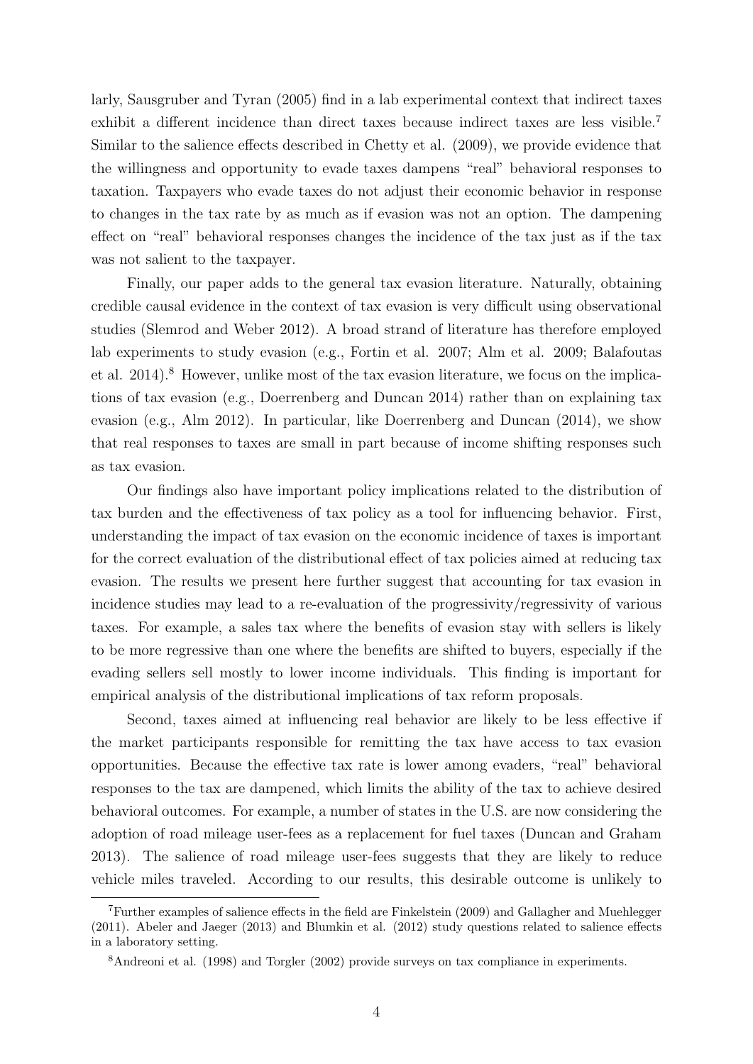larly, Sausgruber and Tyran (2005) find in a lab experimental context that indirect taxes exhibit a different incidence than direct taxes because indirect taxes are less visible.[7] Similar to the salience effects described in Chetty et al. (2009), we provide evidence that the willingness and opportunity to evade taxes dampens "real" behavioral responses to taxation. Taxpayers who evade taxes do not adjust their economic behavior in response to changes in the tax rate by as much as if evasion was not an option. The dampening effect on "real" behavioral responses changes the incidence of the tax just as if the tax was not salient to the taxpayer.

Finally, our paper adds to the general tax evasion literature. Naturally, obtaining credible causal evidence in the context of tax evasion is very difficult using observational studies (Slemrod and Weber 2012). A broad strand of literature has therefore employed lab experiments to study evasion (e.g., Fortin et al. 2007; Alm et al. 2009; Balafoutas et al. 2014).[8] However, unlike most of the tax evasion literature, we focus on the implications of tax evasion (e.g., Doerrenberg and Duncan 2014) rather than on explaining tax evasion (e.g., Alm 2012). In particular, like Doerrenberg and Duncan (2014), we show that real responses to taxes are small in part because of income shifting responses such as tax evasion.

Our findings also have important policy implications related to the distribution of tax burden and the effectiveness of tax policy as a tool for influencing behavior. First, understanding the impact of tax evasion on the economic incidence of taxes is important for the correct evaluation of the distributional effect of tax policies aimed at reducing tax evasion. The results we present here further suggest that accounting for tax evasion in incidence studies may lead to a re-evaluation of the progressivity/regressivity of various taxes. For example, a sales tax where the benefits of evasion stay with sellers is likely to be more regressive than one where the benefits are shifted to buyers, especially if the evading sellers sell mostly to lower income individuals. This finding is important for empirical analysis of the distributional implications of tax reform proposals.

Second, taxes aimed at influencing real behavior are likely to be less effective if the market participants responsible for remitting the tax have access to tax evasion opportunities. Because the effective tax rate is lower among evaders, "real" behavioral responses to the tax are dampened, which limits the ability of the tax to achieve desired behavioral outcomes. For example, a number of states in the U.S. are now considering the adoption of road mileage user-fees as a replacement for fuel taxes (Duncan and Graham 2013). The salience of road mileage user-fees suggests that they are likely to reduce vehicle miles traveled. According to our results, this desirable outcome is unlikely to

[7] Further examples of salience effects in the field are Finkelstein (2009) and Gallagher and Muehlegger (2011). Abeler and Jaeger (2013) and Blumkin et al. (2012) study questions related to salience effects in a laboratory setting.

[8] Andreoni et al. (1998) and Torgler (2002) provide surveys on tax compliance in experiments.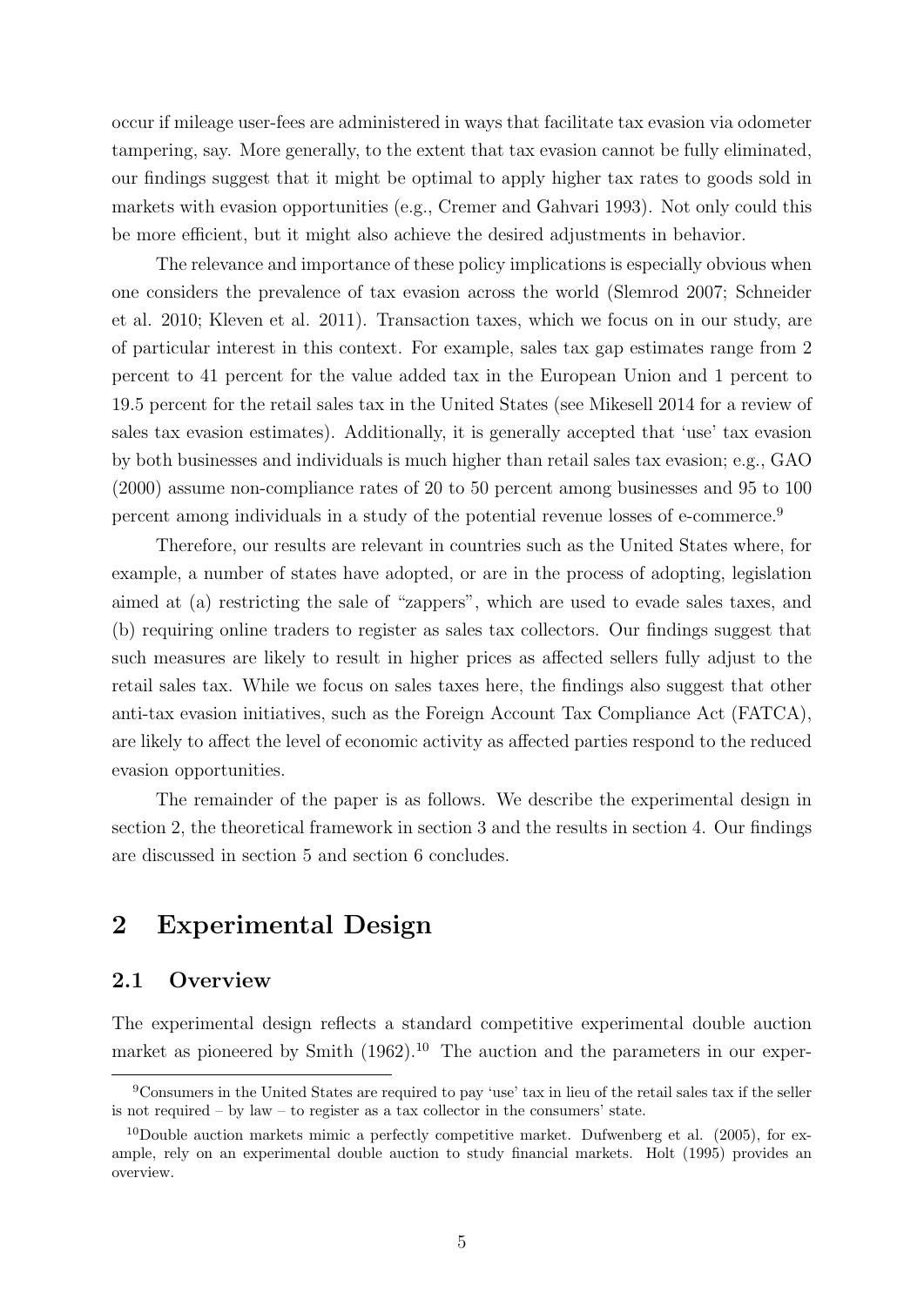occur if mileage user-fees are administered in ways that facilitate tax evasion via odometer tampering, say. More generally, to the extent that tax evasion cannot be fully eliminated, our findings suggest that it might be optimal to apply higher tax rates to goods sold in markets with evasion opportunities (e.g., Cremer and Gahvari 1993). Not only could this be more efficient, but it might also achieve the desired adjustments in behavior.

The relevance and importance of these policy implications is especially obvious when one considers the prevalence of tax evasion across the world (Slemrod 2007; Schneider et al. 2010; Kleven et al. 2011). Transaction taxes, which we focus on in our study, are of particular interest in this context. For example, sales tax gap estimates range from 2 percent to 41 percent for the value added tax in the European Union and 1 percent to 19.5 percent for the retail sales tax in the United States (see Mikesell 2014 for a review of sales tax evasion estimates). Additionally, it is generally accepted that 'use' tax evasion by both businesses and individuals is much higher than retail sales tax evasion; e.g., GAO (2000) assume non-compliance rates of 20 to 50 percent among businesses and 95 to 100 percent among individuals in a study of the potential revenue losses of e-commerce.[9]

Therefore, our results are relevant in countries such as the United States where, for example, a number of states have adopted, or are in the process of adopting, legislation aimed at (a) restricting the sale of "zappers", which are used to evade sales taxes, and (b) requiring online traders to register as sales tax collectors. Our findings suggest that such measures are likely to result in higher prices as affected sellers fully adjust to the retail sales tax. While we focus on sales taxes here, the findings also suggest that other anti-tax evasion initiatives, such as the Foreign Account Tax Compliance Act (FATCA), are likely to affect the level of economic activity as affected parties respond to the reduced evasion opportunities.

The remainder of the paper is as follows. We describe the experimental design in section 2, the theoretical framework in section 3 and the results in section 4. Our findings are discussed in section 5 and section 6 concludes.

# 2 Experimental Design

## 2.1 Overview

The experimental design reflects a standard competitive experimental double auction market as pioneered by Smith (1962).[10] The auction and the parameters in our exper-

[9] Consumers in the United States are required to pay 'use' tax in lieu of the retail sales tax if the seller is not required – by law – to register as a tax collector in the consumers' state.

[10] Double auction markets mimic a perfectly competitive market. Dufwenberg et al. (2005), for example, rely on an experimental double auction to study financial markets. Holt (1995) provides an overview.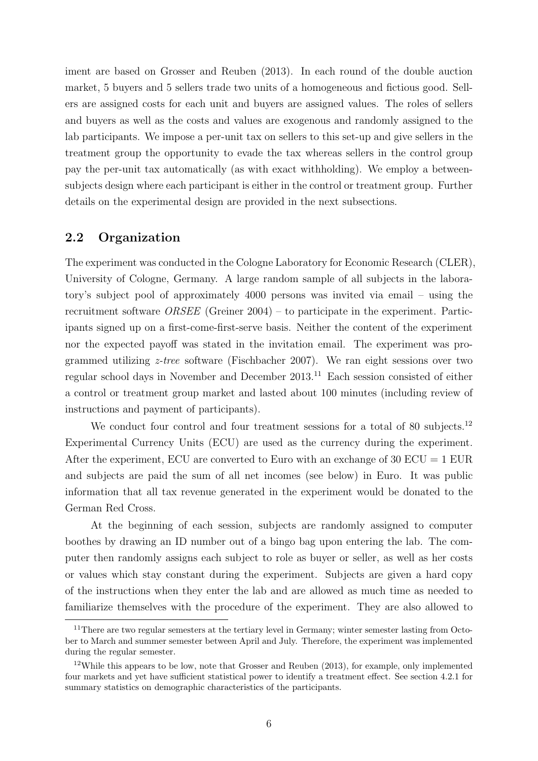iment are based on Grosser and Reuben (2013). In each round of the double auction market, 5 buyers and 5 sellers trade two units of a homogeneous and fictious good. Sellers are assigned costs for each unit and buyers are assigned values. The roles of sellers and buyers as well as the costs and values are exogenous and randomly assigned to the lab participants. We impose a per-unit tax on sellers to this set-up and give sellers in the treatment group the opportunity to evade the tax whereas sellers in the control group pay the per-unit tax automatically (as with exact withholding). We employ a between-subjects design where each participant is either in the control or treatment group. Further details on the experimental design are provided in the next subsections.

## 2.2 Organization

The experiment was conducted in the Cologne Laboratory for Economic Research (CLER), University of Cologne, Germany. A large random sample of all subjects in the laboratory's subject pool of approximately 4000 persons was invited via email – using the recruitment software *ORSEE* (Greiner 2004) – to participate in the experiment. Participants signed up on a first-come-first-serve basis. Neither the content of the experiment nor the expected payoff was stated in the invitation email. The experiment was programmed utilizing *z-tree* software (Fischbacher 2007). We ran eight sessions over two regular school days in November and December 2013.[11] Each session consisted of either a control or treatment group market and lasted about 100 minutes (including review of instructions and payment of participants).

We conduct four control and four treatment sessions for a total of 80 subjects.[12] Experimental Currency Units (ECU) are used as the currency during the experiment. After the experiment, ECU are converted to Euro with an exchange of 30 ECU = 1 EUR and subjects are paid the sum of all net incomes (see below) in Euro. It was public information that all tax revenue generated in the experiment would be donated to the German Red Cross.

At the beginning of each session, subjects are randomly assigned to computer boothes by drawing an ID number out of a bingo bag upon entering the lab. The computer then randomly assigns each subject to role as buyer or seller, as well as her costs or values which stay constant during the experiment. Subjects are given a hard copy of the instructions when they enter the lab and are allowed as much time as needed to familiarize themselves with the procedure of the experiment. They are also allowed to

---

[11] There are two regular semesters at the tertiary level in Germany; winter semester lasting from October to March and summer semester between April and July. Therefore, the experiment was implemented during the regular semester.

[12] While this appears to be low, note that Grosser and Reuben (2013), for example, only implemented four markets and yet have sufficient statistical power to identify a treatment effect. See section 4.2.1 for summary statistics on demographic characteristics of the participants.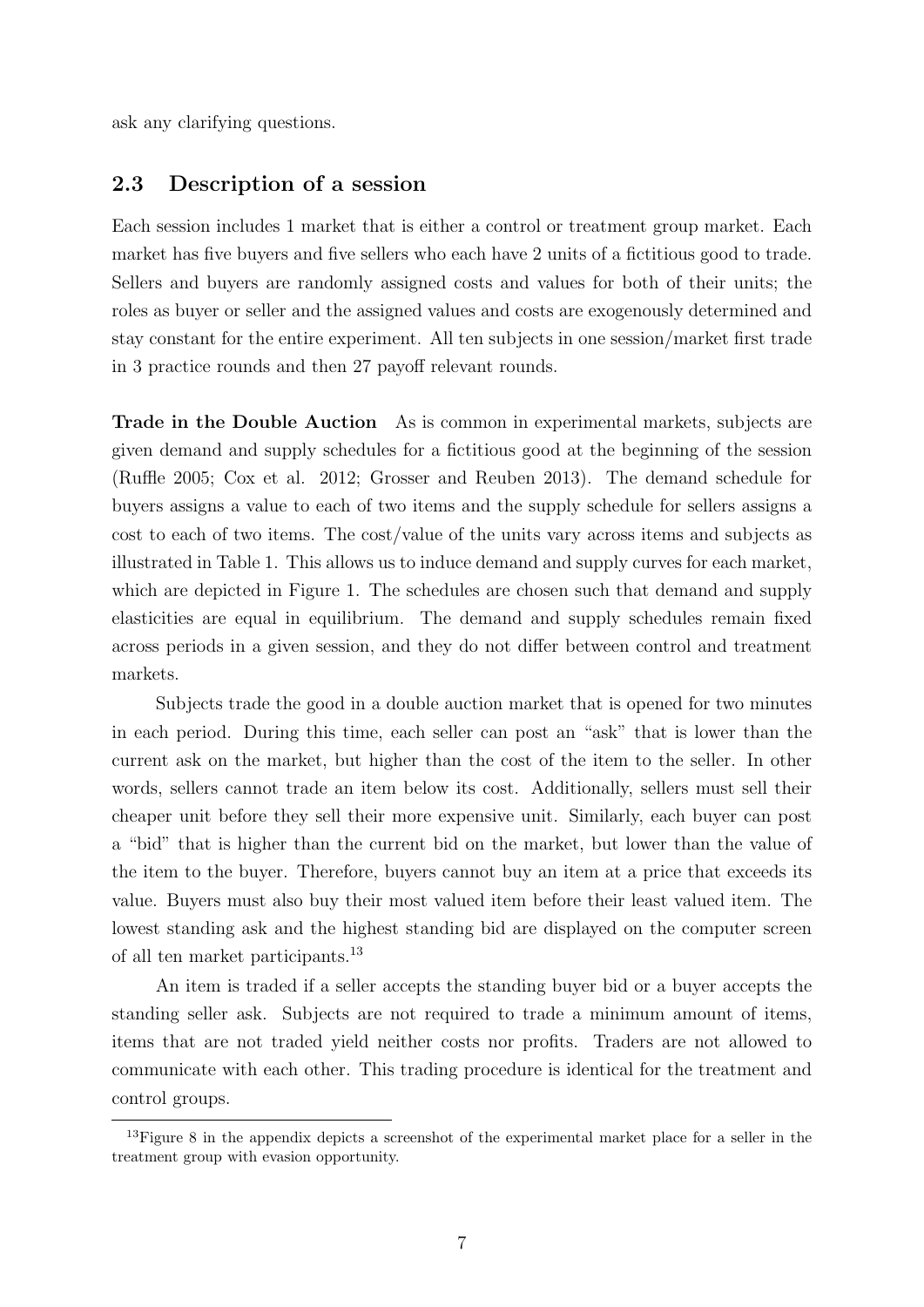ask any clarifying questions.

## 2.3 Description of a session

Each session includes 1 market that is either a control or treatment group market. Each market has five buyers and five sellers who each have 2 units of a fictitious good to trade. Sellers and buyers are randomly assigned costs and values for both of their units; the roles as buyer or seller and the assigned values and costs are exogenously determined and stay constant for the entire experiment. All ten subjects in one session/market first trade in 3 practice rounds and then 27 payoff relevant rounds.

**Trade in the Double Auction** As is common in experimental markets, subjects are given demand and supply schedules for a fictitious good at the beginning of the session (Ruffle 2005; Cox et al. 2012; Grosser and Reuben 2013). The demand schedule for buyers assigns a value to each of two items and the supply schedule for sellers assigns a cost to each of two items. The cost/value of the units vary across items and subjects as illustrated in Table 1. This allows us to induce demand and supply curves for each market, which are depicted in Figure 1. The schedules are chosen such that demand and supply elasticities are equal in equilibrium. The demand and supply schedules remain fixed across periods in a given session, and they do not differ between control and treatment markets.

Subjects trade the good in a double auction market that is opened for two minutes in each period. During this time, each seller can post an "ask" that is lower than the current ask on the market, but higher than the cost of the item to the seller. In other words, sellers cannot trade an item below its cost. Additionally, sellers must sell their cheaper unit before they sell their more expensive unit. Similarly, each buyer can post a "bid" that is higher than the current bid on the market, but lower than the value of the item to the buyer. Therefore, buyers cannot buy an item at a price that exceeds its value. Buyers must also buy their most valued item before their least valued item. The lowest standing ask and the highest standing bid are displayed on the computer screen of all ten market participants.[13]

An item is traded if a seller accepts the standing buyer bid or a buyer accepts the standing seller ask. Subjects are not required to trade a minimum amount of items, items that are not traded yield neither costs nor profits. Traders are not allowed to communicate with each other. This trading procedure is identical for the treatment and control groups.

[13] Figure 8 in the appendix depicts a screenshot of the experimental market place for a seller in the treatment group with evasion opportunity.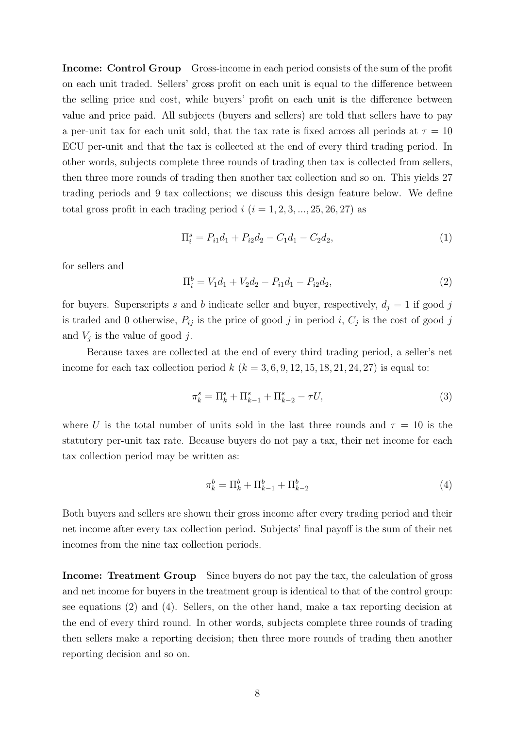**Income: Control Group** Gross-income in each period consists of the sum of the profit on each unit traded. Sellers' gross profit on each unit is equal to the difference between the selling price and cost, while buyers' profit on each unit is the difference between value and price paid. All subjects (buyers and sellers) are told that sellers have to pay a per-unit tax for each unit sold, that the tax rate is fixed across all periods at $\tau = 10$ ECU per-unit and that the tax is collected at the end of every third trading period. In other words, subjects complete three rounds of trading then tax is collected from sellers, then three more rounds of trading then another tax collection and so on. This yields 27 trading periods and 9 tax collections; we discuss this design feature below. We define total gross profit in each trading period $i$ ($i = 1, 2, 3, ..., 25, 26, 27$) as

$$\Pi_i^s = P_{i1}d_1 + P_{i2}d_2 - C_1d_1 - C_2d_2, \tag{1}$$

for sellers and

$$\Pi_i^b = V_1d_1 + V_2d_2 - P_{i1}d_1 - P_{i2}d_2, \tag{2}$$

for buyers. Superscripts $s$ and $b$ indicate seller and buyer, respectively, $d_j = 1$ if good $j$ is traded and 0 otherwise, $P_{ij}$ is the price of good $j$ in period $i$, $C_j$ is the cost of good $j$ and $V_j$ is the value of good $j$.

Because taxes are collected at the end of every third trading period, a seller's net income for each tax collection period $k$ ($k = 3, 6, 9, 12, 15, 18, 21, 24, 27$) is equal to:

$$\pi_k^s = \Pi_k^s + \Pi_{k-1}^s + \Pi_{k-2}^s - \tau U, \tag{3}$$

where $U$ is the total number of units sold in the last three rounds and $\tau = 10$ is the statutory per-unit tax rate. Because buyers do not pay a tax, their net income for each tax collection period may be written as:

$$\pi_k^b = \Pi_k^b + \Pi_{k-1}^b + \Pi_{k-2}^b \tag{4}$$

Both buyers and sellers are shown their gross income after every trading period and their net income after every tax collection period. Subjects' final payoff is the sum of their net incomes from the nine tax collection periods.

**Income: Treatment Group** Since buyers do not pay the tax, the calculation of gross and net income for buyers in the treatment group is identical to that of the control group: see equations (2) and (4). Sellers, on the other hand, make a tax reporting decision at the end of every third round. In other words, subjects complete three rounds of trading then sellers make a reporting decision; then three more rounds of trading then another reporting decision and so on.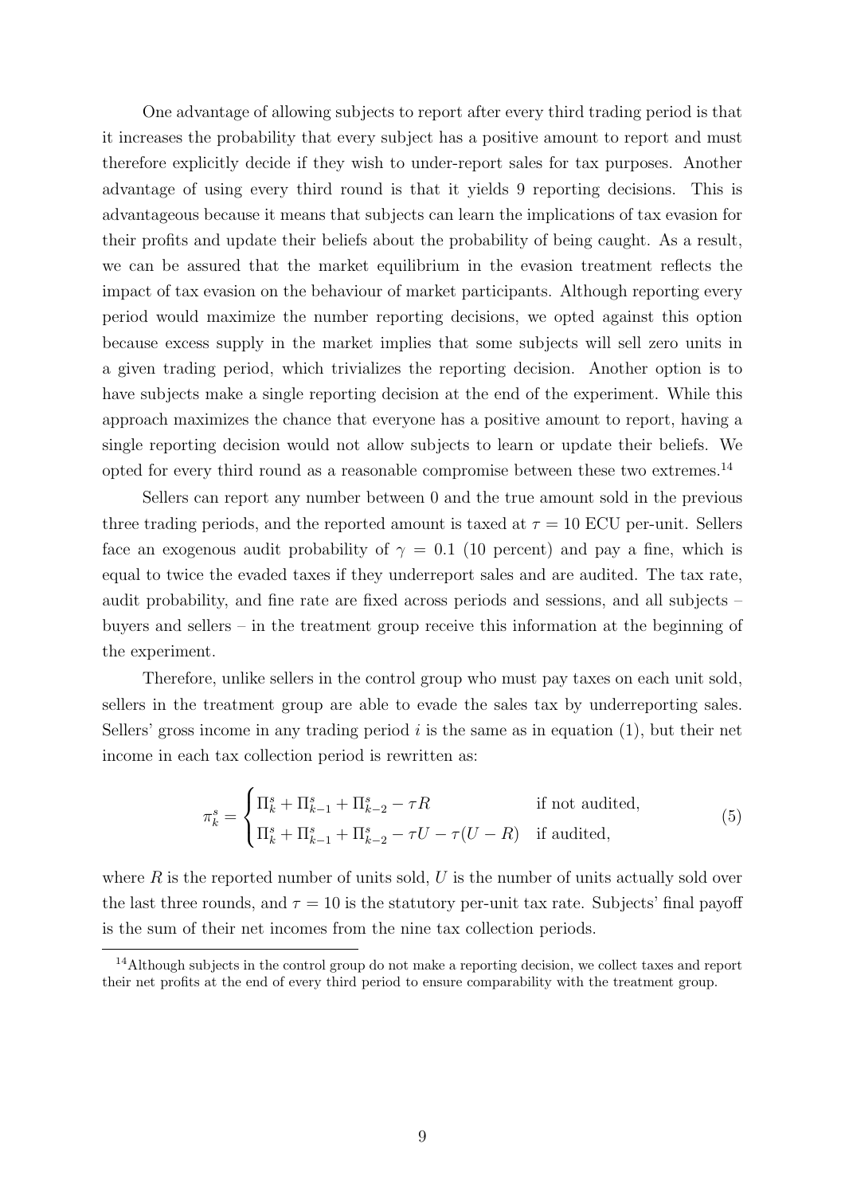One advantage of allowing subjects to report after every third trading period is that it increases the probability that every subject has a positive amount to report and must therefore explicitly decide if they wish to under-report sales for tax purposes. Another advantage of using every third round is that it yields 9 reporting decisions. This is advantageous because it means that subjects can learn the implications of tax evasion for their profits and update their beliefs about the probability of being caught. As a result, we can be assured that the market equilibrium in the evasion treatment reflects the impact of tax evasion on the behaviour of market participants. Although reporting every period would maximize the number reporting decisions, we opted against this option because excess supply in the market implies that some subjects will sell zero units in a given trading period, which trivializes the reporting decision. Another option is to have subjects make a single reporting decision at the end of the experiment. While this approach maximizes the chance that everyone has a positive amount to report, having a single reporting decision would not allow subjects to learn or update their beliefs. We opted for every third round as a reasonable compromise between these two extremes.[14]

Sellers can report any number between 0 and the true amount sold in the previous three trading periods, and the reported amount is taxed at $\tau = 10$ ECU per-unit. Sellers face an exogenous audit probability of $\gamma = 0.1$ (10 percent) and pay a fine, which is equal to twice the evaded taxes if they underreport sales and are audited. The tax rate, audit probability, and fine rate are fixed across periods and sessions, and all subjects – buyers and sellers – in the treatment group receive this information at the beginning of the experiment.

Therefore, unlike sellers in the control group who must pay taxes on each unit sold, sellers in the treatment group are able to evade the sales tax by underreporting sales. Sellers' gross income in any trading period $i$ is the same as in equation (1), but their net income in each tax collection period is rewritten as:

$$\pi_k^s = \begin{cases} \Pi_k^s + \Pi_{k-1}^s + \Pi_{k-2}^s - \tau R & \text{if not audited,} \\ \Pi_k^s + \Pi_{k-1}^s + \Pi_{k-2}^s - \tau U - \tau(U - R) & \text{if audited,} \end{cases} \tag{5}$$

where $R$ is the reported number of units sold, $U$ is the number of units actually sold over the last three rounds, and $\tau = 10$ is the statutory per-unit tax rate. Subjects' final payoff is the sum of their net incomes from the nine tax collection periods.

[14] Although subjects in the control group do not make a reporting decision, we collect taxes and report their net profits at the end of every third period to ensure comparability with the treatment group.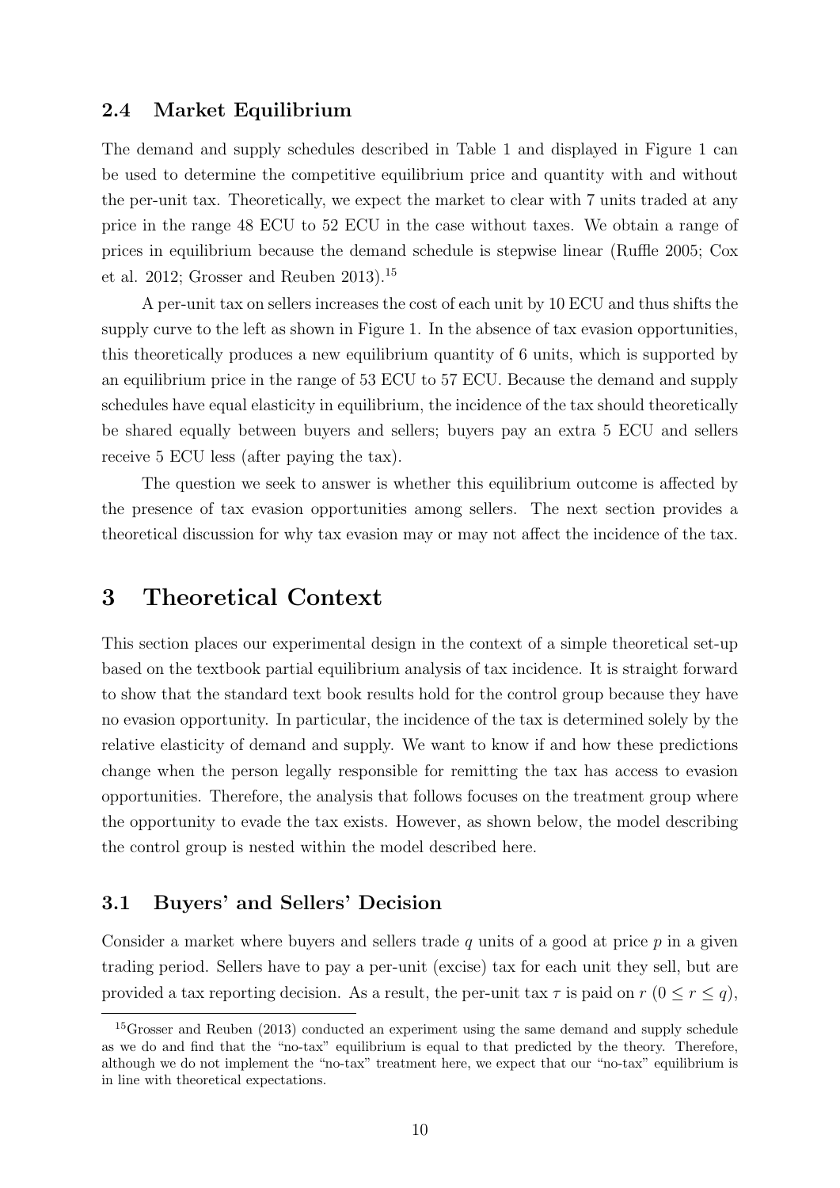### 2.4 Market Equilibrium

The demand and supply schedules described in Table 1 and displayed in Figure 1 can be used to determine the competitive equilibrium price and quantity with and without the per-unit tax. Theoretically, we expect the market to clear with 7 units traded at any price in the range 48 ECU to 52 ECU in the case without taxes. We obtain a range of prices in equilibrium because the demand schedule is stepwise linear (Ruffle 2005; Cox et al. 2012; Grosser and Reuben 2013).[15]

A per-unit tax on sellers increases the cost of each unit by 10 ECU and thus shifts the supply curve to the left as shown in Figure 1. In the absence of tax evasion opportunities, this theoretically produces a new equilibrium quantity of 6 units, which is supported by an equilibrium price in the range of 53 ECU to 57 ECU. Because the demand and supply schedules have equal elasticity in equilibrium, the incidence of the tax should theoretically be shared equally between buyers and sellers; buyers pay an extra 5 ECU and sellers receive 5 ECU less (after paying the tax).

The question we seek to answer is whether this equilibrium outcome is affected by the presence of tax evasion opportunities among sellers. The next section provides a theoretical discussion for why tax evasion may or may not affect the incidence of the tax.

# 3 Theoretical Context

This section places our experimental design in the context of a simple theoretical set-up based on the textbook partial equilibrium analysis of tax incidence. It is straight forward to show that the standard text book results hold for the control group because they have no evasion opportunity. In particular, the incidence of the tax is determined solely by the relative elasticity of demand and supply. We want to know if and how these predictions change when the person legally responsible for remitting the tax has access to evasion opportunities. Therefore, the analysis that follows focuses on the treatment group where the opportunity to evade the tax exists. However, as shown below, the model describing the control group is nested within the model described here.

### 3.1 Buyers' and Sellers' Decision

Consider a market where buyers and sellers trade $q$ units of a good at price $p$ in a given trading period. Sellers have to pay a per-unit (excise) tax for each unit they sell, but are provided a tax reporting decision. As a result, the per-unit tax $\tau$ is paid on $r$ ($0 \leq r \leq q$),

[15] Grosser and Reuben (2013) conducted an experiment using the same demand and supply schedule as we do and find that the "no-tax" equilibrium is equal to that predicted by the theory. Therefore, although we do not implement the "no-tax" treatment here, we expect that our "no-tax" equilibrium is in line with theoretical expectations.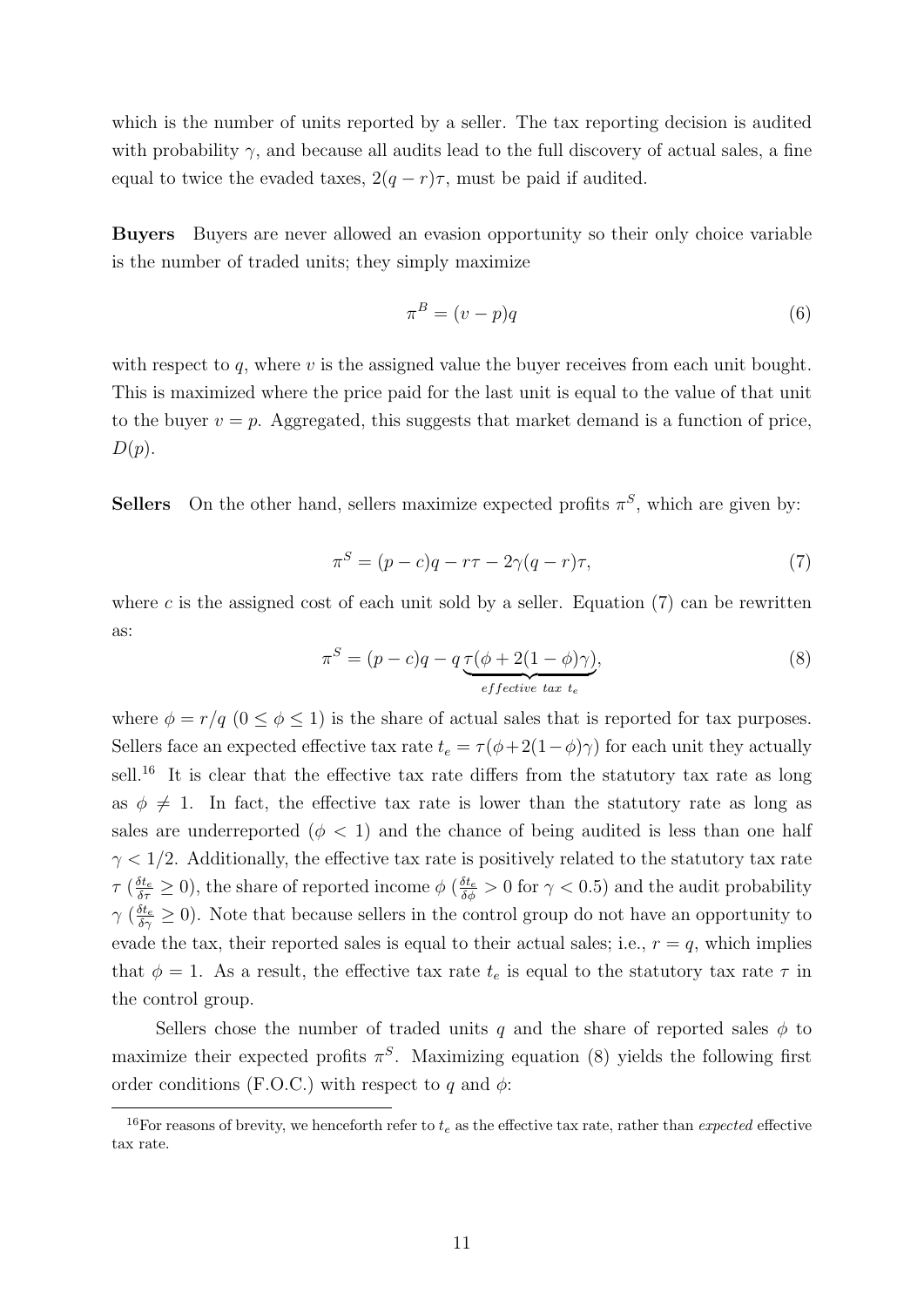which is the number of units reported by a seller. The tax reporting decision is audited with probability $\gamma$, and because all audits lead to the full discovery of actual sales, a fine equal to twice the evaded taxes, $2(q-r)\tau$, must be paid if audited.

**Buyers** Buyers are never allowed an evasion opportunity so their only choice variable is the number of traded units; they simply maximize

$$\pi^B = (v - p)q \tag{6}$$

with respect to $q$, where $v$ is the assigned value the buyer receives from each unit bought. This is maximized where the price paid for the last unit is equal to the value of that unit to the buyer $v = p$. Aggregated, this suggests that market demand is a function of price, $D(p)$.

**Sellers** On the other hand, sellers maximize expected profits $\pi^S$, which are given by:

$$\pi^S = (p - c)q - r\tau - 2\gamma(q - r)\tau, \tag{7}$$

where $c$ is the assigned cost of each unit sold by a seller. Equation (7) can be rewritten as:

$$\pi^S = (p - c)q - q\underbrace{\tau(\phi + 2(1-\phi)\gamma)}_{effective\ tax\ t_e}, \tag{8}$$

where $\phi = r/q$ ($0 \leq \phi \leq 1$) is the share of actual sales that is reported for tax purposes. Sellers face an expected effective tax rate $t_e = \tau(\phi + 2(1-\phi)\gamma)$ for each unit they actually sell.[16] It is clear that the effective tax rate differs from the statutory tax rate as long as $\phi \neq 1$. In fact, the effective tax rate is lower than the statutory rate as long as sales are underreported ($\phi < 1$) and the chance of being audited is less than one half $\gamma < 1/2$. Additionally, the effective tax rate is positively related to the statutory tax rate $\tau$ ($\frac{\delta t_e}{\delta \tau} \geq 0$), the share of reported income $\phi$ ($\frac{\delta t_e}{\delta \phi} > 0$ for $\gamma < 0.5$) and the audit probability $\gamma$ ($\frac{\delta t_e}{\delta \gamma} \geq 0$). Note that because sellers in the control group do not have an opportunity to evade the tax, their reported sales is equal to their actual sales; i.e., $r = q$, which implies that $\phi = 1$. As a result, the effective tax rate $t_e$ is equal to the statutory tax rate $\tau$ in the control group.

Sellers chose the number of traded units $q$ and the share of reported sales $\phi$ to maximize their expected profits $\pi^S$. Maximizing equation (8) yields the following first order conditions (F.O.C.) with respect to $q$ and $\phi$:

[16] For reasons of brevity, we henceforth refer to $t_e$ as the effective tax rate, rather than *expected* effective tax rate.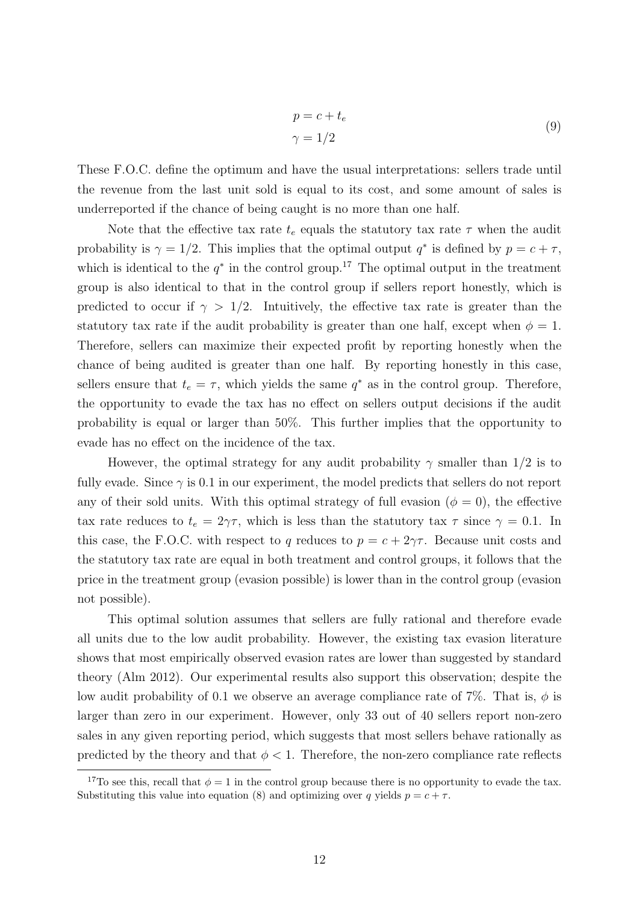$$
\begin{aligned}
p &= c + t_e \\
\gamma &= 1/2
\end{aligned}
\tag{9}
$$

These F.O.C. define the optimum and have the usual interpretations: sellers trade until the revenue from the last unit sold is equal to its cost, and some amount of sales is underreported if the chance of being caught is no more than one half.

Note that the effective tax rate $t_e$ equals the statutory tax rate $\tau$ when the audit probability is $\gamma = 1/2$. This implies that the optimal output $q^*$ is defined by $p = c + \tau$, which is identical to the $q^*$ in the control group.[17] The optimal output in the treatment group is also identical to that in the control group if sellers report honestly, which is predicted to occur if $\gamma > 1/2$. Intuitively, the effective tax rate is greater than the statutory tax rate if the audit probability is greater than one half, except when $\phi = 1$. Therefore, sellers can maximize their expected profit by reporting honestly when the chance of being audited is greater than one half. By reporting honestly in this case, sellers ensure that $t_e = \tau$, which yields the same $q^*$ as in the control group. Therefore, the opportunity to evade the tax has no effect on sellers output decisions if the audit probability is equal or larger than 50%. This further implies that the opportunity to evade has no effect on the incidence of the tax.

However, the optimal strategy for any audit probability $\gamma$ smaller than $1/2$ is to fully evade. Since $\gamma$ is 0.1 in our experiment, the model predicts that sellers do not report any of their sold units. With this optimal strategy of full evasion ($\phi = 0$), the effective tax rate reduces to $t_e = 2\gamma\tau$, which is less than the statutory tax $\tau$ since $\gamma = 0.1$. In this case, the F.O.C. with respect to $q$ reduces to $p = c + 2\gamma\tau$. Because unit costs and the statutory tax rate are equal in both treatment and control groups, it follows that the price in the treatment group (evasion possible) is lower than in the control group (evasion not possible).

This optimal solution assumes that sellers are fully rational and therefore evade all units due to the low audit probability. However, the existing tax evasion literature shows that most empirically observed evasion rates are lower than suggested by standard theory (Alm 2012). Our experimental results also support this observation; despite the low audit probability of 0.1 we observe an average compliance rate of 7%. That is, $\phi$ is larger than zero in our experiment. However, only 33 out of 40 sellers report non-zero sales in any given reporting period, which suggests that most sellers behave rationally as predicted by the theory and that $\phi < 1$. Therefore, the non-zero compliance rate reflects

[17] To see this, recall that $\phi = 1$ in the control group because there is no opportunity to evade the tax. Substituting this value into equation (8) and optimizing over $q$ yields $p = c + \tau$.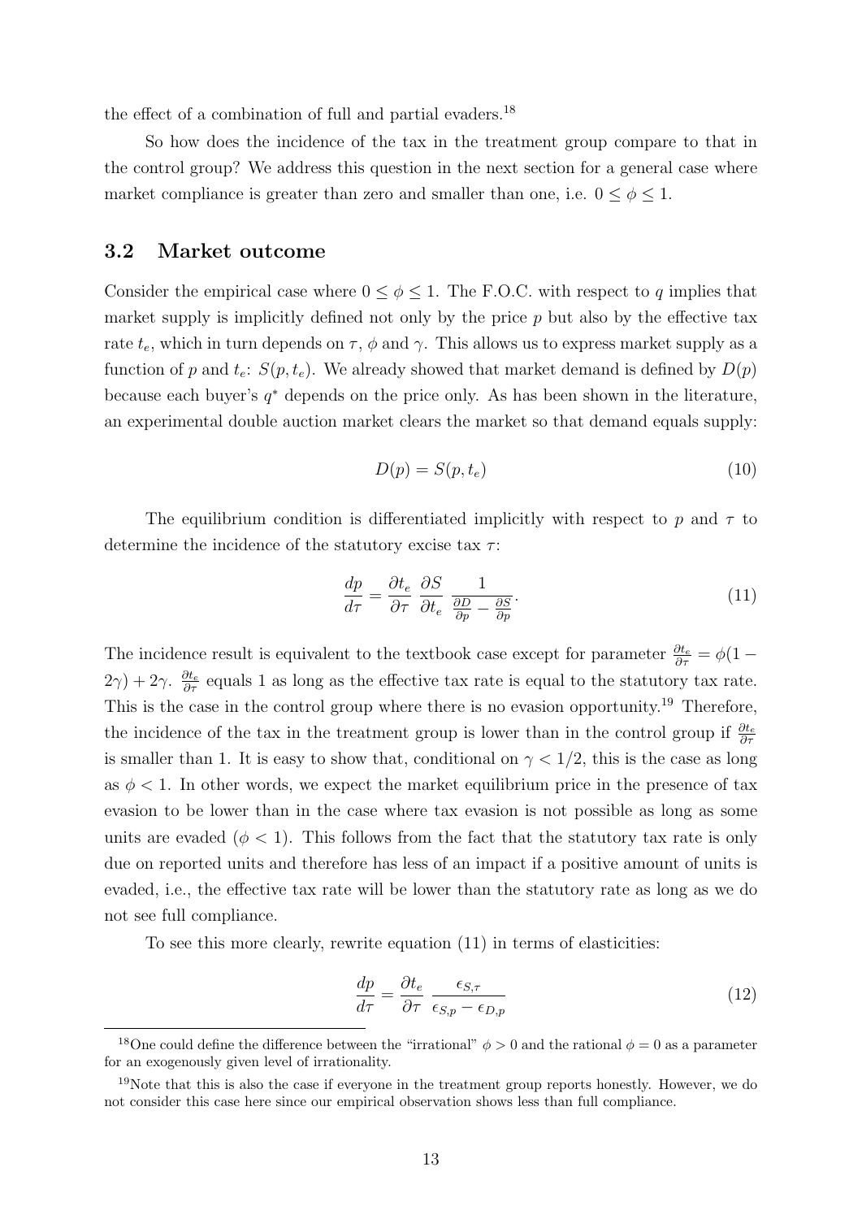the effect of a combination of full and partial evaders.[18]

So how does the incidence of the tax in the treatment group compare to that in the control group? We address this question in the next section for a general case where market compliance is greater than zero and smaller than one, i.e. $0 \leq \phi \leq 1$.

## 3.2 Market outcome

Consider the empirical case where $0 \leq \phi \leq 1$. The F.O.C. with respect to $q$ implies that market supply is implicitly defined not only by the price $p$ but also by the effective tax rate $t_e$, which in turn depends on $\tau$, $\phi$ and $\gamma$. This allows us to express market supply as a function of $p$ and $t_e$: $S(p, t_e)$. We already showed that market demand is defined by $D(p)$ because each buyer's $q^*$ depends on the price only. As has been shown in the literature, an experimental double auction market clears the market so that demand equals supply:

$$D(p) = S(p, t_e) \tag{10}$$

The equilibrium condition is differentiated implicitly with respect to $p$ and $\tau$ to determine the incidence of the statutory excise tax $\tau$:

$$\frac{dp}{d\tau} = \frac{\partial t_e}{\partial \tau} \, \frac{\partial S}{\partial t_e} \, \frac{1}{\frac{\partial D}{\partial p} - \frac{\partial S}{\partial p}}. \tag{11}$$

The incidence result is equivalent to the textbook case except for parameter $\frac{\partial t_e}{\partial \tau} = \phi(1 - 2\gamma) + 2\gamma$. $\frac{\partial t_e}{\partial \tau}$ equals 1 as long as the effective tax rate is equal to the statutory tax rate. This is the case in the control group where there is no evasion opportunity.[19] Therefore, the incidence of the tax in the treatment group is lower than in the control group if $\frac{\partial t_e}{\partial \tau}$ is smaller than 1. It is easy to show that, conditional on $\gamma < 1/2$, this is the case as long as $\phi < 1$. In other words, we expect the market equilibrium price in the presence of tax evasion to be lower than in the case where tax evasion is not possible as long as some units are evaded ($\phi < 1$). This follows from the fact that the statutory tax rate is only due on reported units and therefore has less of an impact if a positive amount of units is evaded, i.e., the effective tax rate will be lower than the statutory rate as long as we do not see full compliance.

To see this more clearly, rewrite equation (11) in terms of elasticities:

$$\frac{dp}{d\tau} = \frac{\partial t_e}{\partial \tau} \, \frac{\epsilon_{S,\tau}}{\epsilon_{S,p} - \epsilon_{D,p}} \tag{12}$$

[18] One could define the difference between the "irrational" $\phi > 0$ and the rational $\phi = 0$ as a parameter for an exogenously given level of irrationality.

[19] Note that this is also the case if everyone in the treatment group reports honestly. However, we do not consider this case here since our empirical observation shows less than full compliance.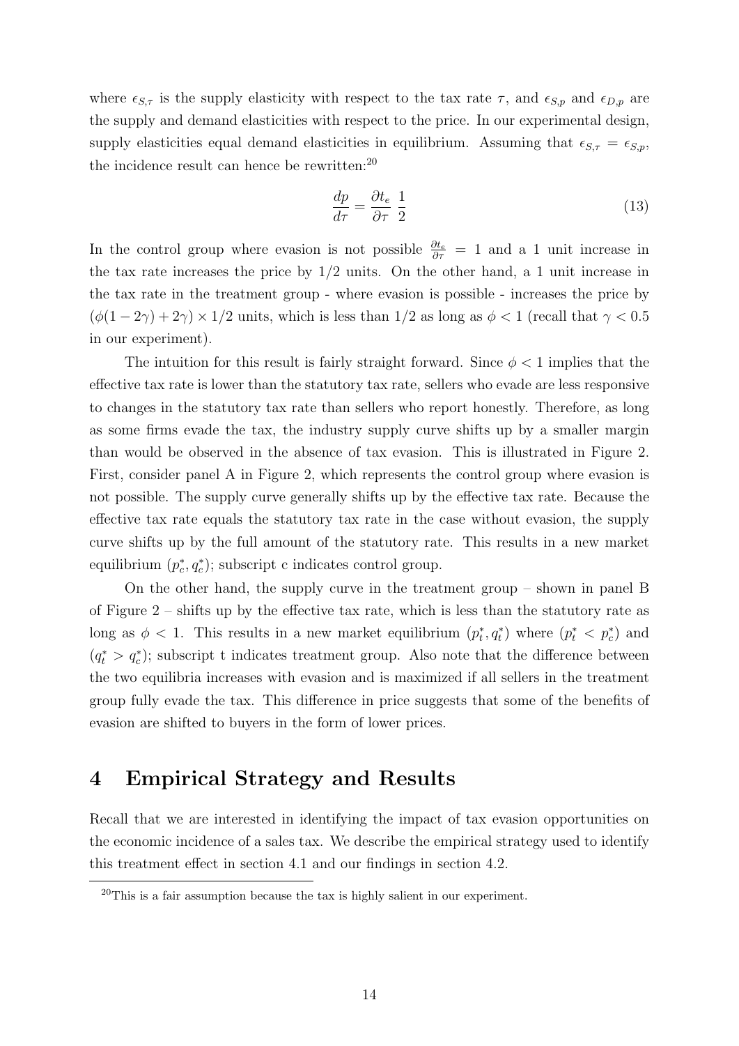where $\epsilon_{S,\tau}$ is the supply elasticity with respect to the tax rate $\tau$, and $\epsilon_{S,p}$ and $\epsilon_{D,p}$ are the supply and demand elasticities with respect to the price. In our experimental design, supply elasticities equal demand elasticities in equilibrium. Assuming that $\epsilon_{S,\tau} = \epsilon_{S,p}$, the incidence result can hence be rewritten:[20]

$$\frac{dp}{d\tau} = \frac{\partial t_e}{\partial \tau} \, \frac{1}{2} \tag{13}$$

In the control group where evasion is not possible $\frac{\partial t_e}{\partial \tau} = 1$ and a 1 unit increase in the tax rate increases the price by 1/2 units. On the other hand, a 1 unit increase in the tax rate in the treatment group - where evasion is possible - increases the price by $(\phi(1 - 2\gamma) + 2\gamma) \times 1/2$ units, which is less than 1/2 as long as $\phi < 1$ (recall that $\gamma < 0.5$ in our experiment).

The intuition for this result is fairly straight forward. Since $\phi < 1$ implies that the effective tax rate is lower than the statutory tax rate, sellers who evade are less responsive to changes in the statutory tax rate than sellers who report honestly. Therefore, as long as some firms evade the tax, the industry supply curve shifts up by a smaller margin than would be observed in the absence of tax evasion. This is illustrated in Figure 2. First, consider panel A in Figure 2, which represents the control group where evasion is not possible. The supply curve generally shifts up by the effective tax rate. Because the effective tax rate equals the statutory tax rate in the case without evasion, the supply curve shifts up by the full amount of the statutory rate. This results in a new market equilibrium $(p^*_c, q^*_c)$; subscript c indicates control group.

On the other hand, the supply curve in the treatment group – shown in panel B of Figure 2 – shifts up by the effective tax rate, which is less than the statutory rate as long as $\phi < 1$. This results in a new market equilibrium $(p^*_t, q^*_t)$ where $(p^*_t < p^*_c)$ and $(q^*_t > q^*_c)$; subscript t indicates treatment group. Also note that the difference between the two equilibria increases with evasion and is maximized if all sellers in the treatment group fully evade the tax. This difference in price suggests that some of the benefits of evasion are shifted to buyers in the form of lower prices.

# 4 Empirical Strategy and Results

Recall that we are interested in identifying the impact of tax evasion opportunities on the economic incidence of a sales tax. We describe the empirical strategy used to identify this treatment effect in section 4.1 and our findings in section 4.2.

[20]This is a fair assumption because the tax is highly salient in our experiment.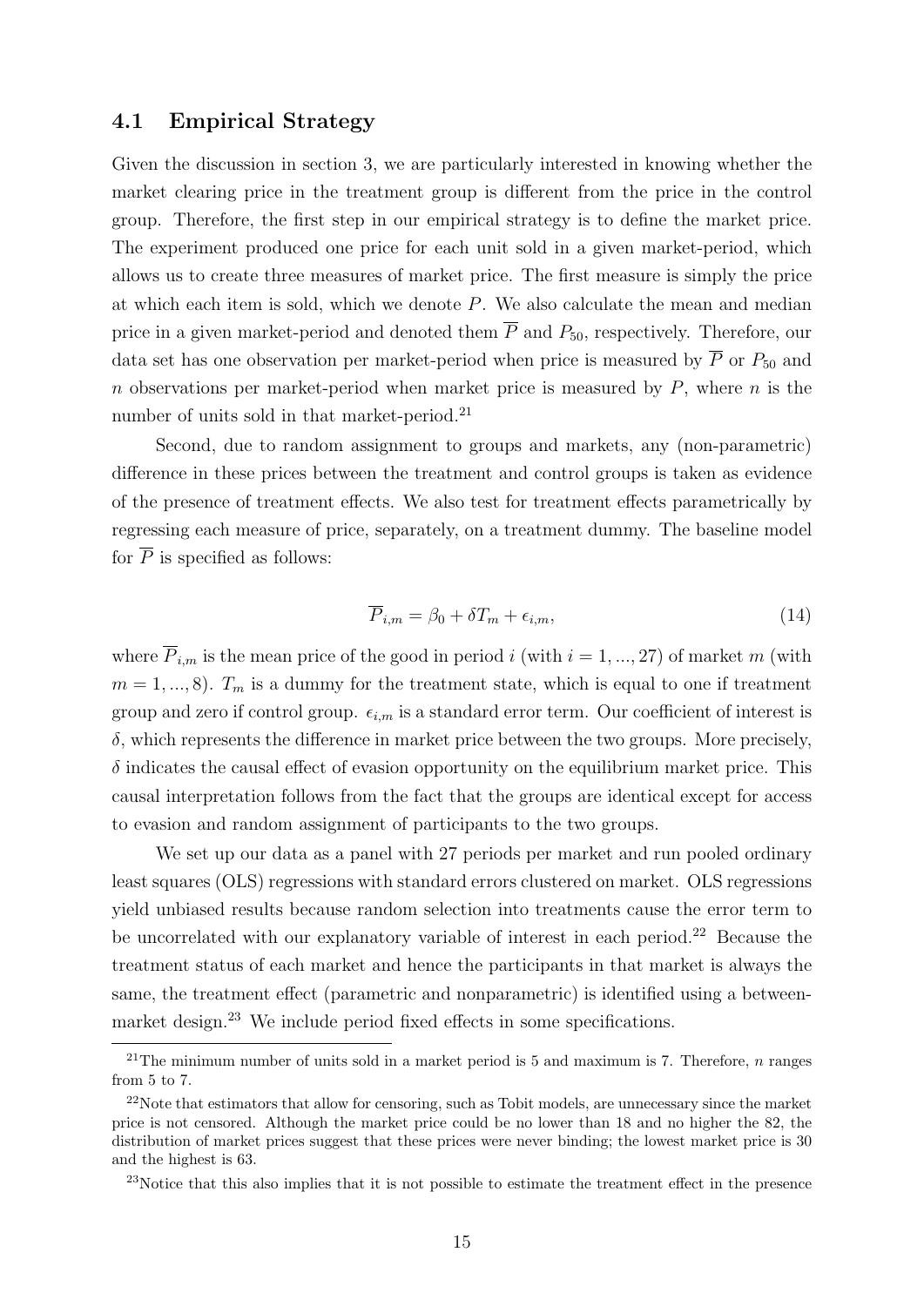### 4.1 Empirical Strategy

Given the discussion in section 3, we are particularly interested in knowing whether the market clearing price in the treatment group is different from the price in the control group. Therefore, the first step in our empirical strategy is to define the market price. The experiment produced one price for each unit sold in a given market-period, which allows us to create three measures of market price. The first measure is simply the price at which each item is sold, which we denote $P$. We also calculate the mean and median price in a given market-period and denoted them $\overline{P}$ and $P_{50}$, respectively. Therefore, our data set has one observation per market-period when price is measured by $\overline{P}$ or $P_{50}$ and $n$ observations per market-period when market price is measured by $P$, where $n$ is the number of units sold in that market-period.[21]

Second, due to random assignment to groups and markets, any (non-parametric) difference in these prices between the treatment and control groups is taken as evidence of the presence of treatment effects. We also test for treatment effects parametrically by regressing each measure of price, separately, on a treatment dummy. The baseline model for $\overline{P}$ is specified as follows:

$$\overline{P}_{i,m} = \beta_0 + \delta T_m + \epsilon_{i,m}, \tag{14}$$

where $\overline{P}_{i,m}$ is the mean price of the good in period $i$ (with $i = 1, ..., 27$) of market $m$ (with $m = 1, ..., 8$). $T_m$ is a dummy for the treatment state, which is equal to one if treatment group and zero if control group. $\epsilon_{i,m}$ is a standard error term. Our coefficient of interest is $\delta$, which represents the difference in market price between the two groups. More precisely, $\delta$ indicates the causal effect of evasion opportunity on the equilibrium market price. This causal interpretation follows from the fact that the groups are identical except for access to evasion and random assignment of participants to the two groups.

We set up our data as a panel with 27 periods per market and run pooled ordinary least squares (OLS) regressions with standard errors clustered on market. OLS regressions yield unbiased results because random selection into treatments cause the error term to be uncorrelated with our explanatory variable of interest in each period.[22] Because the treatment status of each market and hence the participants in that market is always the same, the treatment effect (parametric and nonparametric) is identified using a between-market design.[23] We include period fixed effects in some specifications.

[21] The minimum number of units sold in a market period is 5 and maximum is 7. Therefore, $n$ ranges from 5 to 7.

[22] Note that estimators that allow for censoring, such as Tobit models, are unnecessary since the market price is not censored. Although the market price could be no lower than 18 and no higher the 82, the distribution of market prices suggest that these prices were never binding; the lowest market price is 30 and the highest is 63.

[23] Notice that this also implies that it is not possible to estimate the treatment effect in the presence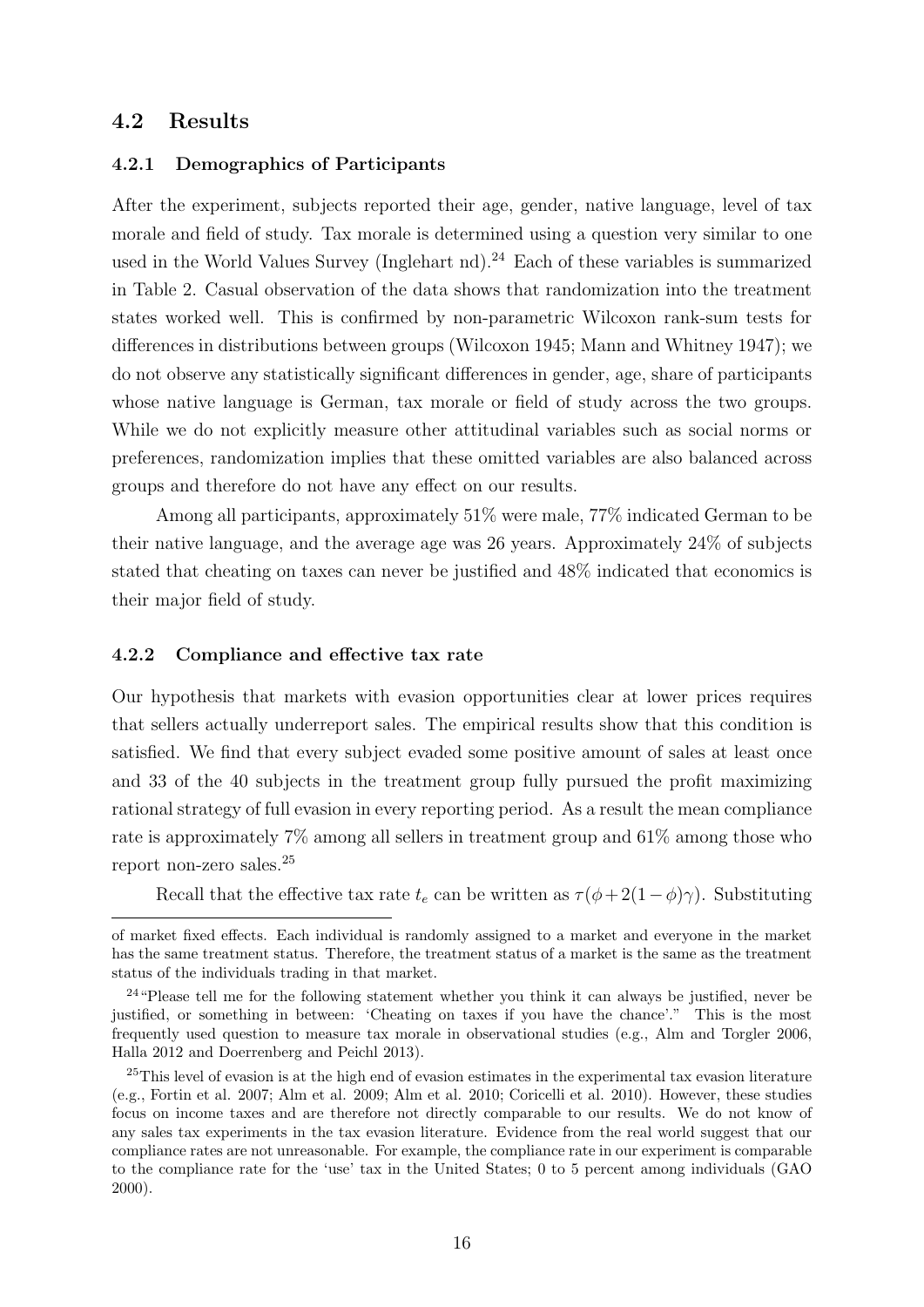## 4.2 Results

### 4.2.1 Demographics of Participants

After the experiment, subjects reported their age, gender, native language, level of tax morale and field of study. Tax morale is determined using a question very similar to one used in the World Values Survey (Inglehart nd).[24] Each of these variables is summarized in Table 2. Casual observation of the data shows that randomization into the treatment states worked well. This is confirmed by non-parametric Wilcoxon rank-sum tests for differences in distributions between groups (Wilcoxon 1945; Mann and Whitney 1947); we do not observe any statistically significant differences in gender, age, share of participants whose native language is German, tax morale or field of study across the two groups. While we do not explicitly measure other attitudinal variables such as social norms or preferences, randomization implies that these omitted variables are also balanced across groups and therefore do not have any effect on our results.

Among all participants, approximately 51% were male, 77% indicated German to be their native language, and the average age was 26 years. Approximately 24% of subjects stated that cheating on taxes can never be justified and 48% indicated that economics is their major field of study.

### 4.2.2 Compliance and effective tax rate

Our hypothesis that markets with evasion opportunities clear at lower prices requires that sellers actually underreport sales. The empirical results show that this condition is satisfied. We find that every subject evaded some positive amount of sales at least once and 33 of the 40 subjects in the treatment group fully pursued the profit maximizing rational strategy of full evasion in every reporting period. As a result the mean compliance rate is approximately 7% among all sellers in treatment group and 61% among those who report non-zero sales.[25]

Recall that the effective tax rate $t_e$ can be written as $\tau(\phi + 2(1-\phi)\gamma)$. Substituting

---

of market fixed effects. Each individual is randomly assigned to a market and everyone in the market has the same treatment status. Therefore, the treatment status of a market is the same as the treatment status of the individuals trading in that market.

[24] "Please tell me for the following statement whether you think it can always be justified, never be justified, or something in between: 'Cheating on taxes if you have the chance'." This is the most frequently used question to measure tax morale in observational studies (e.g., Alm and Torgler 2006, Halla 2012 and Doerrenberg and Peichl 2013).

[25] This level of evasion is at the high end of evasion estimates in the experimental tax evasion literature (e.g., Fortin et al. 2007; Alm et al. 2009; Alm et al. 2010; Coricelli et al. 2010). However, these studies focus on income taxes and are therefore not directly comparable to our results. We do not know of any sales tax experiments in the tax evasion literature. Evidence from the real world suggest that our compliance rates are not unreasonable. For example, the compliance rate in our experiment is comparable to the compliance rate for the 'use' tax in the United States; 0 to 5 percent among individuals (GAO 2000).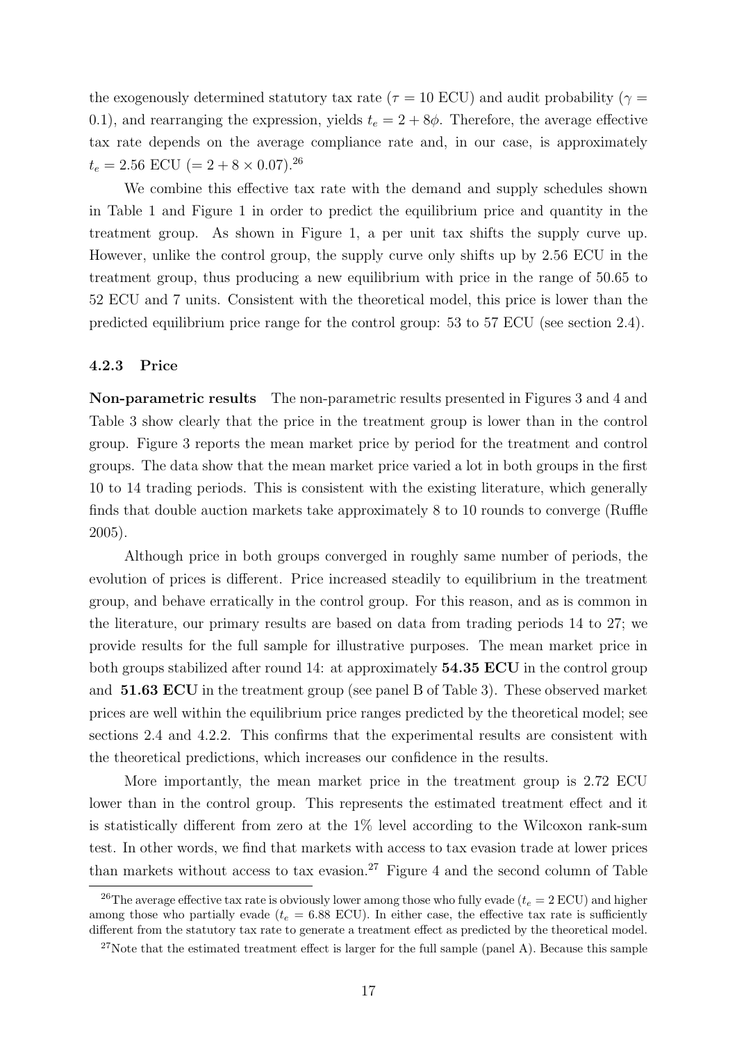the exogenously determined statutory tax rate ($\tau = 10$ ECU) and audit probability ($\gamma = 0.1$), and rearranging the expression, yields $t_e = 2 + 8\phi$. Therefore, the average effective tax rate depends on the average compliance rate and, in our case, is approximately $t_e = 2.56$ ECU ($= 2 + 8 \times 0.07$).[26]

We combine this effective tax rate with the demand and supply schedules shown in Table 1 and Figure 1 in order to predict the equilibrium price and quantity in the treatment group. As shown in Figure 1, a per unit tax shifts the supply curve up. However, unlike the control group, the supply curve only shifts up by 2.56 ECU in the treatment group, thus producing a new equilibrium with price in the range of 50.65 to 52 ECU and 7 units. Consistent with the theoretical model, this price is lower than the predicted equilibrium price range for the control group: 53 to 57 ECU (see section 2.4).

### 4.2.3 Price

**Non-parametric results** The non-parametric results presented in Figures 3 and 4 and Table 3 show clearly that the price in the treatment group is lower than in the control group. Figure 3 reports the mean market price by period for the treatment and control groups. The data show that the mean market price varied a lot in both groups in the first 10 to 14 trading periods. This is consistent with the existing literature, which generally finds that double auction markets take approximately 8 to 10 rounds to converge (Ruffle 2005).

Although price in both groups converged in roughly same number of periods, the evolution of prices is different. Price increased steadily to equilibrium in the treatment group, and behave erratically in the control group. For this reason, and as is common in the literature, our primary results are based on data from trading periods 14 to 27; we provide results for the full sample for illustrative purposes. The mean market price in both groups stabilized after round 14: at approximately **54.35 ECU** in the control group and **51.63 ECU** in the treatment group (see panel B of Table 3). These observed market prices are well within the equilibrium price ranges predicted by the theoretical model; see sections 2.4 and 4.2.2. This confirms that the experimental results are consistent with the theoretical predictions, which increases our confidence in the results.

More importantly, the mean market price in the treatment group is 2.72 ECU lower than in the control group. This represents the estimated treatment effect and it is statistically different from zero at the 1% level according to the Wilcoxon rank-sum test. In other words, we find that markets with access to tax evasion trade at lower prices than markets without access to tax evasion.[27] Figure 4 and the second column of Table

[26] The average effective tax rate is obviously lower among those who fully evade ($t_e = 2$ ECU) and higher among those who partially evade ($t_e = 6.88$ ECU). In either case, the effective tax rate is sufficiently different from the statutory tax rate to generate a treatment effect as predicted by the theoretical model.

[27] Note that the estimated treatment effect is larger for the full sample (panel A). Because this sample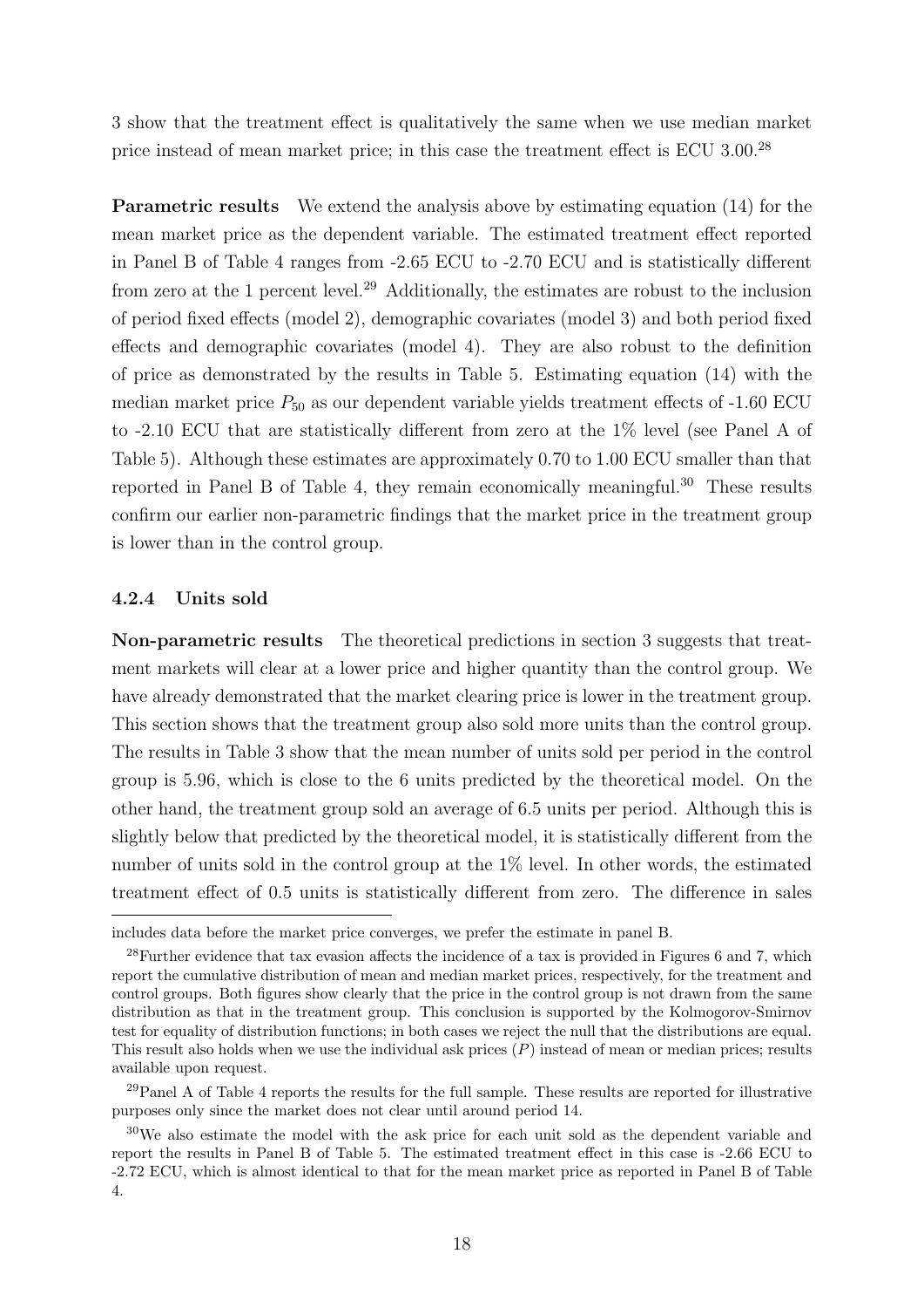3 show that the treatment effect is qualitatively the same when we use median market price instead of mean market price; in this case the treatment effect is ECU 3.00.[28]

**Parametric results** We extend the analysis above by estimating equation (14) for the mean market price as the dependent variable. The estimated treatment effect reported in Panel B of Table 4 ranges from -2.65 ECU to -2.70 ECU and is statistically different from zero at the 1 percent level.[29] Additionally, the estimates are robust to the inclusion of period fixed effects (model 2), demographic covariates (model 3) and both period fixed effects and demographic covariates (model 4). They are also robust to the definition of price as demonstrated by the results in Table 5. Estimating equation (14) with the median market price $P_{50}$ as our dependent variable yields treatment effects of -1.60 ECU to -2.10 ECU that are statistically different from zero at the 1% level (see Panel A of Table 5). Although these estimates are approximately 0.70 to 1.00 ECU smaller than that reported in Panel B of Table 4, they remain economically meaningful.[30] These results confirm our earlier non-parametric findings that the market price in the treatment group is lower than in the control group.

### 4.2.4 Units sold

**Non-parametric results** The theoretical predictions in section 3 suggests that treatment markets will clear at a lower price and higher quantity than the control group. We have already demonstrated that the market clearing price is lower in the treatment group. This section shows that the treatment group also sold more units than the control group. The results in Table 3 show that the mean number of units sold per period in the control group is 5.96, which is close to the 6 units predicted by the theoretical model. On the other hand, the treatment group sold an average of 6.5 units per period. Although this is slightly below that predicted by the theoretical model, it is statistically different from the number of units sold in the control group at the 1% level. In other words, the estimated treatment effect of 0.5 units is statistically different from zero. The difference in sales

includes data before the market price converges, we prefer the estimate in panel B.

[28]Further evidence that tax evasion affects the incidence of a tax is provided in Figures 6 and 7, which report the cumulative distribution of mean and median market prices, respectively, for the treatment and control groups. Both figures show clearly that the price in the control group is not drawn from the same distribution as that in the treatment group. This conclusion is supported by the Kolmogorov-Smirnov test for equality of distribution functions; in both cases we reject the null that the distributions are equal. This result also holds when we use the individual ask prices ($P$) instead of mean or median prices; results available upon request.

[29]Panel A of Table 4 reports the results for the full sample. These results are reported for illustrative purposes only since the market does not clear until around period 14.

[30]We also estimate the model with the ask price for each unit sold as the dependent variable and report the results in Panel B of Table 5. The estimated treatment effect in this case is -2.66 ECU to -2.72 ECU, which is almost identical to that for the mean market price as reported in Panel B of Table 4.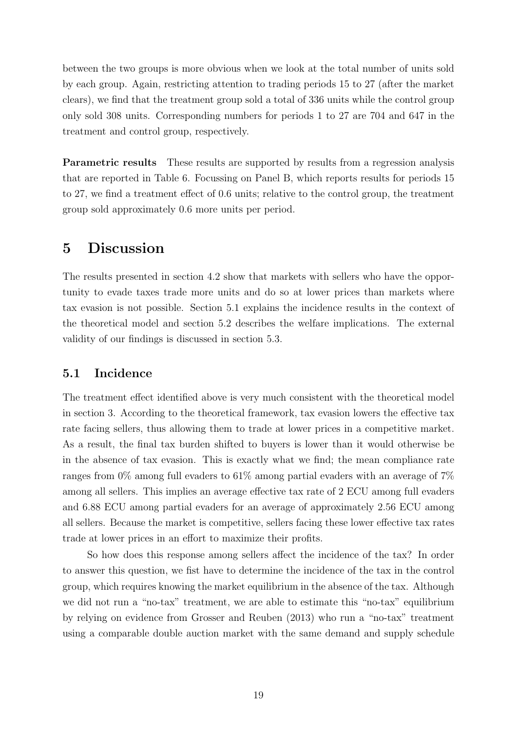between the two groups is more obvious when we look at the total number of units sold by each group. Again, restricting attention to trading periods 15 to 27 (after the market clears), we find that the treatment group sold a total of 336 units while the control group only sold 308 units. Corresponding numbers for periods 1 to 27 are 704 and 647 in the treatment and control group, respectively.

**Parametric results** These results are supported by results from a regression analysis that are reported in Table 6. Focussing on Panel B, which reports results for periods 15 to 27, we find a treatment effect of 0.6 units; relative to the control group, the treatment group sold approximately 0.6 more units per period.

# 5 Discussion

The results presented in section 4.2 show that markets with sellers who have the opportunity to evade taxes trade more units and do so at lower prices than markets where tax evasion is not possible. Section 5.1 explains the incidence results in the context of the theoretical model and section 5.2 describes the welfare implications. The external validity of our findings is discussed in section 5.3.

## 5.1 Incidence

The treatment effect identified above is very much consistent with the theoretical model in section 3. According to the theoretical framework, tax evasion lowers the effective tax rate facing sellers, thus allowing them to trade at lower prices in a competitive market. As a result, the final tax burden shifted to buyers is lower than it would otherwise be in the absence of tax evasion. This is exactly what we find; the mean compliance rate ranges from 0% among full evaders to 61% among partial evaders with an average of 7% among all sellers. This implies an average effective tax rate of 2 ECU among full evaders and 6.88 ECU among partial evaders for an average of approximately 2.56 ECU among all sellers. Because the market is competitive, sellers facing these lower effective tax rates trade at lower prices in an effort to maximize their profits.

So how does this response among sellers affect the incidence of the tax? In order to answer this question, we fist have to determine the incidence of the tax in the control group, which requires knowing the market equilibrium in the absence of the tax. Although we did not run a "no-tax" treatment, we are able to estimate this "no-tax" equilibrium by relying on evidence from Grosser and Reuben (2013) who run a "no-tax" treatment using a comparable double auction market with the same demand and supply schedule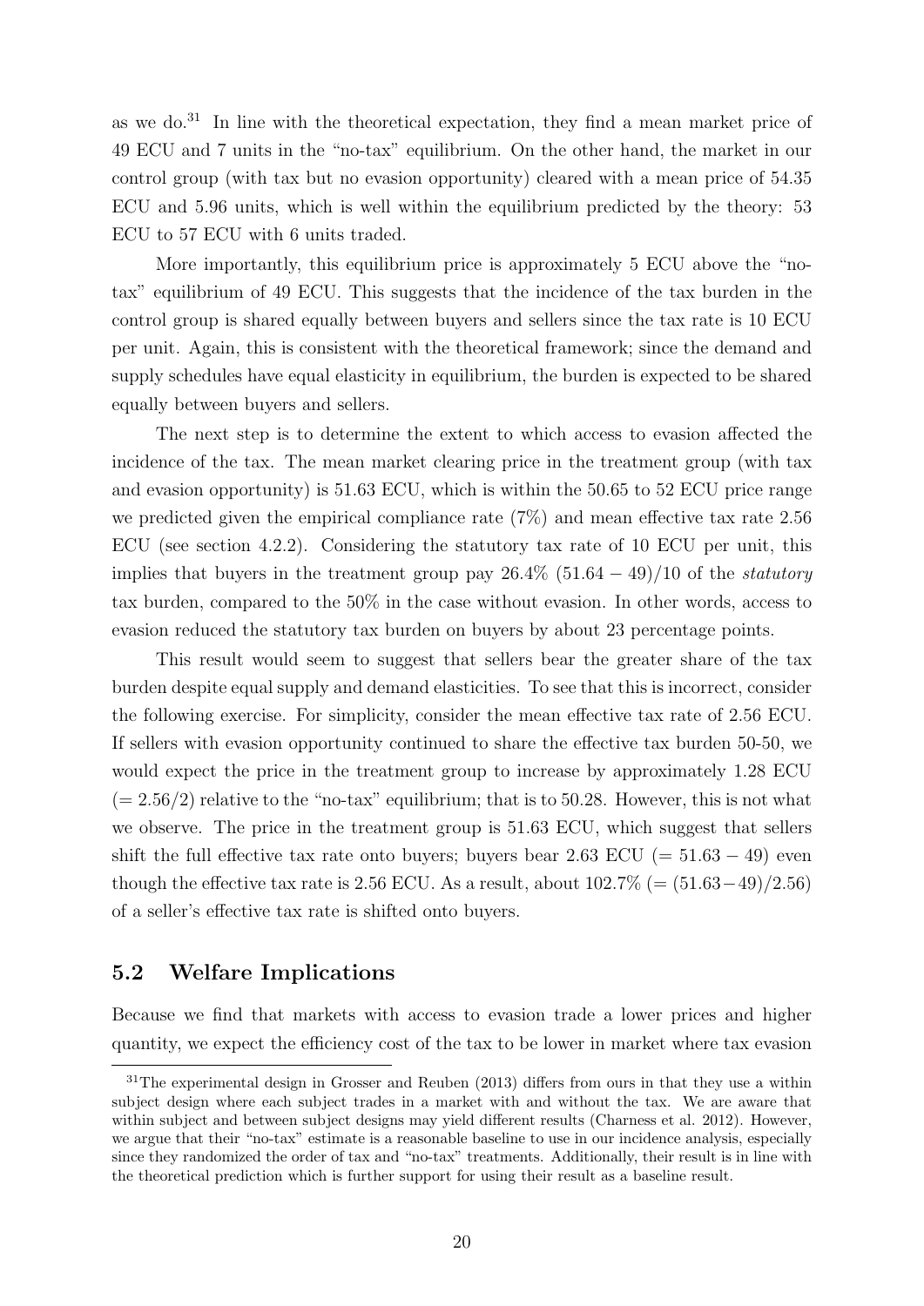as we do.[31] In line with the theoretical expectation, they find a mean market price of 49 ECU and 7 units in the "no-tax" equilibrium. On the other hand, the market in our control group (with tax but no evasion opportunity) cleared with a mean price of 54.35 ECU and 5.96 units, which is well within the equilibrium predicted by the theory: 53 ECU to 57 ECU with 6 units traded.

More importantly, this equilibrium price is approximately 5 ECU above the "no-tax" equilibrium of 49 ECU. This suggests that the incidence of the tax burden in the control group is shared equally between buyers and sellers since the tax rate is 10 ECU per unit. Again, this is consistent with the theoretical framework; since the demand and supply schedules have equal elasticity in equilibrium, the burden is expected to be shared equally between buyers and sellers.

The next step is to determine the extent to which access to evasion affected the incidence of the tax. The mean market clearing price in the treatment group (with tax and evasion opportunity) is 51.63 ECU, which is within the 50.65 to 52 ECU price range we predicted given the empirical compliance rate (7%) and mean effective tax rate 2.56 ECU (see section 4.2.2). Considering the statutory tax rate of 10 ECU per unit, this implies that buyers in the treatment group pay 26.4% $(51.64 - 49)/10$ of the *statutory* tax burden, compared to the 50% in the case without evasion. In other words, access to evasion reduced the statutory tax burden on buyers by about 23 percentage points.

This result would seem to suggest that sellers bear the greater share of the tax burden despite equal supply and demand elasticities. To see that this is incorrect, consider the following exercise. For simplicity, consider the mean effective tax rate of 2.56 ECU. If sellers with evasion opportunity continued to share the effective tax burden 50-50, we would expect the price in the treatment group to increase by approximately 1.28 ECU $(= 2.56/2)$ relative to the "no-tax" equilibrium; that is to 50.28. However, this is not what we observe. The price in the treatment group is 51.63 ECU, which suggest that sellers shift the full effective tax rate onto buyers; buyers bear 2.63 ECU $(= 51.63 - 49)$ even though the effective tax rate is 2.56 ECU. As a result, about 102.7% $(= (51.63-49)/2.56)$ of a seller's effective tax rate is shifted onto buyers.

## 5.2 Welfare Implications

Because we find that markets with access to evasion trade a lower prices and higher quantity, we expect the efficiency cost of the tax to be lower in market where tax evasion

[31] The experimental design in Grosser and Reuben (2013) differs from ours in that they use a within subject design where each subject trades in a market with and without the tax. We are aware that within subject and between subject designs may yield different results (Charness et al. 2012). However, we argue that their "no-tax" estimate is a reasonable baseline to use in our incidence analysis, especially since they randomized the order of tax and "no-tax" treatments. Additionally, their result is in line with the theoretical prediction which is further support for using their result as a baseline result.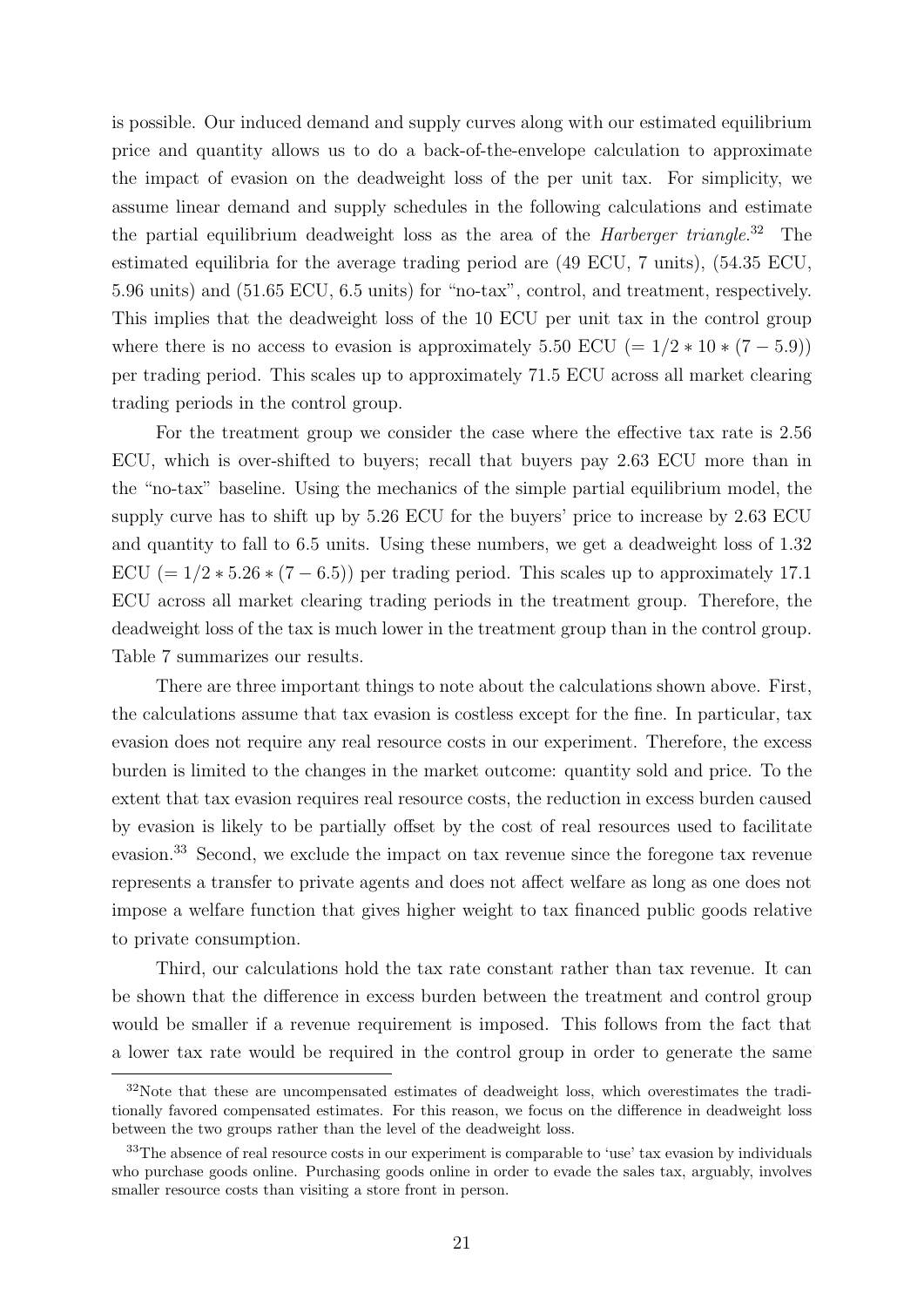is possible. Our induced demand and supply curves along with our estimated equilibrium price and quantity allows us to do a back-of-the-envelope calculation to approximate the impact of evasion on the deadweight loss of the per unit tax. For simplicity, we assume linear demand and supply schedules in the following calculations and estimate the partial equilibrium deadweight loss as the area of the *Harberger triangle*.[32] The estimated equilibria for the average trading period are (49 ECU, 7 units), (54.35 ECU, 5.96 units) and (51.65 ECU, 6.5 units) for "no-tax", control, and treatment, respectively. This implies that the deadweight loss of the 10 ECU per unit tax in the control group where there is no access to evasion is approximately 5.50 ECU $(= 1/2 * 10 * (7 - 5.9))$ per trading period. This scales up to approximately 71.5 ECU across all market clearing trading periods in the control group.

For the treatment group we consider the case where the effective tax rate is 2.56 ECU, which is over-shifted to buyers; recall that buyers pay 2.63 ECU more than in the "no-tax" baseline. Using the mechanics of the simple partial equilibrium model, the supply curve has to shift up by 5.26 ECU for the buyers' price to increase by 2.63 ECU and quantity to fall to 6.5 units. Using these numbers, we get a deadweight loss of 1.32 ECU $(= 1/2 * 5.26 * (7 - 6.5))$ per trading period. This scales up to approximately 17.1 ECU across all market clearing trading periods in the treatment group. Therefore, the deadweight loss of the tax is much lower in the treatment group than in the control group. Table 7 summarizes our results.

There are three important things to note about the calculations shown above. First, the calculations assume that tax evasion is costless except for the fine. In particular, tax evasion does not require any real resource costs in our experiment. Therefore, the excess burden is limited to the changes in the market outcome: quantity sold and price. To the extent that tax evasion requires real resource costs, the reduction in excess burden caused by evasion is likely to be partially offset by the cost of real resources used to facilitate evasion.[33] Second, we exclude the impact on tax revenue since the foregone tax revenue represents a transfer to private agents and does not affect welfare as long as one does not impose a welfare function that gives higher weight to tax financed public goods relative to private consumption.

Third, our calculations hold the tax rate constant rather than tax revenue. It can be shown that the difference in excess burden between the treatment and control group would be smaller if a revenue requirement is imposed. This follows from the fact that a lower tax rate would be required in the control group in order to generate the same

[32]Note that these are uncompensated estimates of deadweight loss, which overestimates the traditionally favored compensated estimates. For this reason, we focus on the difference in deadweight loss between the two groups rather than the level of the deadweight loss.

[33]The absence of real resource costs in our experiment is comparable to 'use' tax evasion by individuals who purchase goods online. Purchasing goods online in order to evade the sales tax, arguably, involves smaller resource costs than visiting a store front in person.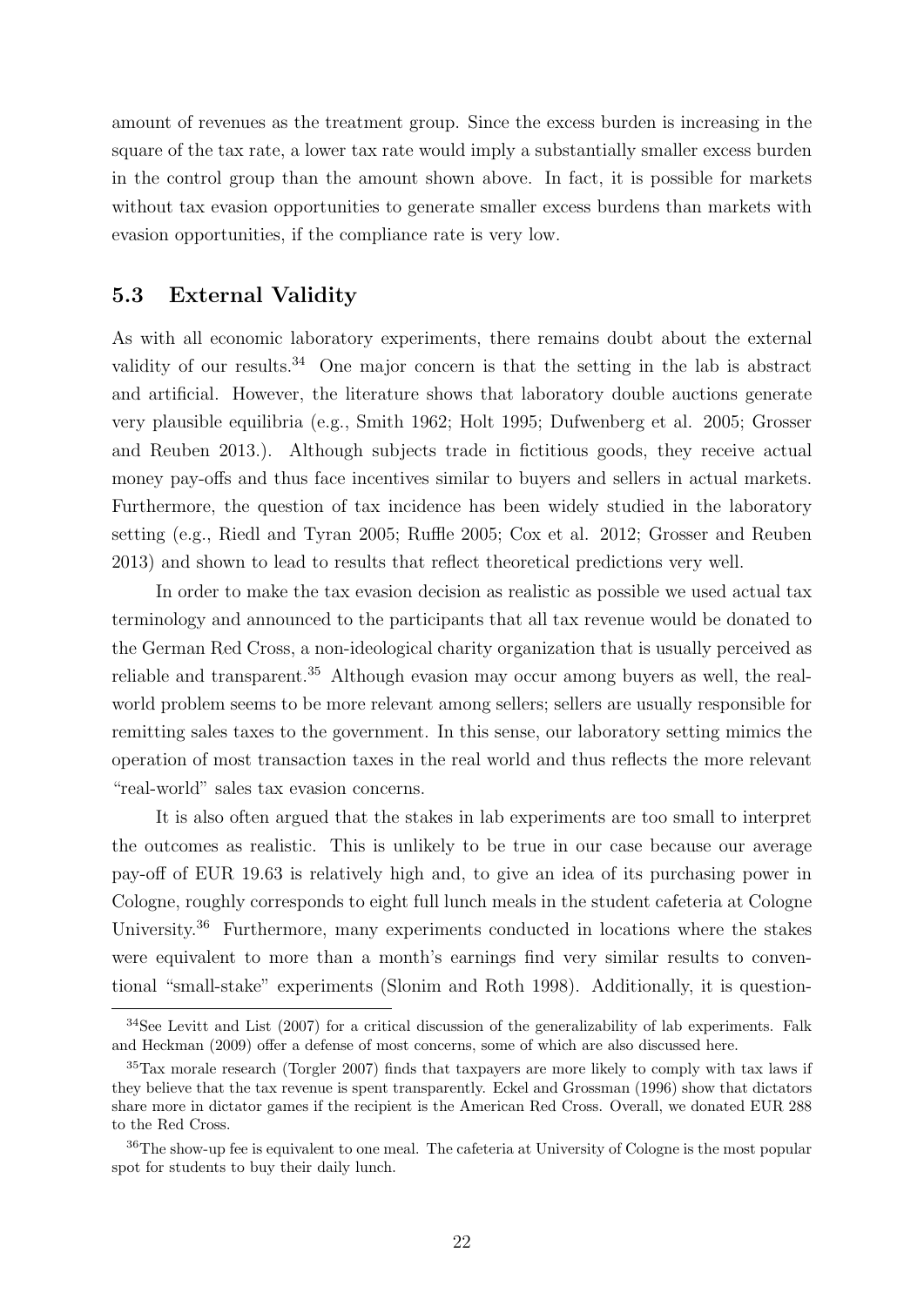amount of revenues as the treatment group. Since the excess burden is increasing in the square of the tax rate, a lower tax rate would imply a substantially smaller excess burden in the control group than the amount shown above. In fact, it is possible for markets without tax evasion opportunities to generate smaller excess burdens than markets with evasion opportunities, if the compliance rate is very low.

### 5.3 External Validity

As with all economic laboratory experiments, there remains doubt about the external validity of our results.[34] One major concern is that the setting in the lab is abstract and artificial. However, the literature shows that laboratory double auctions generate very plausible equilibria (e.g., Smith 1962; Holt 1995; Dufwenberg et al. 2005; Grosser and Reuben 2013.). Although subjects trade in fictitious goods, they receive actual money pay-offs and thus face incentives similar to buyers and sellers in actual markets. Furthermore, the question of tax incidence has been widely studied in the laboratory setting (e.g., Riedl and Tyran 2005; Ruffle 2005; Cox et al. 2012; Grosser and Reuben 2013) and shown to lead to results that reflect theoretical predictions very well.

In order to make the tax evasion decision as realistic as possible we used actual tax terminology and announced to the participants that all tax revenue would be donated to the German Red Cross, a non-ideological charity organization that is usually perceived as reliable and transparent.[35] Although evasion may occur among buyers as well, the real-world problem seems to be more relevant among sellers; sellers are usually responsible for remitting sales taxes to the government. In this sense, our laboratory setting mimics the operation of most transaction taxes in the real world and thus reflects the more relevant "real-world" sales tax evasion concerns.

It is also often argued that the stakes in lab experiments are too small to interpret the outcomes as realistic. This is unlikely to be true in our case because our average pay-off of EUR 19.63 is relatively high and, to give an idea of its purchasing power in Cologne, roughly corresponds to eight full lunch meals in the student cafeteria at Cologne University.[36] Furthermore, many experiments conducted in locations where the stakes were equivalent to more than a month's earnings find very similar results to conventional "small-stake" experiments (Slonim and Roth 1998). Additionally, it is question-

---

[34] See Levitt and List (2007) for a critical discussion of the generalizability of lab experiments. Falk and Heckman (2009) offer a defense of most concerns, some of which are also discussed here.

[35] Tax morale research (Torgler 2007) finds that taxpayers are more likely to comply with tax laws if they believe that the tax revenue is spent transparently. Eckel and Grossman (1996) show that dictators share more in dictator games if the recipient is the American Red Cross. Overall, we donated EUR 288 to the Red Cross.

[36] The show-up fee is equivalent to one meal. The cafeteria at University of Cologne is the most popular spot for students to buy their daily lunch.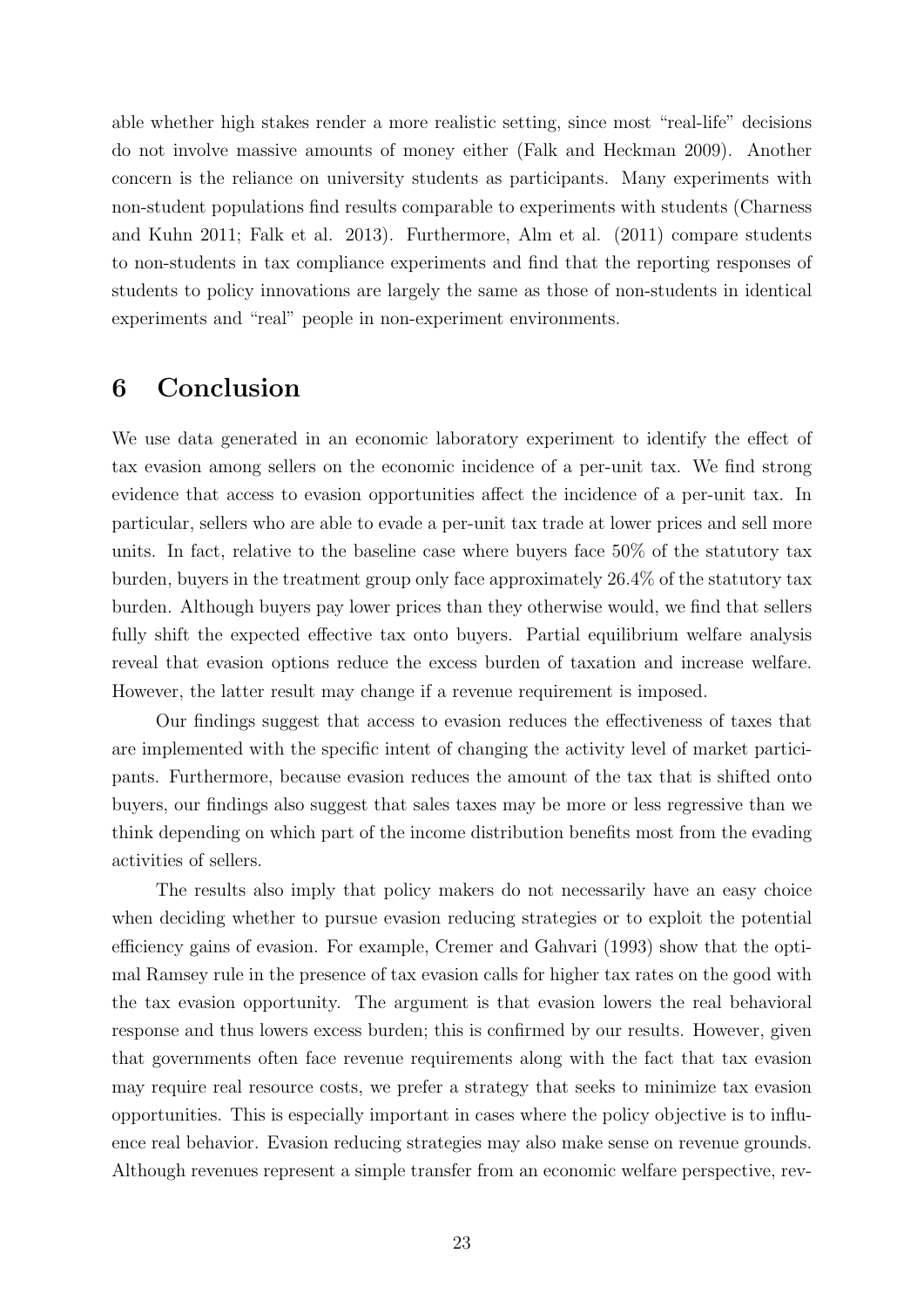able whether high stakes render a more realistic setting, since most "real-life" decisions do not involve massive amounts of money either (Falk and Heckman 2009). Another concern is the reliance on university students as participants. Many experiments with non-student populations find results comparable to experiments with students (Charness and Kuhn 2011; Falk et al. 2013). Furthermore, Alm et al. (2011) compare students to non-students in tax compliance experiments and find that the reporting responses of students to policy innovations are largely the same as those of non-students in identical experiments and "real" people in non-experiment environments.

# 6 Conclusion

We use data generated in an economic laboratory experiment to identify the effect of tax evasion among sellers on the economic incidence of a per-unit tax. We find strong evidence that access to evasion opportunities affect the incidence of a per-unit tax. In particular, sellers who are able to evade a per-unit tax trade at lower prices and sell more units. In fact, relative to the baseline case where buyers face 50% of the statutory tax burden, buyers in the treatment group only face approximately 26.4% of the statutory tax burden. Although buyers pay lower prices than they otherwise would, we find that sellers fully shift the expected effective tax onto buyers. Partial equilibrium welfare analysis reveal that evasion options reduce the excess burden of taxation and increase welfare. However, the latter result may change if a revenue requirement is imposed.

Our findings suggest that access to evasion reduces the effectiveness of taxes that are implemented with the specific intent of changing the activity level of market participants. Furthermore, because evasion reduces the amount of the tax that is shifted onto buyers, our findings also suggest that sales taxes may be more or less regressive than we think depending on which part of the income distribution benefits most from the evading activities of sellers.

The results also imply that policy makers do not necessarily have an easy choice when deciding whether to pursue evasion reducing strategies or to exploit the potential efficiency gains of evasion. For example, Cremer and Gahvari (1993) show that the optimal Ramsey rule in the presence of tax evasion calls for higher tax rates on the good with the tax evasion opportunity. The argument is that evasion lowers the real behavioral response and thus lowers excess burden; this is confirmed by our results. However, given that governments often face revenue requirements along with the fact that tax evasion may require real resource costs, we prefer a strategy that seeks to minimize tax evasion opportunities. This is especially important in cases where the policy objective is to influence real behavior. Evasion reducing strategies may also make sense on revenue grounds. Although revenues represent a simple transfer from an economic welfare perspective, rev-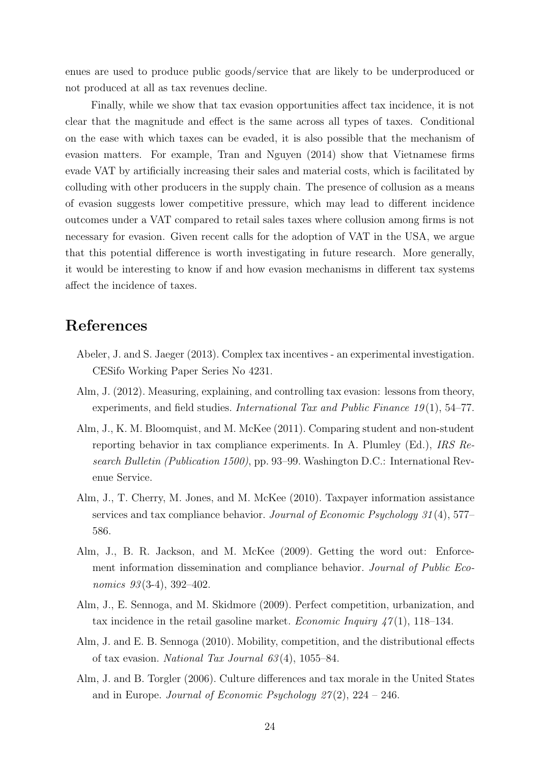enues are used to produce public goods/service that are likely to be underproduced or not produced at all as tax revenues decline.

Finally, while we show that tax evasion opportunities affect tax incidence, it is not clear that the magnitude and effect is the same across all types of taxes. Conditional on the ease with which taxes can be evaded, it is also possible that the mechanism of evasion matters. For example, Tran and Nguyen (2014) show that Vietnamese firms evade VAT by artificially increasing their sales and material costs, which is facilitated by colluding with other producers in the supply chain. The presence of collusion as a means of evasion suggests lower competitive pressure, which may lead to different incidence outcomes under a VAT compared to retail sales taxes where collusion among firms is not necessary for evasion. Given recent calls for the adoption of VAT in the USA, we argue that this potential difference is worth investigating in future research. More generally, it would be interesting to know if and how evasion mechanisms in different tax systems affect the incidence of taxes.

# References

Abeler, J. and S. Jaeger (2013). Complex tax incentives - an experimental investigation. CESifo Working Paper Series No 4231.

Alm, J. (2012). Measuring, explaining, and controlling tax evasion: lessons from theory, experiments, and field studies. *International Tax and Public Finance 19*(1), 54–77.

Alm, J., K. M. Bloomquist, and M. McKee (2011). Comparing student and non-student reporting behavior in tax compliance experiments. In A. Plumley (Ed.), *IRS Research Bulletin (Publication 1500)*, pp. 93–99. Washington D.C.: International Revenue Service.

Alm, J., T. Cherry, M. Jones, and M. McKee (2010). Taxpayer information assistance services and tax compliance behavior. *Journal of Economic Psychology 31*(4), 577–586.

Alm, J., B. R. Jackson, and M. McKee (2009). Getting the word out: Enforcement information dissemination and compliance behavior. *Journal of Public Economics 93*(3-4), 392–402.

Alm, J., E. Sennoga, and M. Skidmore (2009). Perfect competition, urbanization, and tax incidence in the retail gasoline market. *Economic Inquiry 47*(1), 118–134.

Alm, J. and E. B. Sennoga (2010). Mobility, competition, and the distributional effects of tax evasion. *National Tax Journal 63*(4), 1055–84.

Alm, J. and B. Torgler (2006). Culture differences and tax morale in the United States and in Europe. *Journal of Economic Psychology 27*(2), 224 – 246.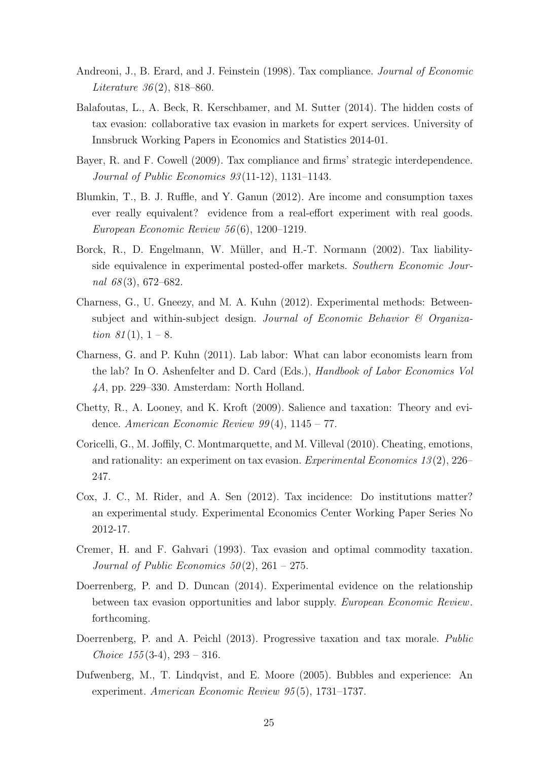Andreoni, J., B. Erard, and J. Feinstein (1998). Tax compliance. *Journal of Economic Literature 36*(2), 818–860.

Balafoutas, L., A. Beck, R. Kerschbamer, and M. Sutter (2014). The hidden costs of tax evasion: collaborative tax evasion in markets for expert services. University of Innsbruck Working Papers in Economics and Statistics 2014-01.

Bayer, R. and F. Cowell (2009). Tax compliance and firms' strategic interdependence. *Journal of Public Economics 93*(11-12), 1131–1143.

Blumkin, T., B. J. Ruffle, and Y. Ganun (2012). Are income and consumption taxes ever really equivalent? evidence from a real-effort experiment with real goods. *European Economic Review 56*(6), 1200–1219.

Borck, R., D. Engelmann, W. Müller, and H.-T. Normann (2002). Tax liability-side equivalence in experimental posted-offer markets. *Southern Economic Journal 68*(3), 672–682.

Charness, G., U. Gneezy, and M. A. Kuhn (2012). Experimental methods: Between-subject and within-subject design. *Journal of Economic Behavior & Organization 81*(1), 1 – 8.

Charness, G. and P. Kuhn (2011). Lab labor: What can labor economists learn from the lab? In O. Ashenfelter and D. Card (Eds.), *Handbook of Labor Economics Vol 4A*, pp. 229–330. Amsterdam: North Holland.

Chetty, R., A. Looney, and K. Kroft (2009). Salience and taxation: Theory and evidence. *American Economic Review 99*(4), 1145 – 77.

Coricelli, G., M. Joffily, C. Montmarquette, and M. Villeval (2010). Cheating, emotions, and rationality: an experiment on tax evasion. *Experimental Economics 13*(2), 226–247.

Cox, J. C., M. Rider, and A. Sen (2012). Tax incidence: Do institutions matter? an experimental study. Experimental Economics Center Working Paper Series No 2012-17.

Cremer, H. and F. Gahvari (1993). Tax evasion and optimal commodity taxation. *Journal of Public Economics 50*(2), 261 – 275.

Doerrenberg, P. and D. Duncan (2014). Experimental evidence on the relationship between tax evasion opportunities and labor supply. *European Economic Review*. forthcoming.

Doerrenberg, P. and A. Peichl (2013). Progressive taxation and tax morale. *Public Choice 155*(3-4), 293 – 316.

Dufwenberg, M., T. Lindqvist, and E. Moore (2005). Bubbles and experience: An experiment. *American Economic Review 95*(5), 1731–1737.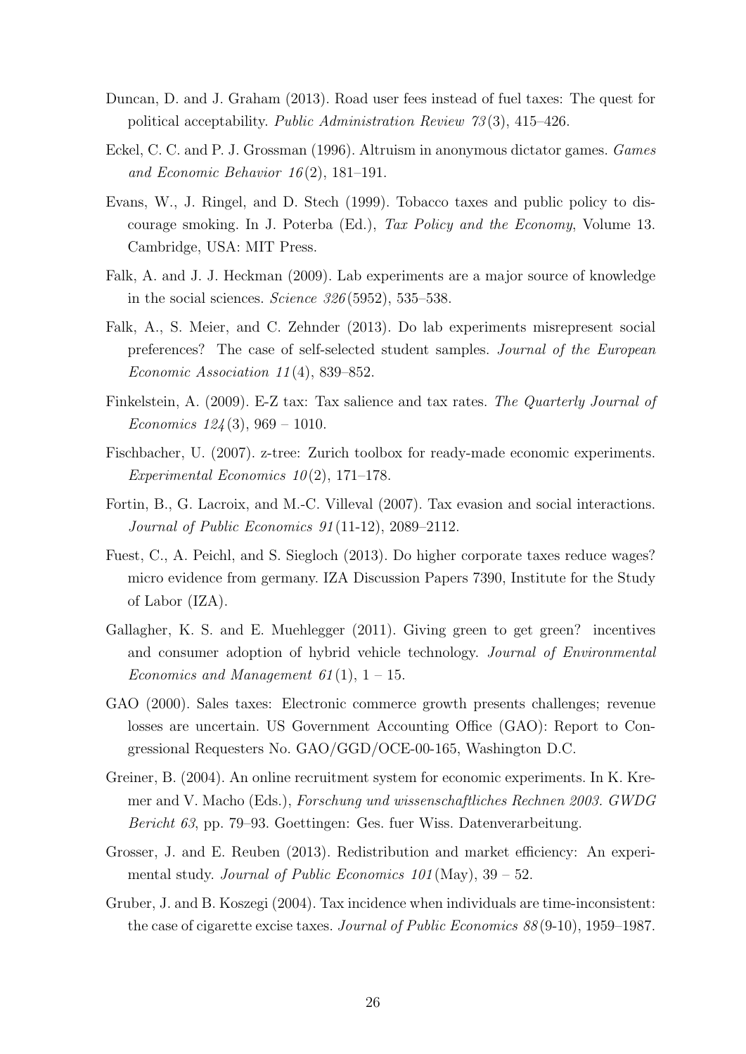Duncan, D. and J. Graham (2013). Road user fees instead of fuel taxes: The quest for political acceptability. *Public Administration Review 73*(3), 415–426.

Eckel, C. C. and P. J. Grossman (1996). Altruism in anonymous dictator games. *Games and Economic Behavior 16*(2), 181–191.

Evans, W., J. Ringel, and D. Stech (1999). Tobacco taxes and public policy to discourage smoking. In J. Poterba (Ed.), *Tax Policy and the Economy*, Volume 13. Cambridge, USA: MIT Press.

Falk, A. and J. J. Heckman (2009). Lab experiments are a major source of knowledge in the social sciences. *Science 326*(5952), 535–538.

Falk, A., S. Meier, and C. Zehnder (2013). Do lab experiments misrepresent social preferences? The case of self-selected student samples. *Journal of the European Economic Association 11*(4), 839–852.

Finkelstein, A. (2009). E-Z tax: Tax salience and tax rates. *The Quarterly Journal of Economics 124*(3), 969 – 1010.

Fischbacher, U. (2007). z-tree: Zurich toolbox for ready-made economic experiments. *Experimental Economics 10*(2), 171–178.

Fortin, B., G. Lacroix, and M.-C. Villeval (2007). Tax evasion and social interactions. *Journal of Public Economics 91*(11-12), 2089–2112.

Fuest, C., A. Peichl, and S. Siegloch (2013). Do higher corporate taxes reduce wages? micro evidence from germany. IZA Discussion Papers 7390, Institute for the Study of Labor (IZA).

Gallagher, K. S. and E. Muehlegger (2011). Giving green to get green? incentives and consumer adoption of hybrid vehicle technology. *Journal of Environmental Economics and Management 61*(1), 1 – 15.

GAO (2000). Sales taxes: Electronic commerce growth presents challenges; revenue losses are uncertain. US Government Accounting Office (GAO): Report to Congressional Requesters No. GAO/GGD/OCE-00-165, Washington D.C.

Greiner, B. (2004). An online recruitment system for economic experiments. In K. Kremer and V. Macho (Eds.), *Forschung und wissenschaftliches Rechnen 2003. GWDG Bericht 63*, pp. 79–93. Goettingen: Ges. fuer Wiss. Datenverarbeitung.

Grosser, J. and E. Reuben (2013). Redistribution and market efficiency: An experimental study. *Journal of Public Economics 101*(May), 39 – 52.

Gruber, J. and B. Koszegi (2004). Tax incidence when individuals are time-inconsistent: the case of cigarette excise taxes. *Journal of Public Economics 88*(9-10), 1959–1987.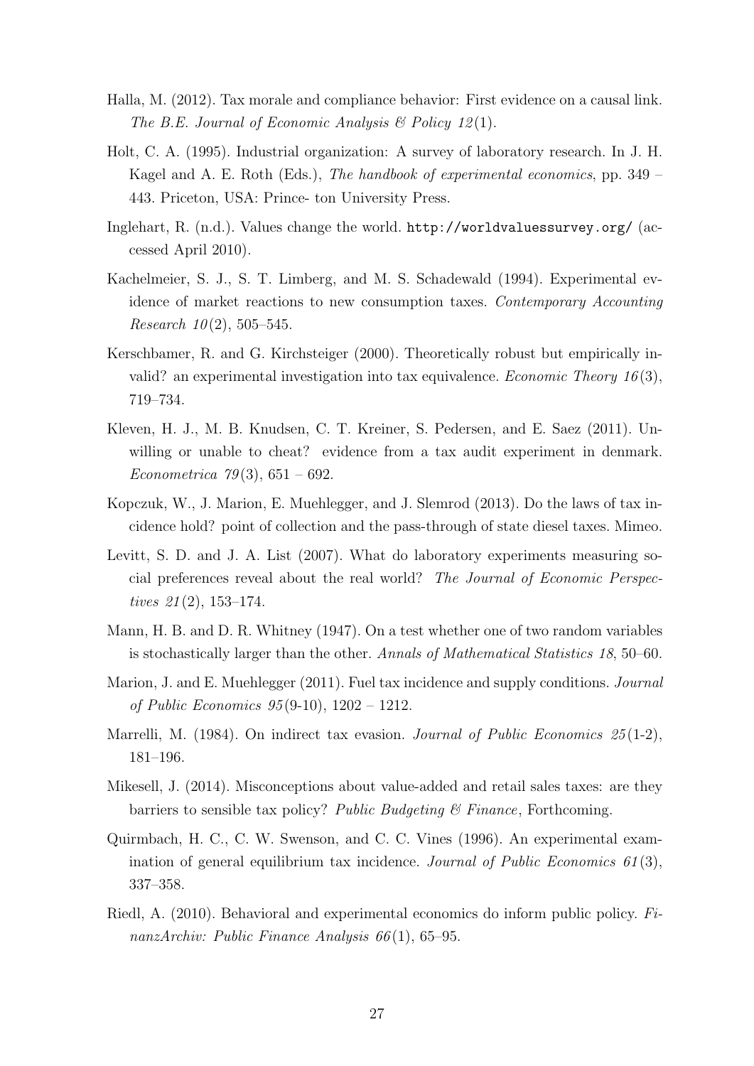Halla, M. (2012). Tax morale and compliance behavior: First evidence on a causal link. *The B.E. Journal of Economic Analysis & Policy 12*(1).

Holt, C. A. (1995). Industrial organization: A survey of laboratory research. In J. H. Kagel and A. E. Roth (Eds.), *The handbook of experimental economics*, pp. 349 – 443. Priceton, USA: Prince- ton University Press.

Inglehart, R. (n.d.). Values change the world. `http://worldvaluessurvey.org/` (accessed April 2010).

Kachelmeier, S. J., S. T. Limberg, and M. S. Schadewald (1994). Experimental evidence of market reactions to new consumption taxes. *Contemporary Accounting Research 10*(2), 505–545.

Kerschbamer, R. and G. Kirchsteiger (2000). Theoretically robust but empirically invalid? an experimental investigation into tax equivalence. *Economic Theory 16*(3), 719–734.

Kleven, H. J., M. B. Knudsen, C. T. Kreiner, S. Pedersen, and E. Saez (2011). Unwilling or unable to cheat? evidence from a tax audit experiment in denmark. *Econometrica 79*(3), 651 – 692.

Kopczuk, W., J. Marion, E. Muehlegger, and J. Slemrod (2013). Do the laws of tax incidence hold? point of collection and the pass-through of state diesel taxes. Mimeo.

Levitt, S. D. and J. A. List (2007). What do laboratory experiments measuring social preferences reveal about the real world? *The Journal of Economic Perspectives 21*(2), 153–174.

Mann, H. B. and D. R. Whitney (1947). On a test whether one of two random variables is stochastically larger than the other. *Annals of Mathematical Statistics 18*, 50–60.

Marion, J. and E. Muehlegger (2011). Fuel tax incidence and supply conditions. *Journal of Public Economics 95*(9-10), 1202 – 1212.

Marrelli, M. (1984). On indirect tax evasion. *Journal of Public Economics 25*(1-2), 181–196.

Mikesell, J. (2014). Misconceptions about value-added and retail sales taxes: are they barriers to sensible tax policy? *Public Budgeting & Finance*, Forthcoming.

Quirmbach, H. C., C. W. Swenson, and C. C. Vines (1996). An experimental examination of general equilibrium tax incidence. *Journal of Public Economics 61*(3), 337–358.

Riedl, A. (2010). Behavioral and experimental economics do inform public policy. *FinanzArchiv: Public Finance Analysis 66*(1), 65–95.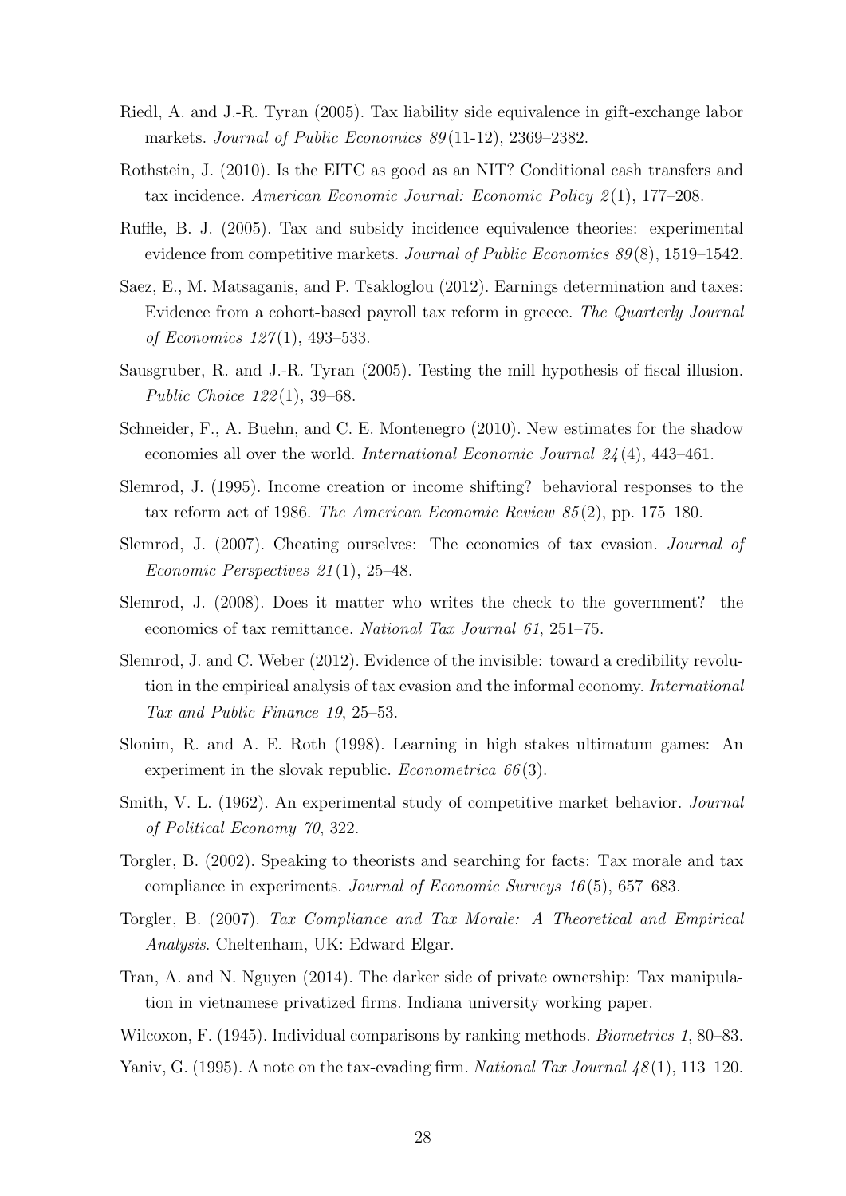Riedl, A. and J.-R. Tyran (2005). Tax liability side equivalence in gift-exchange labor markets. *Journal of Public Economics 89*(11-12), 2369–2382.

Rothstein, J. (2010). Is the EITC as good as an NIT? Conditional cash transfers and tax incidence. *American Economic Journal: Economic Policy 2*(1), 177–208.

Ruffle, B. J. (2005). Tax and subsidy incidence equivalence theories: experimental evidence from competitive markets. *Journal of Public Economics 89*(8), 1519–1542.

Saez, E., M. Matsaganis, and P. Tsakloglou (2012). Earnings determination and taxes: Evidence from a cohort-based payroll tax reform in greece. *The Quarterly Journal of Economics 127*(1), 493–533.

Sausgruber, R. and J.-R. Tyran (2005). Testing the mill hypothesis of fiscal illusion. *Public Choice 122*(1), 39–68.

Schneider, F., A. Buehn, and C. E. Montenegro (2010). New estimates for the shadow economies all over the world. *International Economic Journal 24*(4), 443–461.

Slemrod, J. (1995). Income creation or income shifting? behavioral responses to the tax reform act of 1986. *The American Economic Review 85*(2), pp. 175–180.

Slemrod, J. (2007). Cheating ourselves: The economics of tax evasion. *Journal of Economic Perspectives 21*(1), 25–48.

Slemrod, J. (2008). Does it matter who writes the check to the government? the economics of tax remittance. *National Tax Journal 61*, 251–75.

Slemrod, J. and C. Weber (2012). Evidence of the invisible: toward a credibility revolution in the empirical analysis of tax evasion and the informal economy. *International Tax and Public Finance 19*, 25–53.

Slonim, R. and A. E. Roth (1998). Learning in high stakes ultimatum games: An experiment in the slovak republic. *Econometrica 66*(3).

Smith, V. L. (1962). An experimental study of competitive market behavior. *Journal of Political Economy 70*, 322.

Torgler, B. (2002). Speaking to theorists and searching for facts: Tax morale and tax compliance in experiments. *Journal of Economic Surveys 16*(5), 657–683.

Torgler, B. (2007). *Tax Compliance and Tax Morale: A Theoretical and Empirical Analysis*. Cheltenham, UK: Edward Elgar.

Tran, A. and N. Nguyen (2014). The darker side of private ownership: Tax manipulation in vietnamese privatized firms. Indiana university working paper.

Wilcoxon, F. (1945). Individual comparisons by ranking methods. *Biometrics 1*, 80–83.

Yaniv, G. (1995). A note on the tax-evading firm. *National Tax Journal 48*(1), 113–120.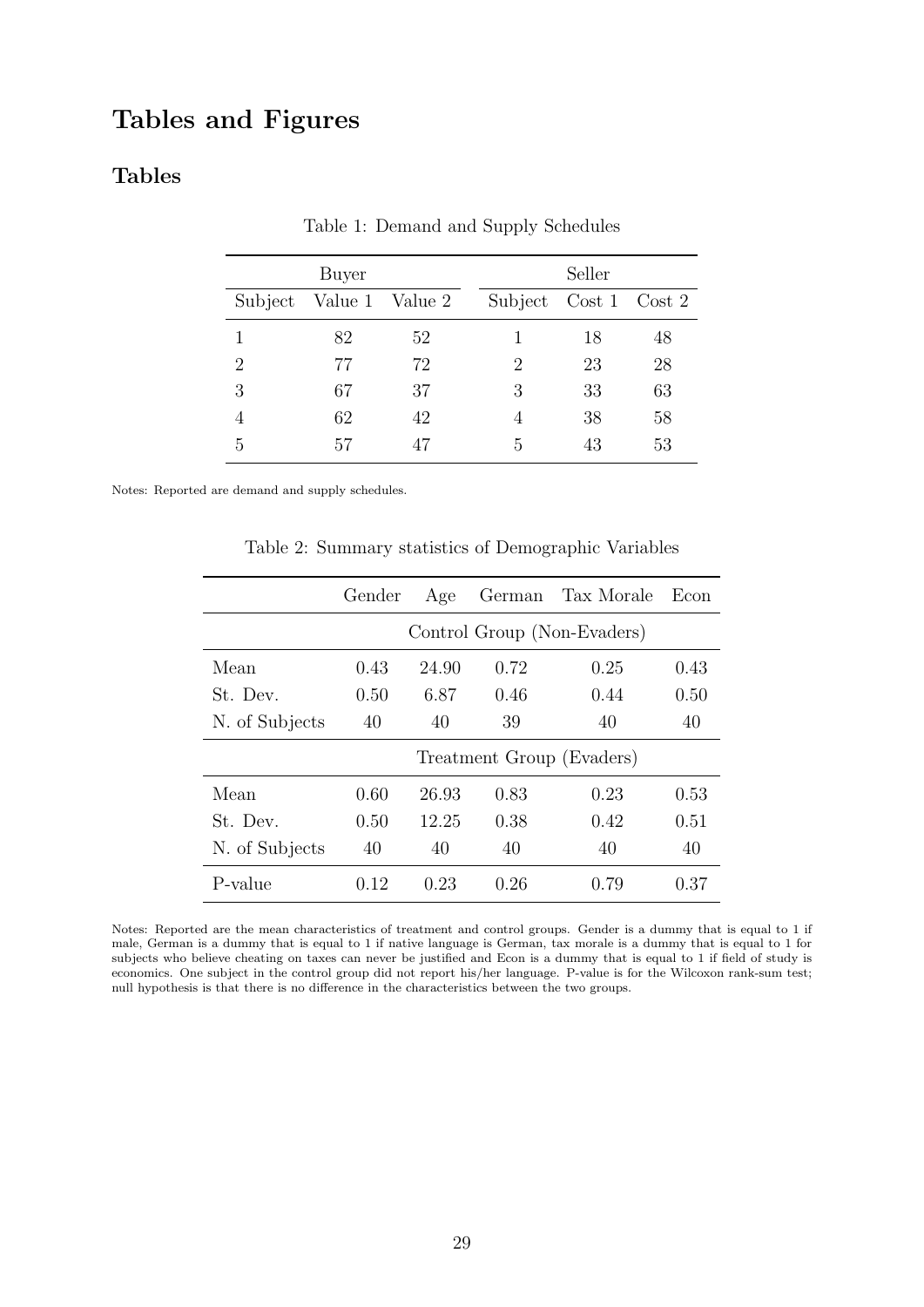# Tables and Figures

## Tables

Table 1: Demand and Supply Schedules

| Buyer | | | Seller | | |
|---|---|---|---|---|---|
| Subject | Value 1 | Value 2 | Subject | Cost 1 | Cost 2 |
| 1 | 82 | 52 | 1 | 18 | 48 |
| 2 | 77 | 72 | 2 | 23 | 28 |
| 3 | 67 | 37 | 3 | 33 | 63 |
| 4 | 62 | 42 | 4 | 38 | 58 |
| 5 | 57 | 47 | 5 | 43 | 53 |

Notes: Reported are demand and supply schedules.

Table 2: Summary statistics of Demographic Variables

| | Gender | Age | German | Tax Morale | Econ |
|---|---|---|---|---|---|
| | Control Group (Non-Evaders) | | | | |
| Mean | 0.43 | 24.90 | 0.72 | 0.25 | 0.43 |
| St. Dev. | 0.50 | 6.87 | 0.46 | 0.44 | 0.50 |
| N. of Subjects | 40 | 40 | 39 | 40 | 40 |
| | Treatment Group (Evaders) | | | | |
| Mean | 0.60 | 26.93 | 0.83 | 0.23 | 0.53 |
| St. Dev. | 0.50 | 12.25 | 0.38 | 0.42 | 0.51 |
| N. of Subjects | 40 | 40 | 40 | 40 | 40 |
| P-value | 0.12 | 0.23 | 0.26 | 0.79 | 0.37 |

Notes: Reported are the mean characteristics of treatment and control groups. Gender is a dummy that is equal to 1 if male, German is a dummy that is equal to 1 if native language is German, tax morale is a dummy that is equal to 1 for subjects who believe cheating on taxes can never be justified and Econ is a dummy that is equal to 1 if field of study is economics. One subject in the control group did not report his/her language. P-value is for the Wilcoxon rank-sum test; null hypothesis is that there is no difference in the characteristics between the two groups.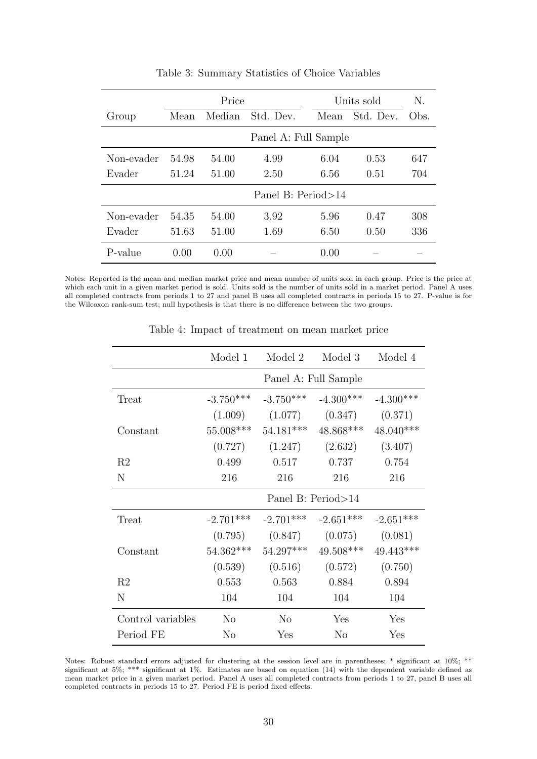Table 3: Summary Statistics of Choice Variables

| Group | Price | | | Units sold | | N. |
|---|---|---|---|---|---|---|
| | Mean | Median | Std. Dev. | Mean | Std. Dev. | Obs. |
| | Panel A: Full Sample | | | | | |
| Non-evader | 54.98 | 54.00 | 4.99 | 6.04 | 0.53 | 647 |
| Evader | 51.24 | 51.00 | 2.50 | 6.56 | 0.51 | 704 |
| | Panel B: Period>14 | | | | | |
| Non-evader | 54.35 | 54.00 | 3.92 | 5.96 | 0.47 | 308 |
| Evader | 51.63 | 51.00 | 1.69 | 6.50 | 0.50 | 336 |
| P-value | 0.00 | 0.00 | – | 0.00 | – | – |

Notes: Reported is the mean and median market price and mean number of units sold in each group. Price is the price at which each unit in a given market period is sold. Units sold is the number of units sold in a market period. Panel A uses all completed contracts from periods 1 to 27 and panel B uses all completed contracts in periods 15 to 27. P-value is for the Wilcoxon rank-sum test; null hypothesis is that there is no difference between the two groups.

Table 4: Impact of treatment on mean market price

| | Model 1 | Model 2 | Model 3 | Model 4 |
|---|---|---|---|---|
| | Panel A: Full Sample | | | |
| Treat | -3.750*** | -3.750*** | -4.300*** | -4.300*** |
| | (1.009) | (1.077) | (0.347) | (0.371) |
| Constant | 55.008*** | 54.181*** | 48.868*** | 48.040*** |
| | (0.727) | (1.247) | (2.632) | (3.407) |
| R2 | 0.499 | 0.517 | 0.737 | 0.754 |
| N | 216 | 216 | 216 | 216 |
| | Panel B: Period>14 | | | |
| Treat | -2.701*** | -2.701*** | -2.651*** | -2.651*** |
| | (0.795) | (0.847) | (0.075) | (0.081) |
| Constant | 54.362*** | 54.297*** | 49.508*** | 49.443*** |
| | (0.539) | (0.516) | (0.572) | (0.750) |
| R2 | 0.553 | 0.563 | 0.884 | 0.894 |
| N | 104 | 104 | 104 | 104 |
| Control variables | No | No | Yes | Yes |
| Period FE | No | Yes | No | Yes |

Notes: Robust standard errors adjusted for clustering at the session level are in parentheses; * significant at 10%; ** significant at 5%; *** significant at 1%. Estimates are based on equation (14) with the dependent variable defined as mean market price in a given market period. Panel A uses all completed contracts from periods 1 to 27, panel B uses all completed contracts in periods 15 to 27. Period FE is period fixed effects.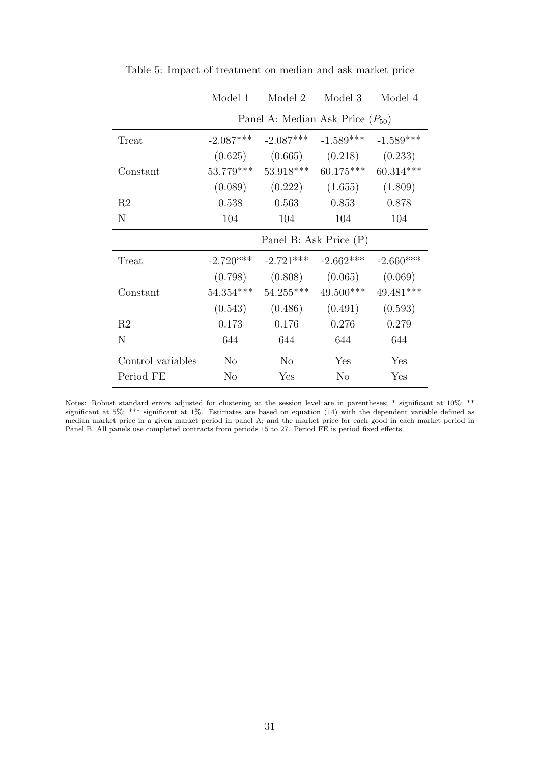Table 5: Impact of treatment on median and ask market price

| | Model 1 | Model 2 | Model 3 | Model 4 |
|---|---|---|---|---|
| | Panel A: Median Ask Price ($P_{50}$) | | | |
| Treat | -2.087*** | -2.087*** | -1.589*** | -1.589*** |
| | (0.625) | (0.665) | (0.218) | (0.233) |
| Constant | 53.779*** | 53.918*** | 60.175*** | 60.314*** |
| | (0.089) | (0.222) | (1.655) | (1.809) |
| R2 | 0.538 | 0.563 | 0.853 | 0.878 |
| N | 104 | 104 | 104 | 104 |
| | Panel B: Ask Price (P) | | | |
| Treat | -2.720*** | -2.721*** | -2.662*** | -2.660*** |
| | (0.798) | (0.808) | (0.065) | (0.069) |
| Constant | 54.354*** | 54.255*** | 49.500*** | 49.481*** |
| | (0.543) | (0.486) | (0.491) | (0.593) |
| R2 | 0.173 | 0.176 | 0.276 | 0.279 |
| N | 644 | 644 | 644 | 644 |
| Control variables | No | No | Yes | Yes |
| Period FE | No | Yes | No | Yes |

Notes: Robust standard errors adjusted for clustering at the session level are in parentheses; * significant at 10%; ** significant at 5%; *** significant at 1%. Estimates are based on equation (14) with the dependent variable defined as median market price in a given market period in panel A; and the market price for each good in each market period in Panel B. All panels use completed contracts from periods 15 to 27. Period FE is period fixed effects.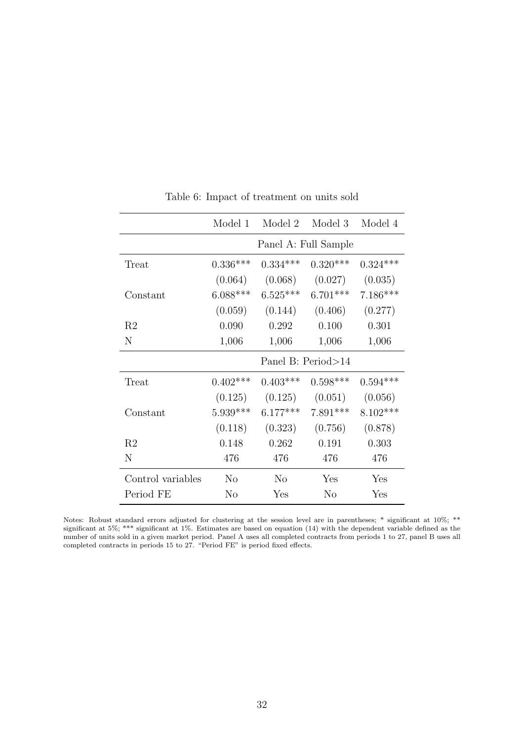Table 6: Impact of treatment on units sold

| | Model 1 | Model 2 | Model 3 | Model 4 |
|---|---|---|---|---|
| | Panel A: Full Sample | | | |
| Treat | 0.336*** | 0.334*** | 0.320*** | 0.324*** |
| | (0.064) | (0.068) | (0.027) | (0.035) |
| Constant | 6.088*** | 6.525*** | 6.701*** | 7.186*** |
| | (0.059) | (0.144) | (0.406) | (0.277) |
| R2 | 0.090 | 0.292 | 0.100 | 0.301 |
| N | 1,006 | 1,006 | 1,006 | 1,006 |
| | Panel B: Period>14 | | | |
| Treat | 0.402*** | 0.403*** | 0.598*** | 0.594*** |
| | (0.125) | (0.125) | (0.051) | (0.056) |
| Constant | 5.939*** | 6.177*** | 7.891*** | 8.102*** |
| | (0.118) | (0.323) | (0.756) | (0.878) |
| R2 | 0.148 | 0.262 | 0.191 | 0.303 |
| N | 476 | 476 | 476 | 476 |
| Control variables | No | No | Yes | Yes |
| Period FE | No | Yes | No | Yes |

Notes: Robust standard errors adjusted for clustering at the session level are in parentheses; * significant at 10%; ** significant at 5%; *** significant at 1%. Estimates are based on equation (14) with the dependent variable defined as the number of units sold in a given market period. Panel A uses all completed contracts from periods 1 to 27, panel B uses all completed contracts in periods 15 to 27. "Period FE" is period fixed effects.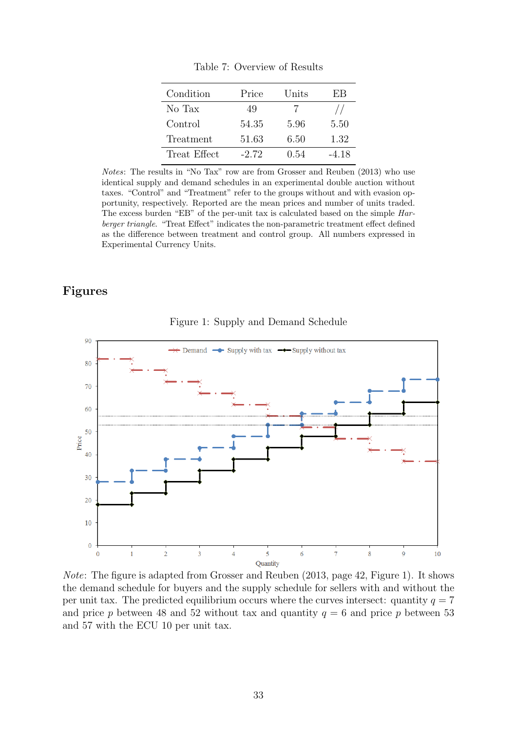Table 7: Overview of Results

| Condition | Price | Units | EB |
|---|---|---|---|
| No Tax | 49 | 7 | // |
| Control | 54.35 | 5.96 | 5.50 |
| Treatment | 51.63 | 6.50 | 1.32 |
| Treat Effect | -2.72 | 0.54 | -4.18 |

*Notes*: The results in "No Tax" row are from Grosser and Reuben (2013) who use identical supply and demand schedules in an experimental double auction without taxes. "Control" and "Treatment" refer to the groups without and with evasion opportunity, respectively. Reported are the mean prices and number of units traded. The excess burden "EB" of the per-unit tax is calculated based on the simple *Harberger triangle*. "Treat Effect" indicates the non-parametric treatment effect defined as the difference between treatment and control group. All numbers expressed in Experimental Currency Units.

## Figures

Figure 1: Supply and Demand Schedule

*Note*: The figure is adapted from Grosser and Reuben (2013, page 42, Figure 1). It shows the demand schedule for buyers and the supply schedule for sellers with and without the per unit tax. The predicted equilibrium occurs where the curves intersect: quantity $q = 7$ and price $p$ between 48 and 52 without tax and quantity $q = 6$ and price $p$ between 53 and 57 with the ECU 10 per unit tax.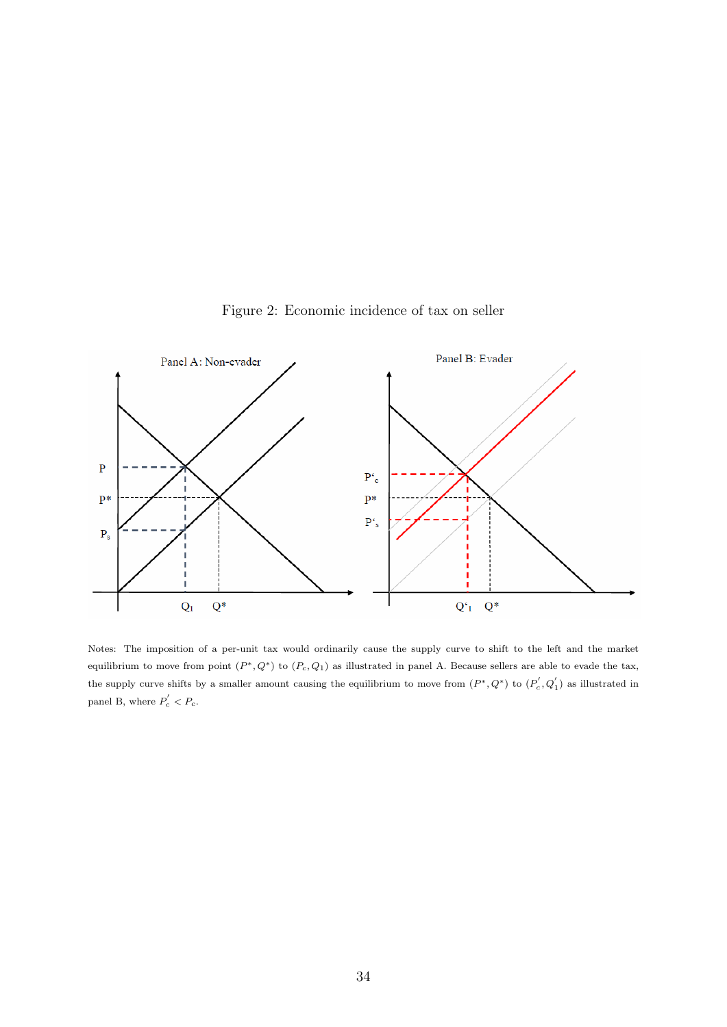Figure 2: Economic incidence of tax on seller

Notes: The imposition of a per-unit tax would ordinarily cause the supply curve to shift to the left and the market equilibrium to move from point $(P^*, Q^*)$ to $(P_c, Q_1)$ as illustrated in panel A. Because sellers are able to evade the tax, the supply curve shifts by a smaller amount causing the equilibrium to move from $(P^*, Q^*)$ to $(P_c^{'}, Q_1^{'})$ as illustrated in panel B, where $P_c^{'} < P_c$.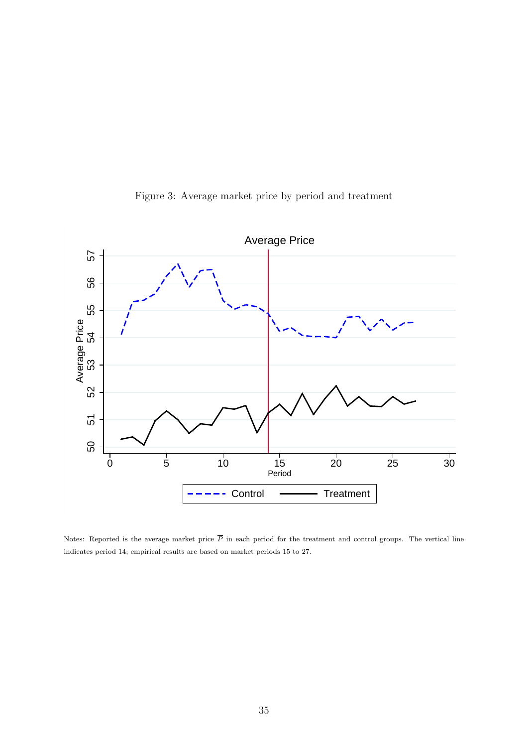Figure 3: Average market price by period and treatment

Notes: Reported is the average market price $\overline{P}$ in each period for the treatment and control groups. The vertical line indicates period 14; empirical results are based on market periods 15 to 27.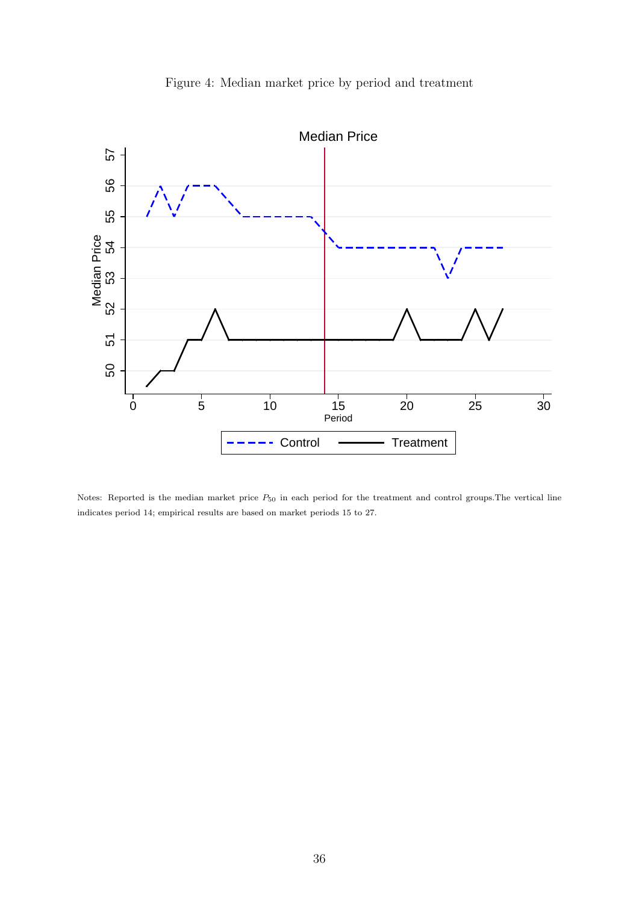Figure 4: Median market price by period and treatment

Notes: Reported is the median market price $P_{50}$ in each period for the treatment and control groups.The vertical line indicates period 14; empirical results are based on market periods 15 to 27.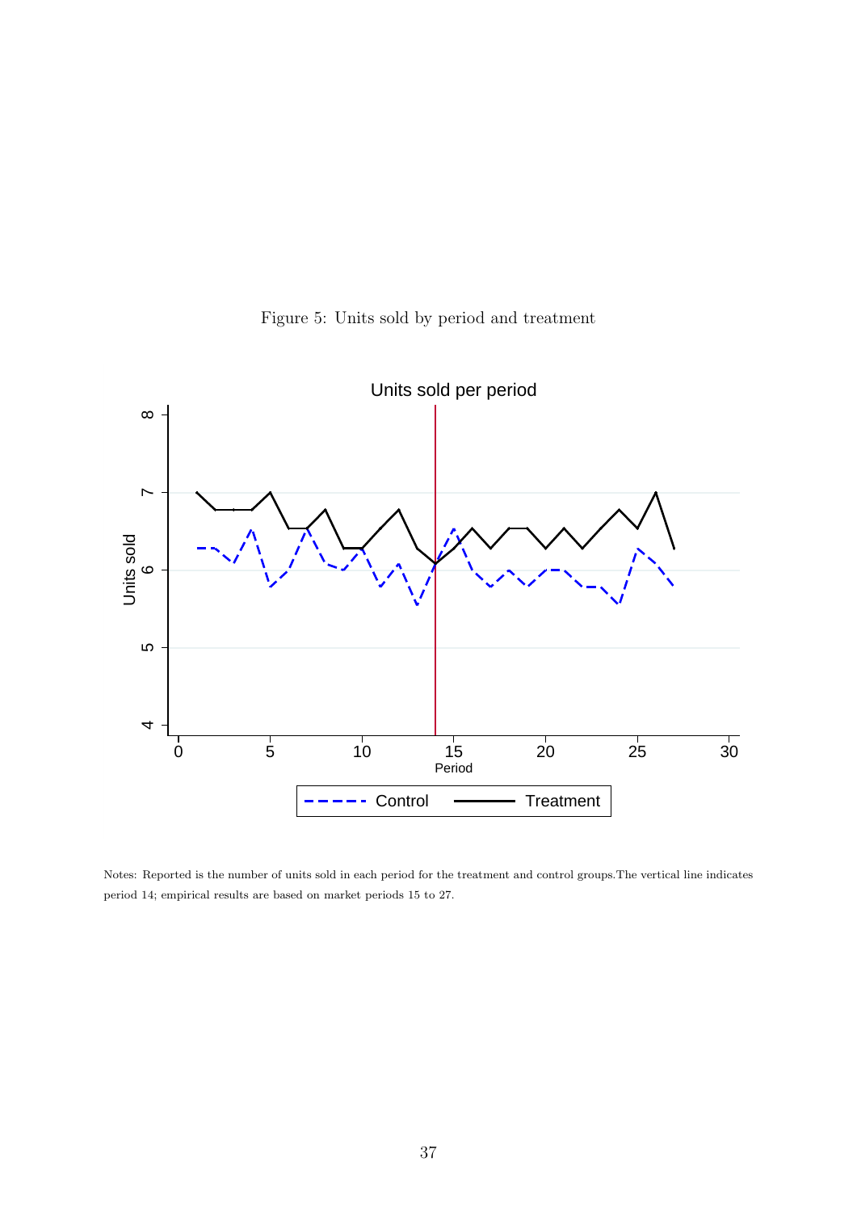Figure 5: Units sold by period and treatment

Notes: Reported is the number of units sold in each period for the treatment and control groups.The vertical line indicates period 14; empirical results are based on market periods 15 to 27.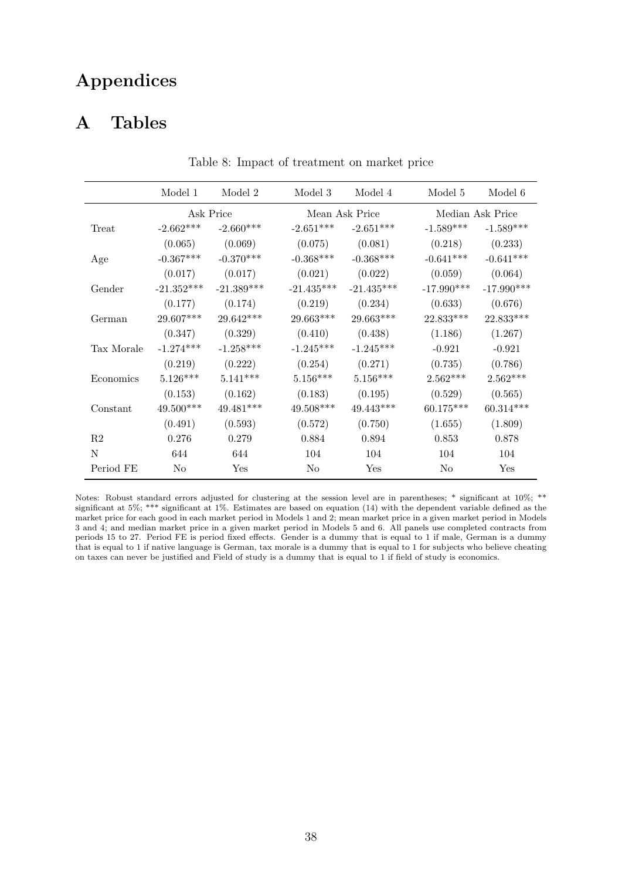# Appendices

# A Tables

Table 8: Impact of treatment on market price

| | Model 1 | Model 2 | Model 3 | Model 4 | Model 5 | Model 6 |
|---|---|---|---|---|---|---|
| | Ask Price | | Mean Ask Price | | Median Ask Price | |
| Treat | -2.662*** | -2.660*** | -2.651*** | -2.651*** | -1.589*** | -1.589*** |
| | (0.065) | (0.069) | (0.075) | (0.081) | (0.218) | (0.233) |
| Age | -0.367*** | -0.370*** | -0.368*** | -0.368*** | -0.641*** | -0.641*** |
| | (0.017) | (0.017) | (0.021) | (0.022) | (0.059) | (0.064) |
| Gender | -21.352*** | -21.389*** | -21.435*** | -21.435*** | -17.990*** | -17.990*** |
| | (0.177) | (0.174) | (0.219) | (0.234) | (0.633) | (0.676) |
| German | 29.607*** | 29.642*** | 29.663*** | 29.663*** | 22.833*** | 22.833*** |
| | (0.347) | (0.329) | (0.410) | (0.438) | (1.186) | (1.267) |
| Tax Morale | -1.274*** | -1.258*** | -1.245*** | -1.245*** | -0.921 | -0.921 |
| | (0.219) | (0.222) | (0.254) | (0.271) | (0.735) | (0.786) |
| Economics | 5.126*** | 5.141*** | 5.156*** | 5.156*** | 2.562*** | 2.562*** |
| | (0.153) | (0.162) | (0.183) | (0.195) | (0.529) | (0.565) |
| Constant | 49.500*** | 49.481*** | 49.508*** | 49.443*** | 60.175*** | 60.314*** |
| | (0.491) | (0.593) | (0.572) | (0.750) | (1.655) | (1.809) |
| R2 | 0.276 | 0.279 | 0.884 | 0.894 | 0.853 | 0.878 |
| N | 644 | 644 | 104 | 104 | 104 | 104 |
| Period FE | No | Yes | No | Yes | No | Yes |

Notes: Robust standard errors adjusted for clustering at the session level are in parentheses; * significant at 10%; ** significant at 5%; *** significant at 1%. Estimates are based on equation (14) with the dependent variable defined as the market price for each good in each market period in Models 1 and 2; mean market price in a given market period in Models 3 and 4; and median market price in a given market period in Models 5 and 6. All panels use completed contracts from periods 15 to 27. Period FE is period fixed effects. Gender is a dummy that is equal to 1 if male, German is a dummy that is equal to 1 if native language is German, tax morale is a dummy that is equal to 1 for subjects who believe cheating on taxes can never be justified and Field of study is a dummy that is equal to 1 if field of study is economics.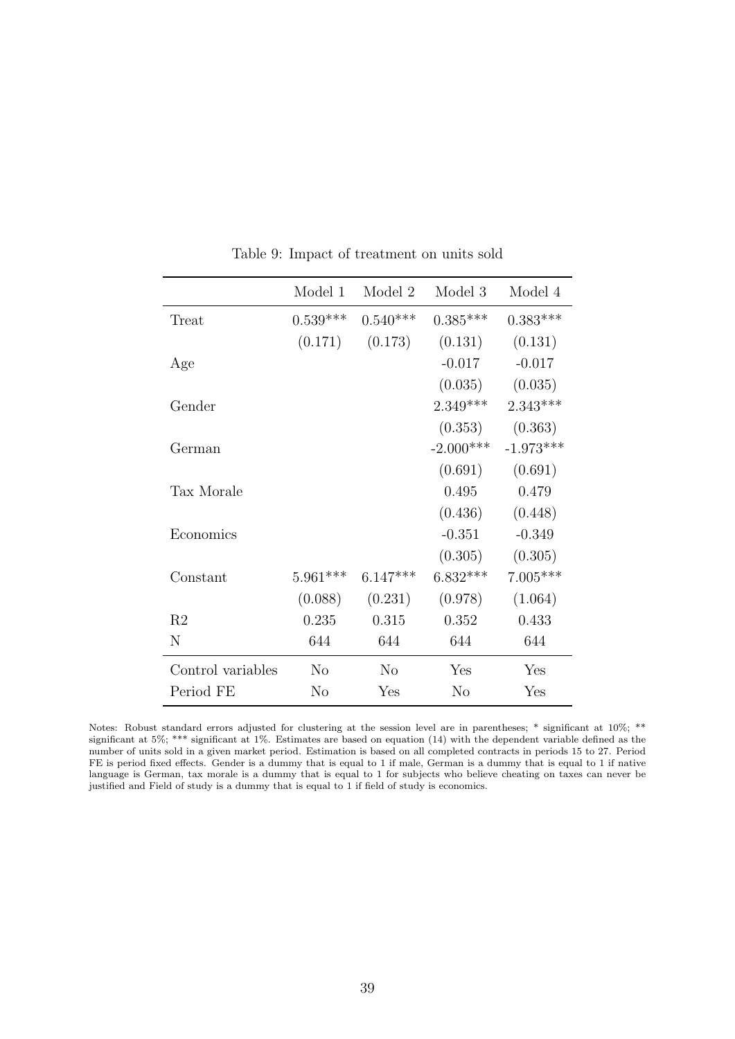Table 9: Impact of treatment on units sold

| | Model 1 | Model 2 | Model 3 | Model 4 |
|---|---|---|---|---|
| Treat | 0.539*** | 0.540*** | 0.385*** | 0.383*** |
| | (0.171) | (0.173) | (0.131) | (0.131) |
| Age | | | -0.017 | -0.017 |
| | | | (0.035) | (0.035) |
| Gender | | | 2.349*** | 2.343*** |
| | | | (0.353) | (0.363) |
| German | | | -2.000*** | -1.973*** |
| | | | (0.691) | (0.691) |
| Tax Morale | | | 0.495 | 0.479 |
| | | | (0.436) | (0.448) |
| Economics | | | -0.351 | -0.349 |
| | | | (0.305) | (0.305) |
| Constant | 5.961*** | 6.147*** | 6.832*** | 7.005*** |
| | (0.088) | (0.231) | (0.978) | (1.064) |
| R2 | 0.235 | 0.315 | 0.352 | 0.433 |
| N | 644 | 644 | 644 | 644 |
| Control variables | No | No | Yes | Yes |
| Period FE | No | Yes | No | Yes |

Notes: Robust standard errors adjusted for clustering at the session level are in parentheses; * significant at 10%; ** significant at 5%; *** significant at 1%. Estimates are based on equation (14) with the dependent variable defined as the number of units sold in a given market period. Estimation is based on all completed contracts in periods 15 to 27. Period FE is period fixed effects. Gender is a dummy that is equal to 1 if male, German is a dummy that is equal to 1 if native language is German, tax morale is a dummy that is equal to 1 for subjects who believe cheating on taxes can never be justified and Field of study is a dummy that is equal to 1 if field of study is economics.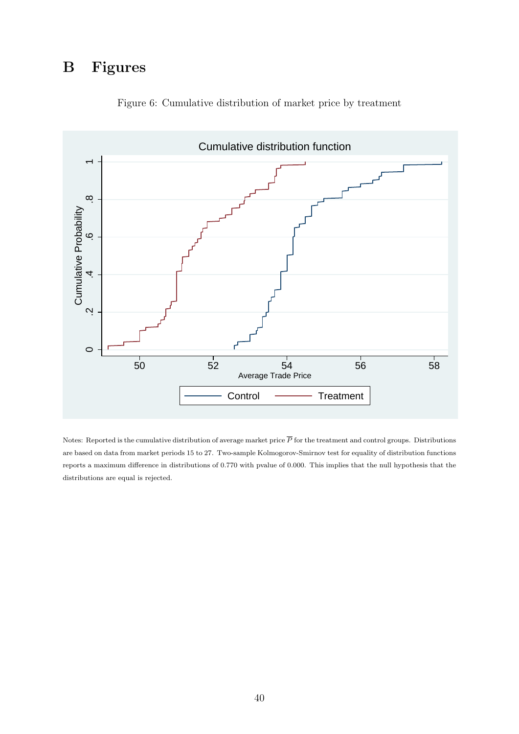# B Figures

Figure 6: Cumulative distribution of market price by treatment

Notes: Reported is the cumulative distribution of average market price $\overline{P}$ for the treatment and control groups. Distributions are based on data from market periods 15 to 27. Two-sample Kolmogorov-Smirnov test for equality of distribution functions reports a maximum difference in distributions of 0.770 with pvalue of 0.000. This implies that the null hypothesis that the distributions are equal is rejected.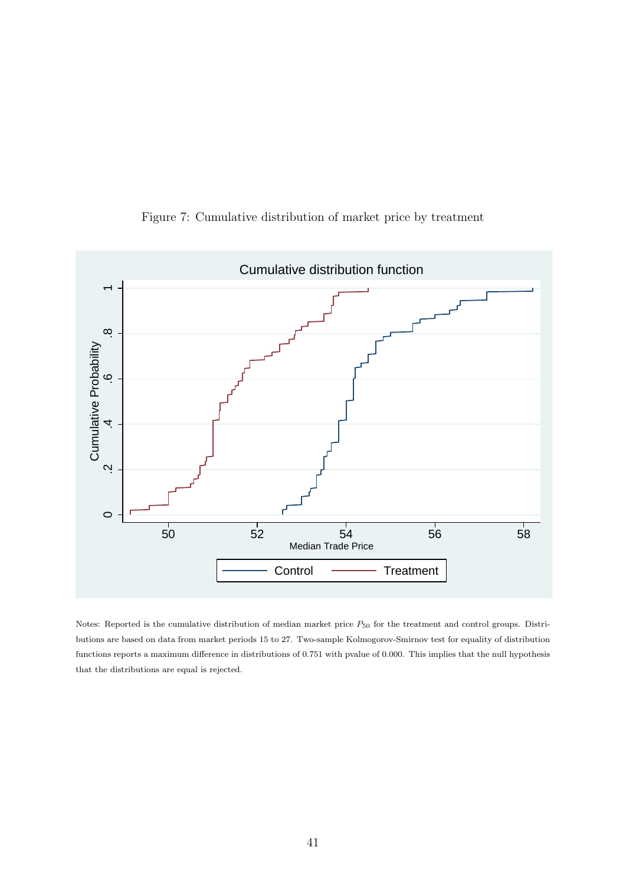Figure 7: Cumulative distribution of market price by treatment

Notes: Reported is the cumulative distribution of median market price $P_{50}$ for the treatment and control groups. Distributions are based on data from market periods 15 to 27. Two-sample Kolmogorov-Smirnov test for equality of distribution functions reports a maximum difference in distributions of 0.751 with pvalue of 0.000. This implies that the null hypothesis that the distributions are equal is rejected.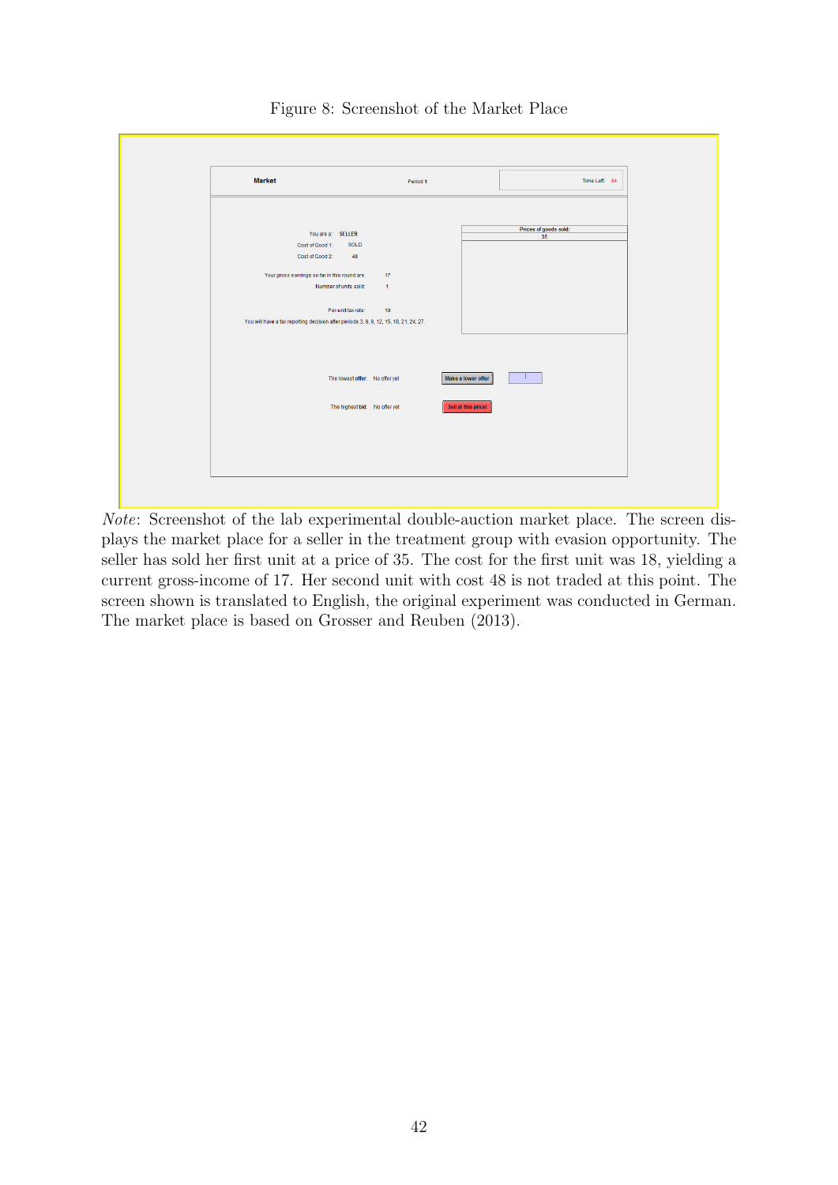Figure 8: Screenshot of the Market Place

*Note*: Screenshot of the lab experimental double-auction market place. The screen displays the market place for a seller in the treatment group with evasion opportunity. The seller has sold her first unit at a price of 35. The cost for the first unit was 18, yielding a current gross-income of 17. Her second unit with cost 48 is not traded at this point. The screen shown is translated to English, the original experiment was conducted in German. The market place is based on Grosser and Reuben (2013).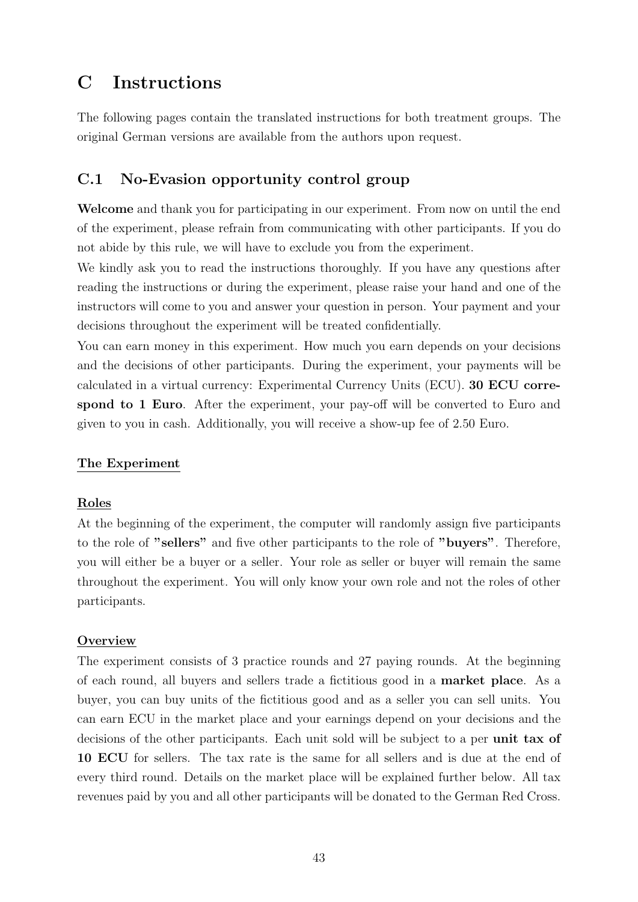# C Instructions

The following pages contain the translated instructions for both treatment groups. The original German versions are available from the authors upon request.

## C.1 No-Evasion opportunity control group

**Welcome** and thank you for participating in our experiment. From now on until the end of the experiment, please refrain from communicating with other participants. If you do not abide by this rule, we will have to exclude you from the experiment.

We kindly ask you to read the instructions thoroughly. If you have any questions after reading the instructions or during the experiment, please raise your hand and one of the instructors will come to you and answer your question in person. Your payment and your decisions throughout the experiment will be treated confidentially.

You can earn money in this experiment. How much you earn depends on your decisions and the decisions of other participants. During the experiment, your payments will be calculated in a virtual currency: Experimental Currency Units (ECU). **30 ECU correspond to 1 Euro**. After the experiment, your pay-off will be converted to Euro and given to you in cash. Additionally, you will receive a show-up fee of 2.50 Euro.

**The Experiment**

**Roles**

At the beginning of the experiment, the computer will randomly assign five participants to the role of **"sellers"** and five other participants to the role of **"buyers"**. Therefore, you will either be a buyer or a seller. Your role as seller or buyer will remain the same throughout the experiment. You will only know your own role and not the roles of other participants.

**Overview**

The experiment consists of 3 practice rounds and 27 paying rounds. At the beginning of each round, all buyers and sellers trade a fictitious good in a **market place**. As a buyer, you can buy units of the fictitious good and as a seller you can sell units. You can earn ECU in the market place and your earnings depend on your decisions and the decisions of the other participants. Each unit sold will be subject to a per **unit tax of 10 ECU** for sellers. The tax rate is the same for all sellers and is due at the end of every third round. Details on the market place will be explained further below. All tax revenues paid by you and all other participants will be donated to the German Red Cross.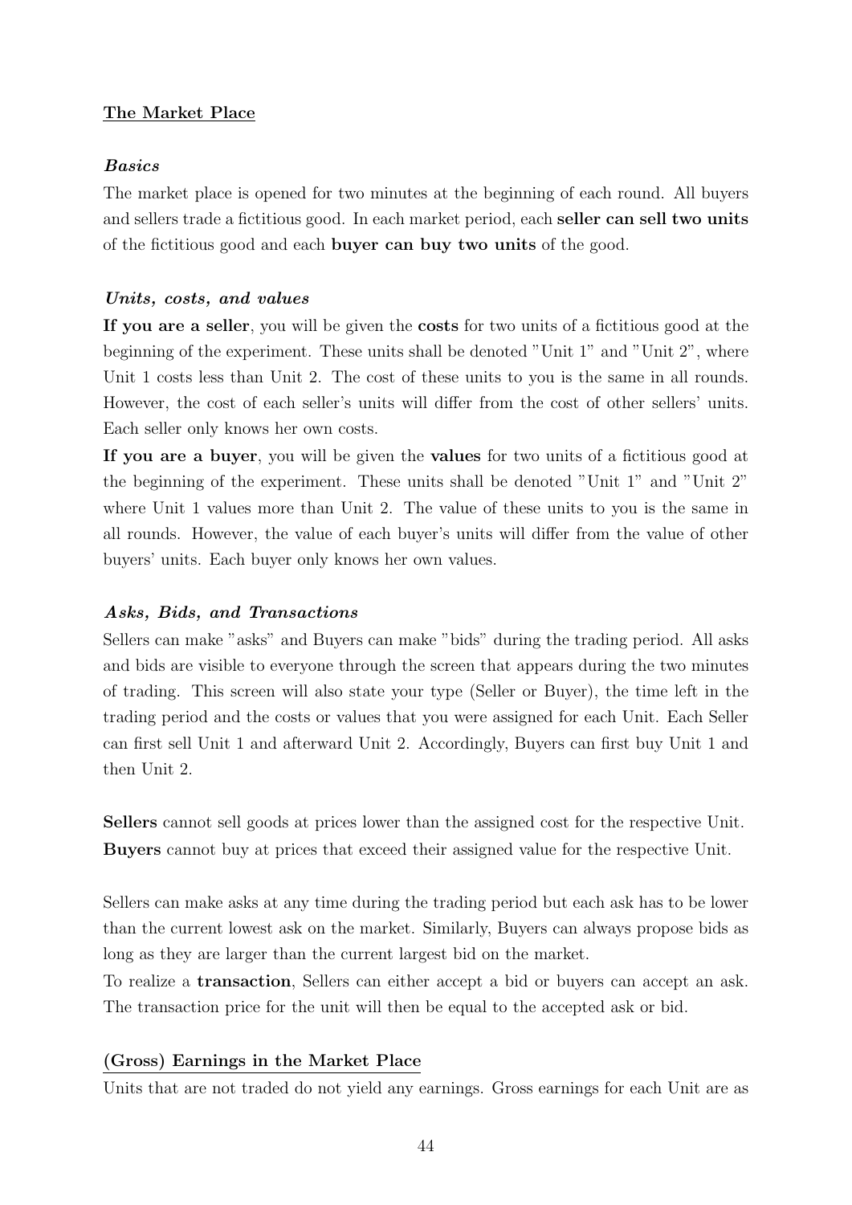## The Market Place

### *Basics*

The market place is opened for two minutes at the beginning of each round. All buyers and sellers trade a fictitious good. In each market period, each **seller can sell two units** of the fictitious good and each **buyer can buy two units** of the good.

### *Units, costs, and values*

**If you are a seller**, you will be given the **costs** for two units of a fictitious good at the beginning of the experiment. These units shall be denoted "Unit 1" and "Unit 2", where Unit 1 costs less than Unit 2. The cost of these units to you is the same in all rounds. However, the cost of each seller's units will differ from the cost of other sellers' units. Each seller only knows her own costs.

**If you are a buyer**, you will be given the **values** for two units of a fictitious good at the beginning of the experiment. These units shall be denoted "Unit 1" and "Unit 2" where Unit 1 values more than Unit 2. The value of these units to you is the same in all rounds. However, the value of each buyer's units will differ from the value of other buyers' units. Each buyer only knows her own values.

### *Asks, Bids, and Transactions*

Sellers can make "asks" and Buyers can make "bids" during the trading period. All asks and bids are visible to everyone through the screen that appears during the two minutes of trading. This screen will also state your type (Seller or Buyer), the time left in the trading period and the costs or values that you were assigned for each Unit. Each Seller can first sell Unit 1 and afterward Unit 2. Accordingly, Buyers can first buy Unit 1 and then Unit 2.

**Sellers** cannot sell goods at prices lower than the assigned cost for the respective Unit. **Buyers** cannot buy at prices that exceed their assigned value for the respective Unit.

Sellers can make asks at any time during the trading period but each ask has to be lower than the current lowest ask on the market. Similarly, Buyers can always propose bids as long as they are larger than the current largest bid on the market.

To realize a **transaction**, Sellers can either accept a bid or buyers can accept an ask. The transaction price for the unit will then be equal to the accepted ask or bid.

## (Gross) Earnings in the Market Place

Units that are not traded do not yield any earnings. Gross earnings for each Unit are as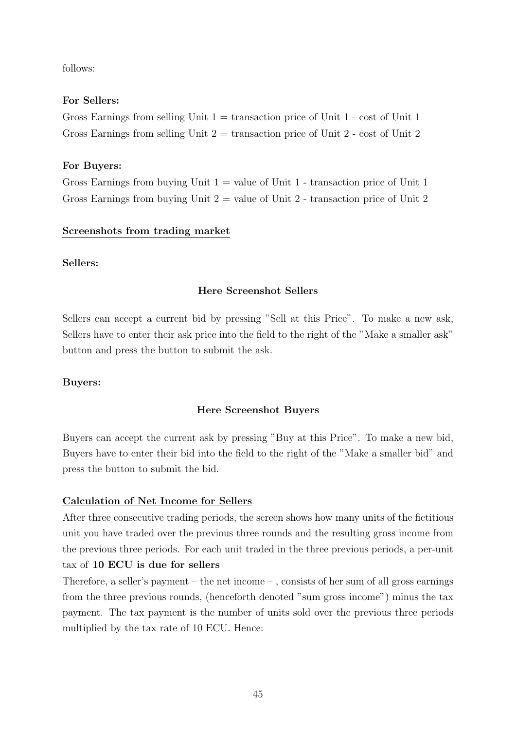follows:

**For Sellers:**

Gross Earnings from selling Unit 1 = transaction price of Unit 1 - cost of Unit 1
Gross Earnings from selling Unit 2 = transaction price of Unit 2 - cost of Unit 2

**For Buyers:**

Gross Earnings from buying Unit 1 = value of Unit 1 - transaction price of Unit 1
Gross Earnings from buying Unit 2 = value of Unit 2 - transaction price of Unit 2

**Screenshots from trading market**

**Sellers:**

**Here Screenshot Sellers**

Sellers can accept a current bid by pressing "Sell at this Price". To make a new ask, Sellers have to enter their ask price into the field to the right of the "Make a smaller ask" button and press the button to submit the ask.

**Buyers:**

**Here Screenshot Buyers**

Buyers can accept the current ask by pressing "Buy at this Price". To make a new bid, Buyers have to enter their bid into the field to the right of the "Make a smaller bid" and press the button to submit the bid.

**Calculation of Net Income for Sellers**

After three consecutive trading periods, the screen shows how many units of the fictitious unit you have traded over the previous three rounds and the resulting gross income from the previous three periods. For each unit traded in the three previous periods, a per-unit tax of **10 ECU is due for sellers**

Therefore, a seller's payment – the net income – , consists of her sum of all gross earnings from the three previous rounds, (henceforth denoted "sum gross income") minus the tax payment. The tax payment is the number of units sold over the previous three periods multiplied by the tax rate of 10 ECU. Hence: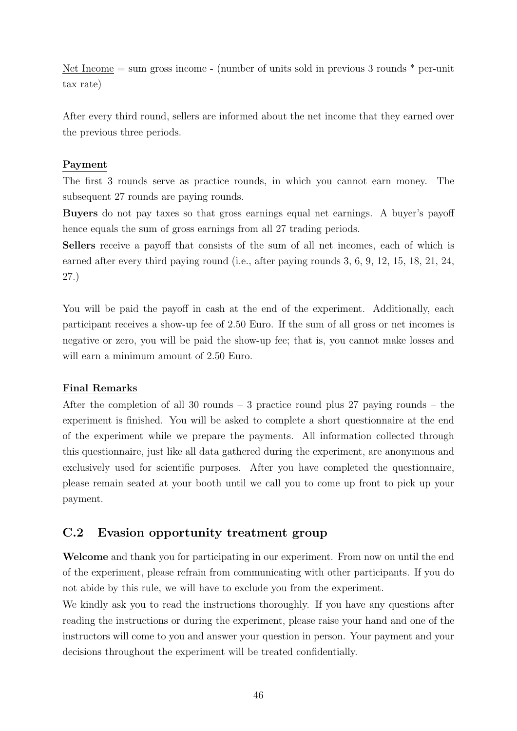<u>Net Income</u> = sum gross income - (number of units sold in previous 3 rounds * per-unit tax rate)

After every third round, sellers are informed about the net income that they earned over the previous three periods.

**<u>Payment</u>**

The first 3 rounds serve as practice rounds, in which you cannot earn money. The subsequent 27 rounds are paying rounds.

**Buyers** do not pay taxes so that gross earnings equal net earnings. A buyer's payoff hence equals the sum of gross earnings from all 27 trading periods.

**Sellers** receive a payoff that consists of the sum of all net incomes, each of which is earned after every third paying round (i.e., after paying rounds 3, 6, 9, 12, 15, 18, 21, 24, 27.)

You will be paid the payoff in cash at the end of the experiment. Additionally, each participant receives a show-up fee of 2.50 Euro. If the sum of all gross or net incomes is negative or zero, you will be paid the show-up fee; that is, you cannot make losses and will earn a minimum amount of 2.50 Euro.

**<u>Final Remarks</u>**

After the completion of all 30 rounds – 3 practice round plus 27 paying rounds – the experiment is finished. You will be asked to complete a short questionnaire at the end of the experiment while we prepare the payments. All information collected through this questionnaire, just like all data gathered during the experiment, are anonymous and exclusively used for scientific purposes. After you have completed the questionnaire, please remain seated at your booth until we call you to come up front to pick up your payment.

## C.2 Evasion opportunity treatment group

**Welcome** and thank you for participating in our experiment. From now on until the end of the experiment, please refrain from communicating with other participants. If you do not abide by this rule, we will have to exclude you from the experiment.

We kindly ask you to read the instructions thoroughly. If you have any questions after reading the instructions or during the experiment, please raise your hand and one of the instructors will come to you and answer your question in person. Your payment and your decisions throughout the experiment will be treated confidentially.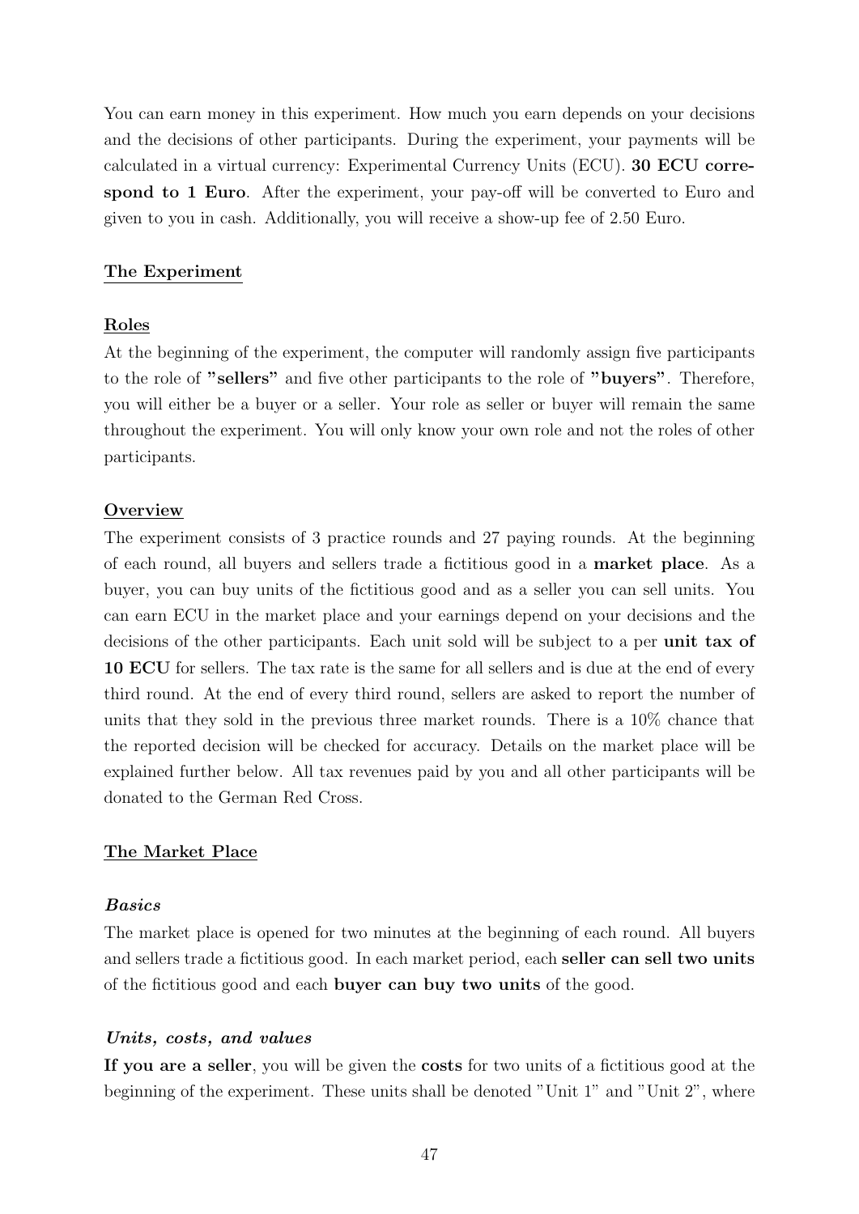You can earn money in this experiment. How much you earn depends on your decisions and the decisions of other participants. During the experiment, your payments will be calculated in a virtual currency: Experimental Currency Units (ECU). **30 ECU correspond to 1 Euro**. After the experiment, your pay-off will be converted to Euro and given to you in cash. Additionally, you will receive a show-up fee of 2.50 Euro.

## The Experiment

### Roles

At the beginning of the experiment, the computer will randomly assign five participants to the role of **"sellers"** and five other participants to the role of **"buyers"**. Therefore, you will either be a buyer or a seller. Your role as seller or buyer will remain the same throughout the experiment. You will only know your own role and not the roles of other participants.

### Overview

The experiment consists of 3 practice rounds and 27 paying rounds. At the beginning of each round, all buyers and sellers trade a fictitious good in a **market place**. As a buyer, you can buy units of the fictitious good and as a seller you can sell units. You can earn ECU in the market place and your earnings depend on your decisions and the decisions of the other participants. Each unit sold will be subject to a per **unit tax of 10 ECU** for sellers. The tax rate is the same for all sellers and is due at the end of every third round. At the end of every third round, sellers are asked to report the number of units that they sold in the previous three market rounds. There is a 10% chance that the reported decision will be checked for accuracy. Details on the market place will be explained further below. All tax revenues paid by you and all other participants will be donated to the German Red Cross.

## The Market Place

### *Basics*

The market place is opened for two minutes at the beginning of each round. All buyers and sellers trade a fictitious good. In each market period, each **seller can sell two units** of the fictitious good and each **buyer can buy two units** of the good.

### *Units, costs, and values*

**If you are a seller**, you will be given the **costs** for two units of a fictitious good at the beginning of the experiment. These units shall be denoted "Unit 1" and "Unit 2", where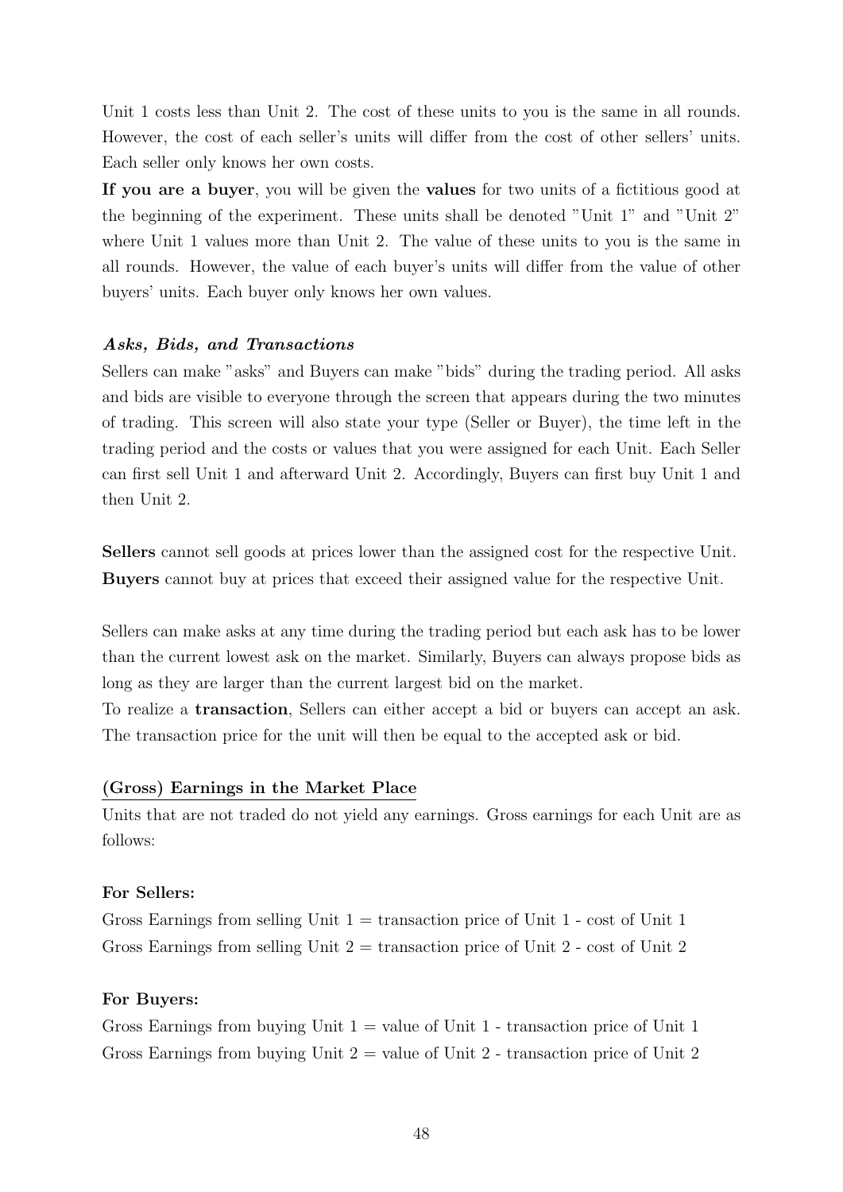Unit 1 costs less than Unit 2. The cost of these units to you is the same in all rounds. However, the cost of each seller's units will differ from the cost of other sellers' units. Each seller only knows her own costs.

**If you are a buyer**, you will be given the **values** for two units of a fictitious good at the beginning of the experiment. These units shall be denoted "Unit 1" and "Unit 2" where Unit 1 values more than Unit 2. The value of these units to you is the same in all rounds. However, the value of each buyer's units will differ from the value of other buyers' units. Each buyer only knows her own values.

***Asks, Bids, and Transactions***

Sellers can make "asks" and Buyers can make "bids" during the trading period. All asks and bids are visible to everyone through the screen that appears during the two minutes of trading. This screen will also state your type (Seller or Buyer), the time left in the trading period and the costs or values that you were assigned for each Unit. Each Seller can first sell Unit 1 and afterward Unit 2. Accordingly, Buyers can first buy Unit 1 and then Unit 2.

**Sellers** cannot sell goods at prices lower than the assigned cost for the respective Unit. **Buyers** cannot buy at prices that exceed their assigned value for the respective Unit.

Sellers can make asks at any time during the trading period but each ask has to be lower than the current lowest ask on the market. Similarly, Buyers can always propose bids as long as they are larger than the current largest bid on the market.

To realize a **transaction**, Sellers can either accept a bid or buyers can accept an ask. The transaction price for the unit will then be equal to the accepted ask or bid.

**(Gross) Earnings in the Market Place**

Units that are not traded do not yield any earnings. Gross earnings for each Unit are as follows:

**For Sellers:**

Gross Earnings from selling Unit 1 = transaction price of Unit 1 - cost of Unit 1
Gross Earnings from selling Unit 2 = transaction price of Unit 2 - cost of Unit 2

**For Buyers:**

Gross Earnings from buying Unit 1 = value of Unit 1 - transaction price of Unit 1
Gross Earnings from buying Unit 2 = value of Unit 2 - transaction price of Unit 2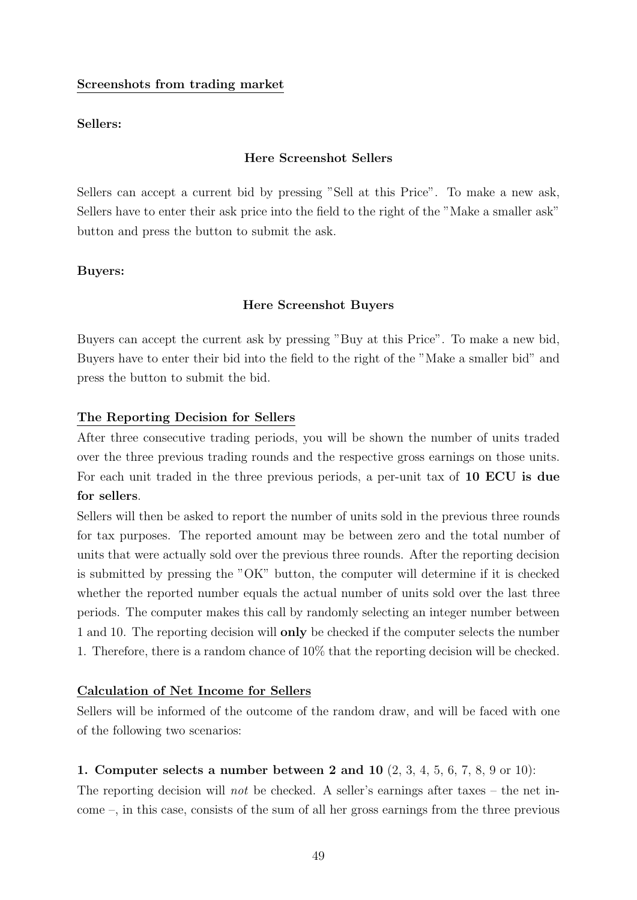<u>**Screenshots from trading market**</u>

**Sellers:**

**Here Screenshot Sellers**

Sellers can accept a current bid by pressing "Sell at this Price". To make a new ask, Sellers have to enter their ask price into the field to the right of the "Make a smaller ask" button and press the button to submit the ask.

**Buyers:**

**Here Screenshot Buyers**

Buyers can accept the current ask by pressing "Buy at this Price". To make a new bid, Buyers have to enter their bid into the field to the right of the "Make a smaller bid" and press the button to submit the bid.

<u>**The Reporting Decision for Sellers**</u>

After three consecutive trading periods, you will be shown the number of units traded over the three previous trading rounds and the respective gross earnings on those units. For each unit traded in the three previous periods, a per-unit tax of **10 ECU is due for sellers**.

Sellers will then be asked to report the number of units sold in the previous three rounds for tax purposes. The reported amount may be between zero and the total number of units that were actually sold over the previous three rounds. After the reporting decision is submitted by pressing the "OK" button, the computer will determine if it is checked whether the reported number equals the actual number of units sold over the last three periods. The computer makes this call by randomly selecting an integer number between 1 and 10. The reporting decision will **only** be checked if the computer selects the number 1. Therefore, there is a random chance of 10% that the reporting decision will be checked.

<u>**Calculation of Net Income for Sellers**</u>

Sellers will be informed of the outcome of the random draw, and will be faced with one of the following two scenarios:

**1. Computer selects a number between 2 and 10** (2, 3, 4, 5, 6, 7, 8, 9 or 10):

The reporting decision will *not* be checked. A seller's earnings after taxes – the net income –, in this case, consists of the sum of all her gross earnings from the three previous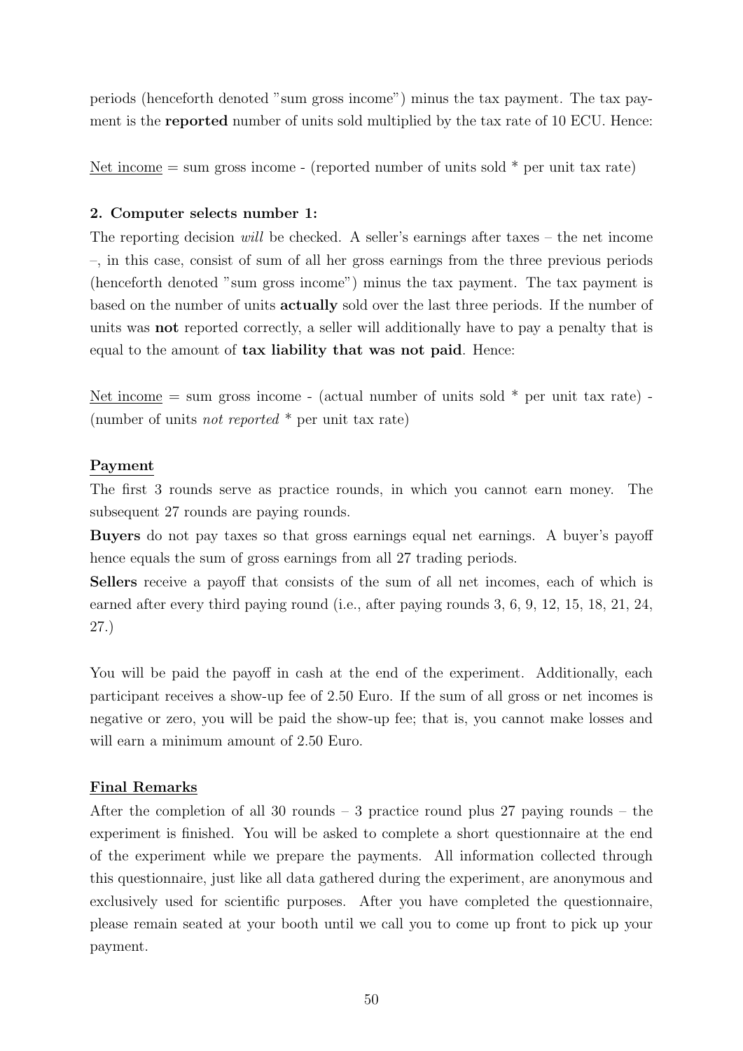periods (henceforth denoted "sum gross income") minus the tax payment. The tax payment is the **reported** number of units sold multiplied by the tax rate of 10 ECU. Hence:

<u>Net income</u> = sum gross income - (reported number of units sold * per unit tax rate)

**2. Computer selects number 1:**

The reporting decision *will* be checked. A seller's earnings after taxes – the net income –, in this case, consist of sum of all her gross earnings from the three previous periods (henceforth denoted "sum gross income") minus the tax payment. The tax payment is based on the number of units **actually** sold over the last three periods. If the number of units was **not** reported correctly, a seller will additionally have to pay a penalty that is equal to the amount of **tax liability that was not paid**. Hence:

<u>Net income</u> = sum gross income - (actual number of units sold * per unit tax rate) - (number of units *not reported* * per unit tax rate)

**<u>Payment</u>**

The first 3 rounds serve as practice rounds, in which you cannot earn money. The subsequent 27 rounds are paying rounds.

**Buyers** do not pay taxes so that gross earnings equal net earnings. A buyer's payoff hence equals the sum of gross earnings from all 27 trading periods.

**Sellers** receive a payoff that consists of the sum of all net incomes, each of which is earned after every third paying round (i.e., after paying rounds 3, 6, 9, 12, 15, 18, 21, 24, 27.)

You will be paid the payoff in cash at the end of the experiment. Additionally, each participant receives a show-up fee of 2.50 Euro. If the sum of all gross or net incomes is negative or zero, you will be paid the show-up fee; that is, you cannot make losses and will earn a minimum amount of 2.50 Euro.

**<u>Final Remarks</u>**

After the completion of all 30 rounds – 3 practice round plus 27 paying rounds – the experiment is finished. You will be asked to complete a short questionnaire at the end of the experiment while we prepare the payments. All information collected through this questionnaire, just like all data gathered during the experiment, are anonymous and exclusively used for scientific purposes. After you have completed the questionnaire, please remain seated at your booth until we call you to come up front to pick up your payment.